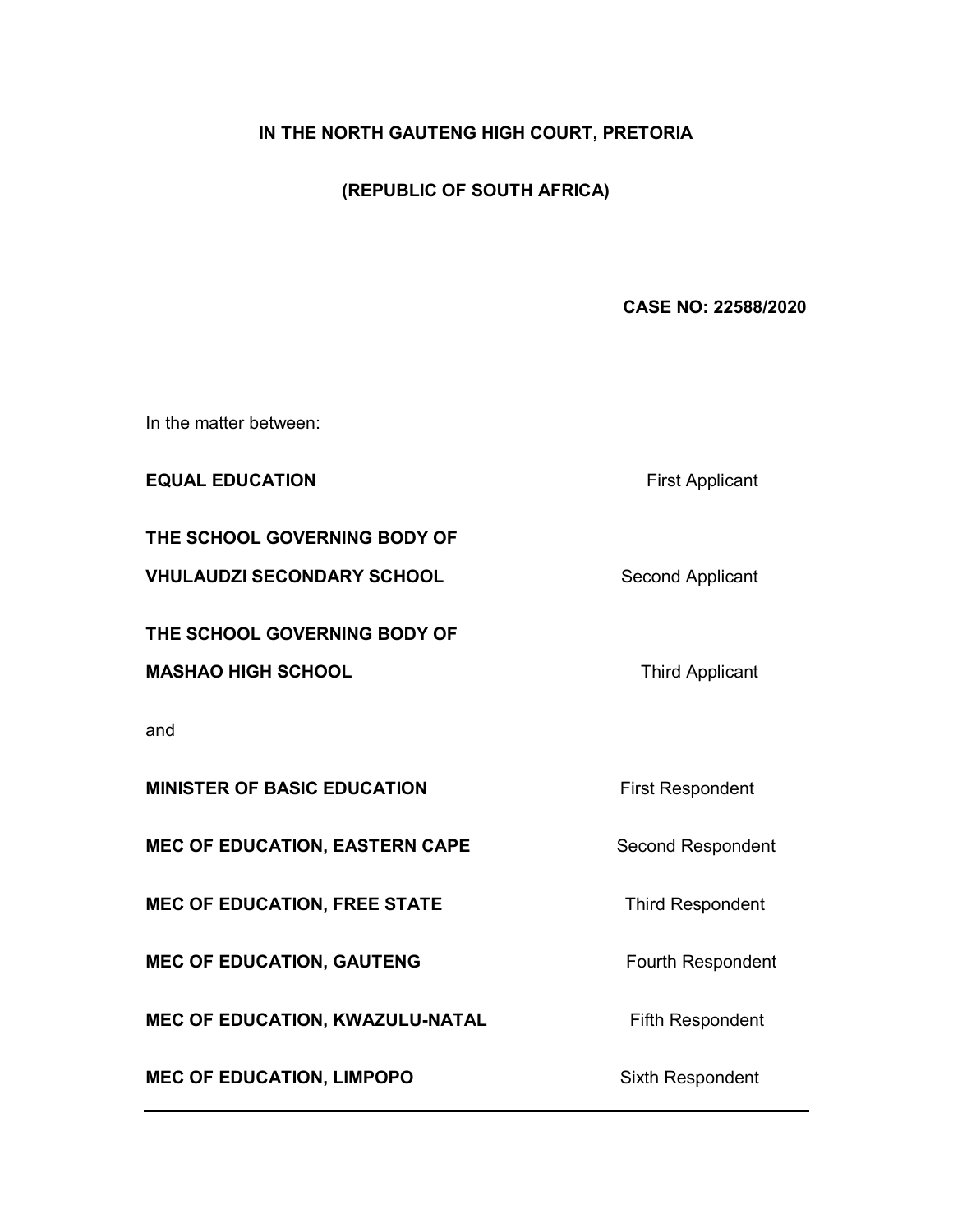**IN THE NORTH GAUTENG HIGH COURT, PRETORIA**

**(REPUBLIC OF SOUTH AFRICA)**

**CASE NO: 22588/2020**

In the matter between:

| | |
|---|---|
| **EQUAL EDUCATION** | First Applicant |
| **THE SCHOOL GOVERNING BODY OF VHULAUDZI SECONDARY SCHOOL** | Second Applicant |
| **THE SCHOOL GOVERNING BODY OF MASHAO HIGH SCHOOL** | Third Applicant |

and

| | |
|---|---|
| **MINISTER OF BASIC EDUCATION** | First Respondent |
| **MEC OF EDUCATION, EASTERN CAPE** | Second Respondent |
| **MEC OF EDUCATION, FREE STATE** | Third Respondent |
| **MEC OF EDUCATION, GAUTENG** | Fourth Respondent |
| **MEC OF EDUCATION, KWAZULU-NATAL** | Fifth Respondent |
| **MEC OF EDUCATION, LIMPOPO** | Sixth Respondent |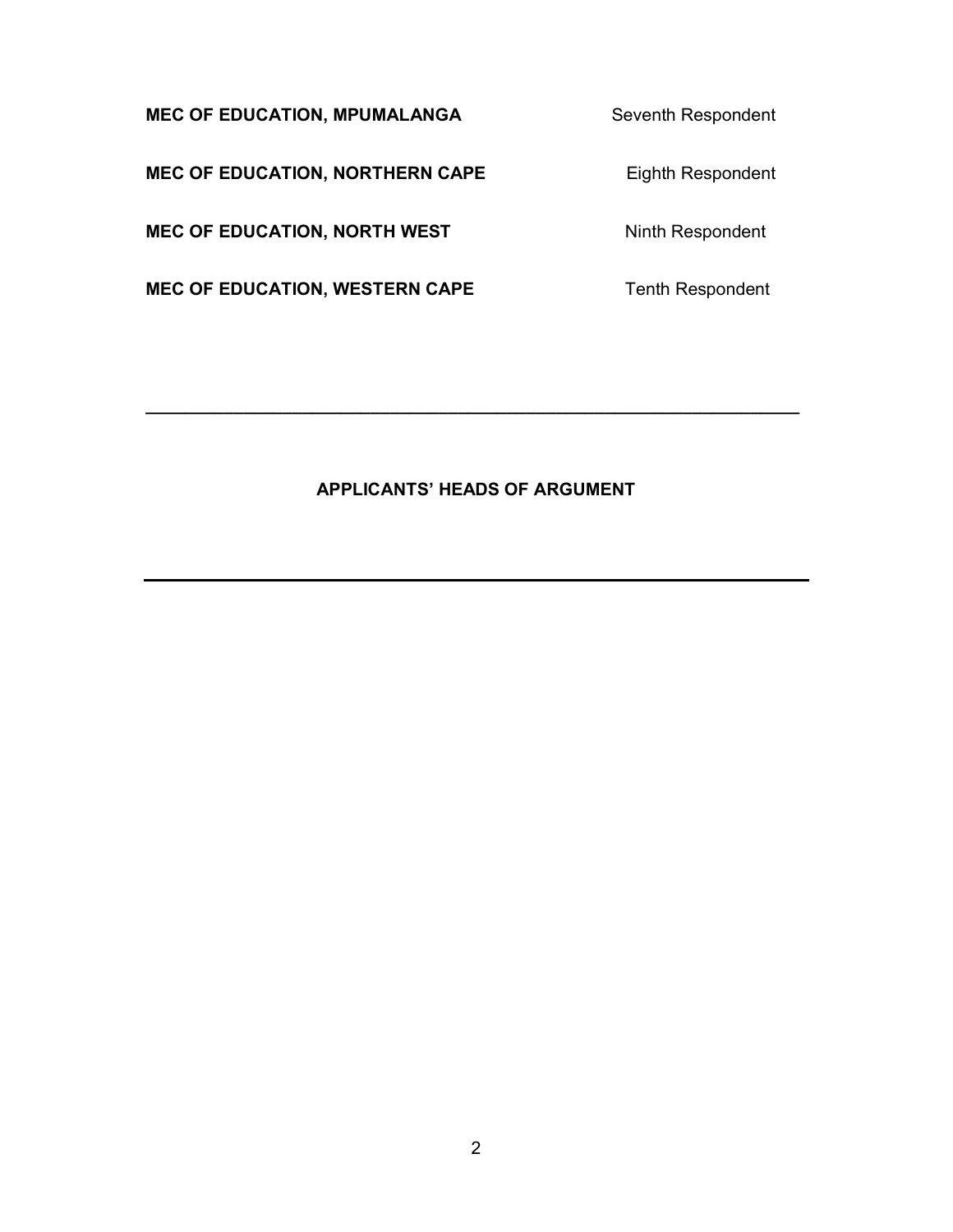| | |
|---|---|
| **MEC OF EDUCATION, MPUMALANGA** | Seventh Respondent |
| **MEC OF EDUCATION, NORTHERN CAPE** | Eighth Respondent |
| **MEC OF EDUCATION, NORTH WEST** | Ninth Respondent |
| **MEC OF EDUCATION, WESTERN CAPE** | Tenth Respondent |

---

**APPLICANTS' HEADS OF ARGUMENT**

---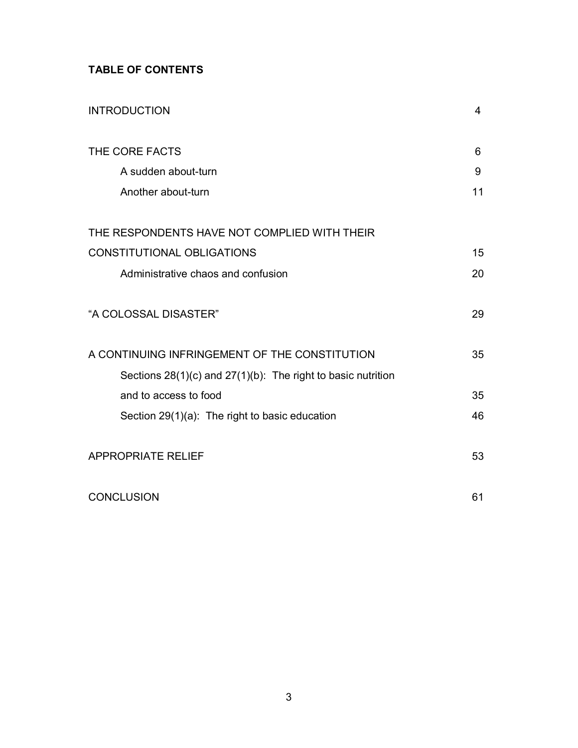**TABLE OF CONTENTS**

| | |
|---|---|
| INTRODUCTION | 4 |
| THE CORE FACTS | 6 |
| &nbsp;&nbsp;&nbsp;&nbsp;A sudden about-turn | 9 |
| &nbsp;&nbsp;&nbsp;&nbsp;Another about-turn | 11 |
| THE RESPONDENTS HAVE NOT COMPLIED WITH THEIR CONSTITUTIONAL OBLIGATIONS | 15 |
| &nbsp;&nbsp;&nbsp;&nbsp;Administrative chaos and confusion | 20 |
| "A COLOSSAL DISASTER" | 29 |
| A CONTINUING INFRINGEMENT OF THE CONSTITUTION | 35 |
| &nbsp;&nbsp;&nbsp;&nbsp;Sections 28(1)(c) and 27(1)(b): The right to basic nutrition and to access to food | 35 |
| &nbsp;&nbsp;&nbsp;&nbsp;Section 29(1)(a): The right to basic education | 46 |
| APPROPRIATE RELIEF | 53 |
| CONCLUSION | 61 |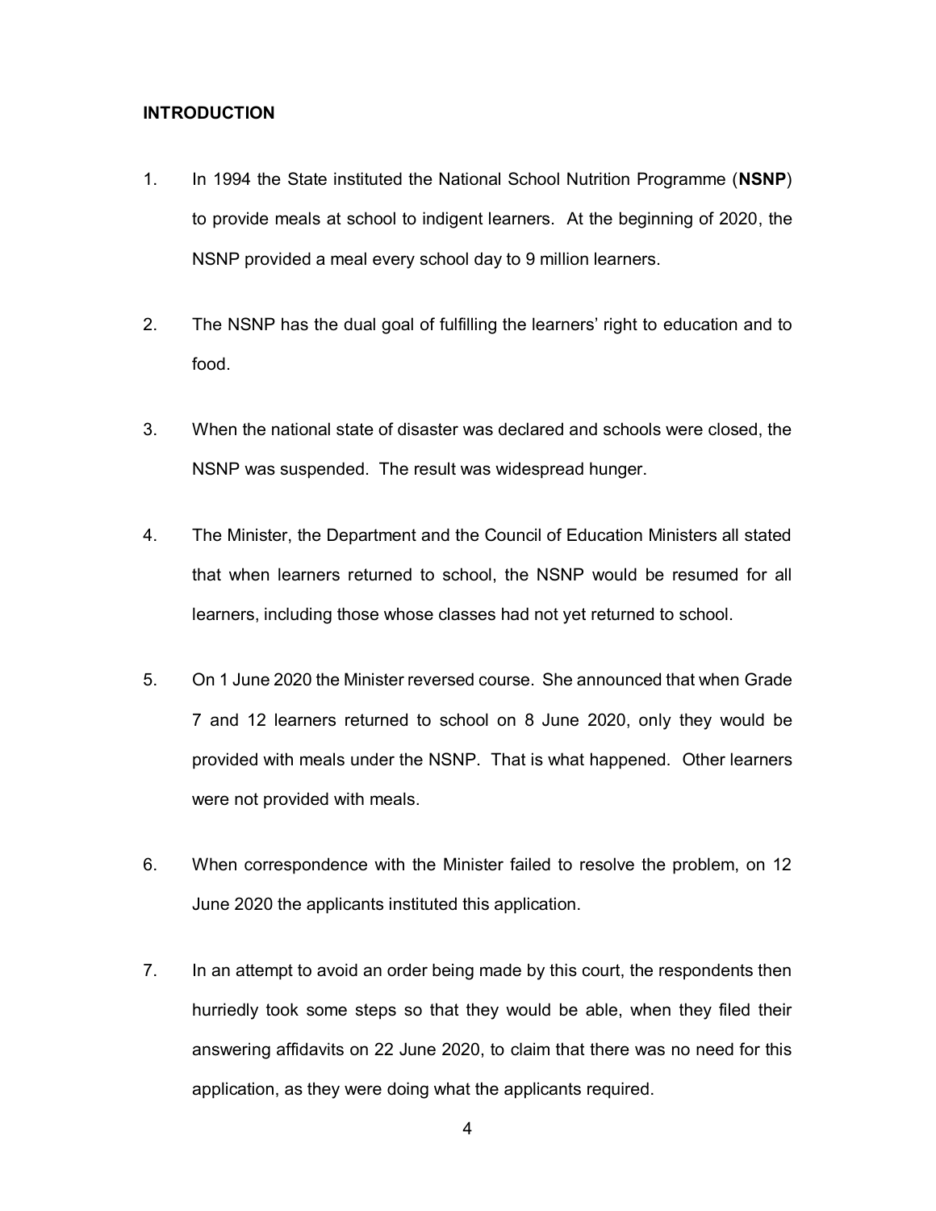## INTRODUCTION

1. In 1994 the State instituted the National School Nutrition Programme (**NSNP**) to provide meals at school to indigent learners. At the beginning of 2020, the NSNP provided a meal every school day to 9 million learners.

2. The NSNP has the dual goal of fulfilling the learners' right to education and to food.

3. When the national state of disaster was declared and schools were closed, the NSNP was suspended. The result was widespread hunger.

4. The Minister, the Department and the Council of Education Ministers all stated that when learners returned to school, the NSNP would be resumed for all learners, including those whose classes had not yet returned to school.

5. On 1 June 2020 the Minister reversed course. She announced that when Grade 7 and 12 learners returned to school on 8 June 2020, only they would be provided with meals under the NSNP. That is what happened. Other learners were not provided with meals.

6. When correspondence with the Minister failed to resolve the problem, on 12 June 2020 the applicants instituted this application.

7. In an attempt to avoid an order being made by this court, the respondents then hurriedly took some steps so that they would be able, when they filed their answering affidavits on 22 June 2020, to claim that there was no need for this application, as they were doing what the applicants required.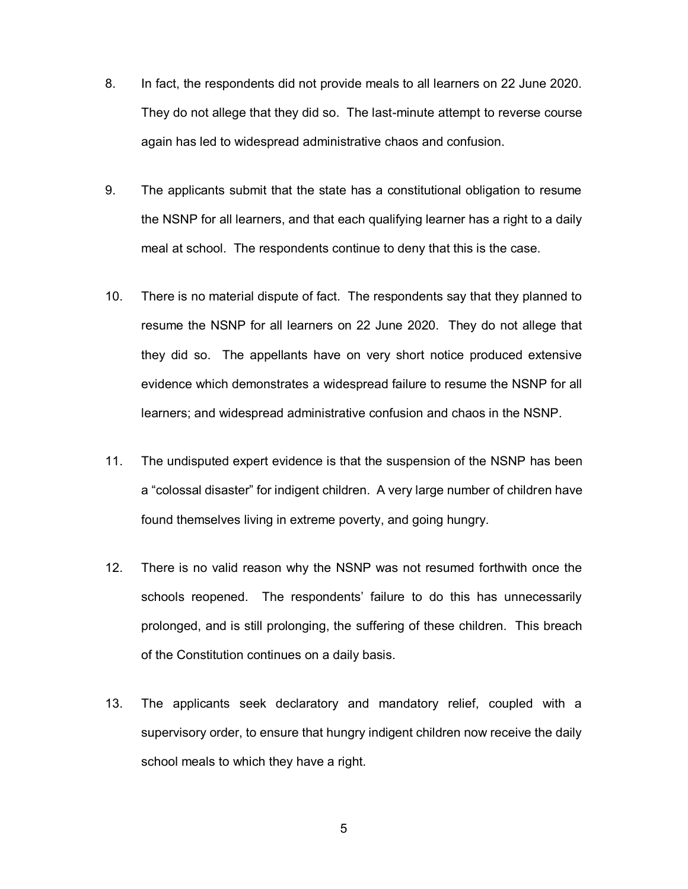8. In fact, the respondents did not provide meals to all learners on 22 June 2020. They do not allege that they did so. The last-minute attempt to reverse course again has led to widespread administrative chaos and confusion.

9. The applicants submit that the state has a constitutional obligation to resume the NSNP for all learners, and that each qualifying learner has a right to a daily meal at school. The respondents continue to deny that this is the case.

10. There is no material dispute of fact. The respondents say that they planned to resume the NSNP for all learners on 22 June 2020. They do not allege that they did so. The appellants have on very short notice produced extensive evidence which demonstrates a widespread failure to resume the NSNP for all learners; and widespread administrative confusion and chaos in the NSNP.

11. The undisputed expert evidence is that the suspension of the NSNP has been a "colossal disaster" for indigent children. A very large number of children have found themselves living in extreme poverty, and going hungry.

12. There is no valid reason why the NSNP was not resumed forthwith once the schools reopened. The respondents' failure to do this has unnecessarily prolonged, and is still prolonging, the suffering of these children. This breach of the Constitution continues on a daily basis.

13. The applicants seek declaratory and mandatory relief, coupled with a supervisory order, to ensure that hungry indigent children now receive the daily school meals to which they have a right.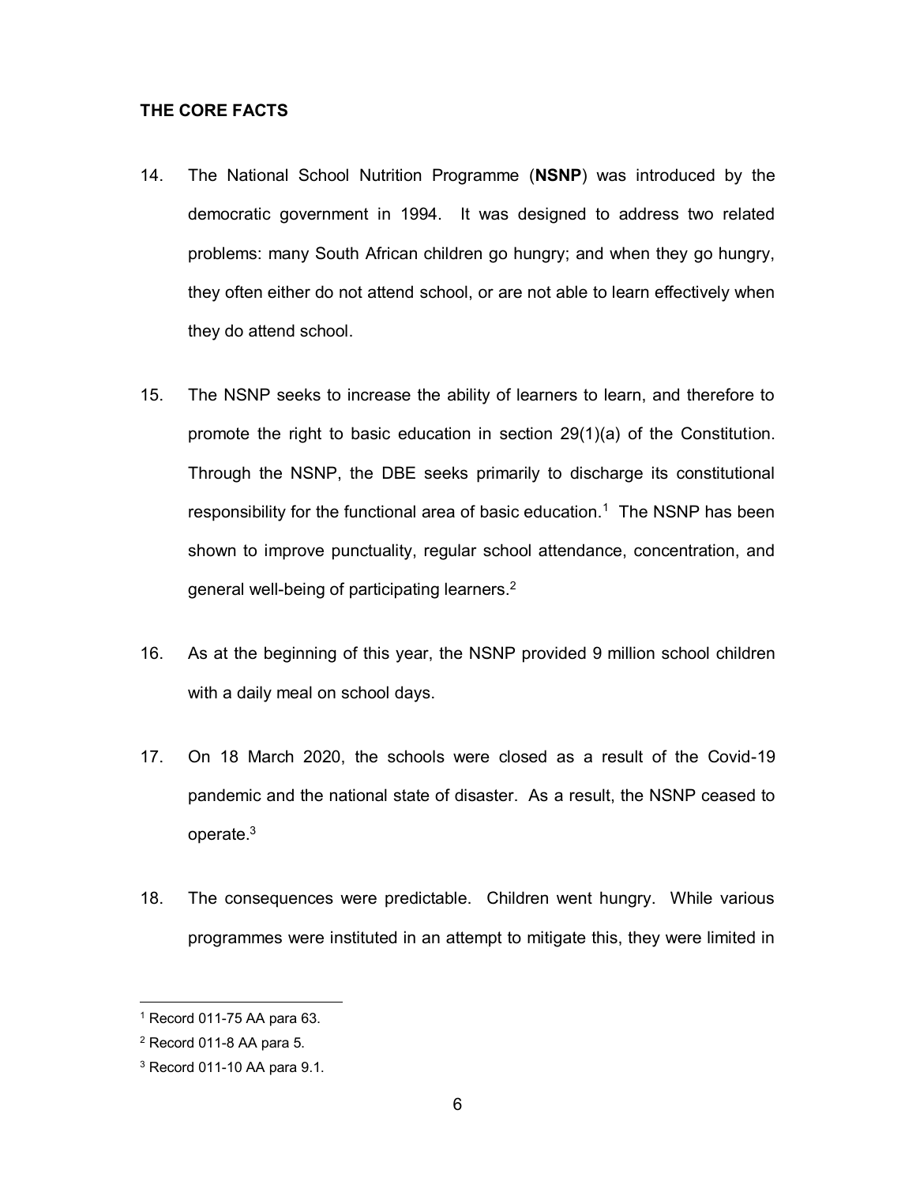**THE CORE FACTS**

14. The National School Nutrition Programme (**NSNP**) was introduced by the democratic government in 1994. It was designed to address two related problems: many South African children go hungry; and when they go hungry, they often either do not attend school, or are not able to learn effectively when they do attend school.

15. The NSNP seeks to increase the ability of learners to learn, and therefore to promote the right to basic education in section 29(1)(a) of the Constitution. Through the NSNP, the DBE seeks primarily to discharge its constitutional responsibility for the functional area of basic education.[1] The NSNP has been shown to improve punctuality, regular school attendance, concentration, and general well-being of participating learners.[2]

16. As at the beginning of this year, the NSNP provided 9 million school children with a daily meal on school days.

17. On 18 March 2020, the schools were closed as a result of the Covid-19 pandemic and the national state of disaster. As a result, the NSNP ceased to operate.[3]

18. The consequences were predictable. Children went hungry. While various programmes were instituted in an attempt to mitigate this, they were limited in

---

[1] Record 011-75 AA para 63.

[2] Record 011-8 AA para 5.

[3] Record 011-10 AA para 9.1.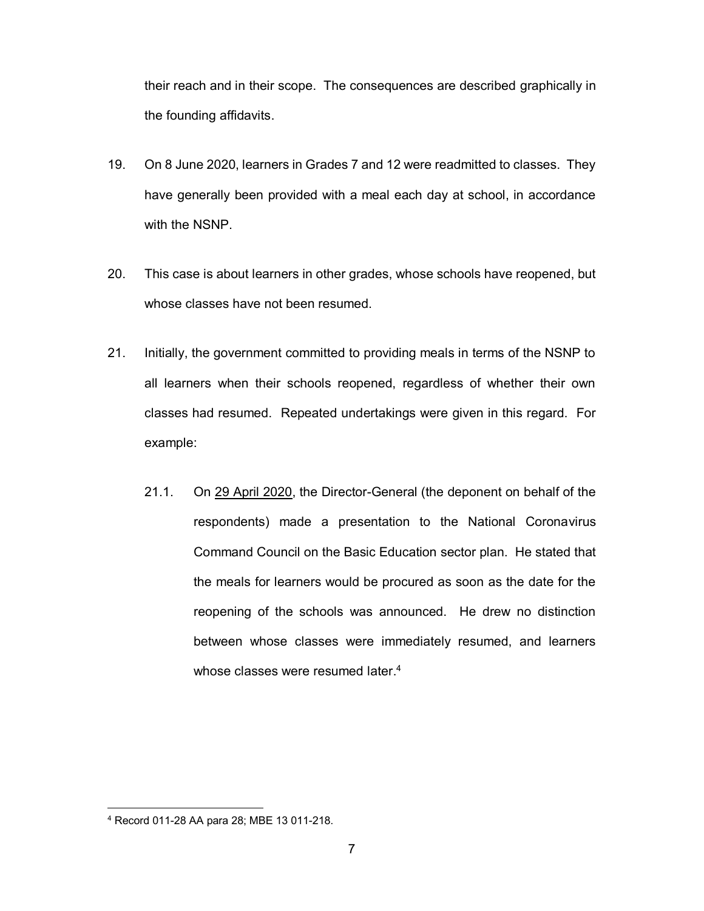their reach and in their scope. The consequences are described graphically in the founding affidavits.

19. On 8 June 2020, learners in Grades 7 and 12 were readmitted to classes. They have generally been provided with a meal each day at school, in accordance with the NSNP.

20. This case is about learners in other grades, whose schools have reopened, but whose classes have not been resumed.

21. Initially, the government committed to providing meals in terms of the NSNP to all learners when their schools reopened, regardless of whether their own classes had resumed. Repeated undertakings were given in this regard. For example:

   21.1. On <u>29 April 2020</u>, the Director-General (the deponent on behalf of the respondents) made a presentation to the National Coronavirus Command Council on the Basic Education sector plan. He stated that the meals for learners would be procured as soon as the date for the reopening of the schools was announced. He drew no distinction between whose classes were immediately resumed, and learners whose classes were resumed later.[4]

---

[4] Record 011-28 AA para 28; MBE 13 011-218.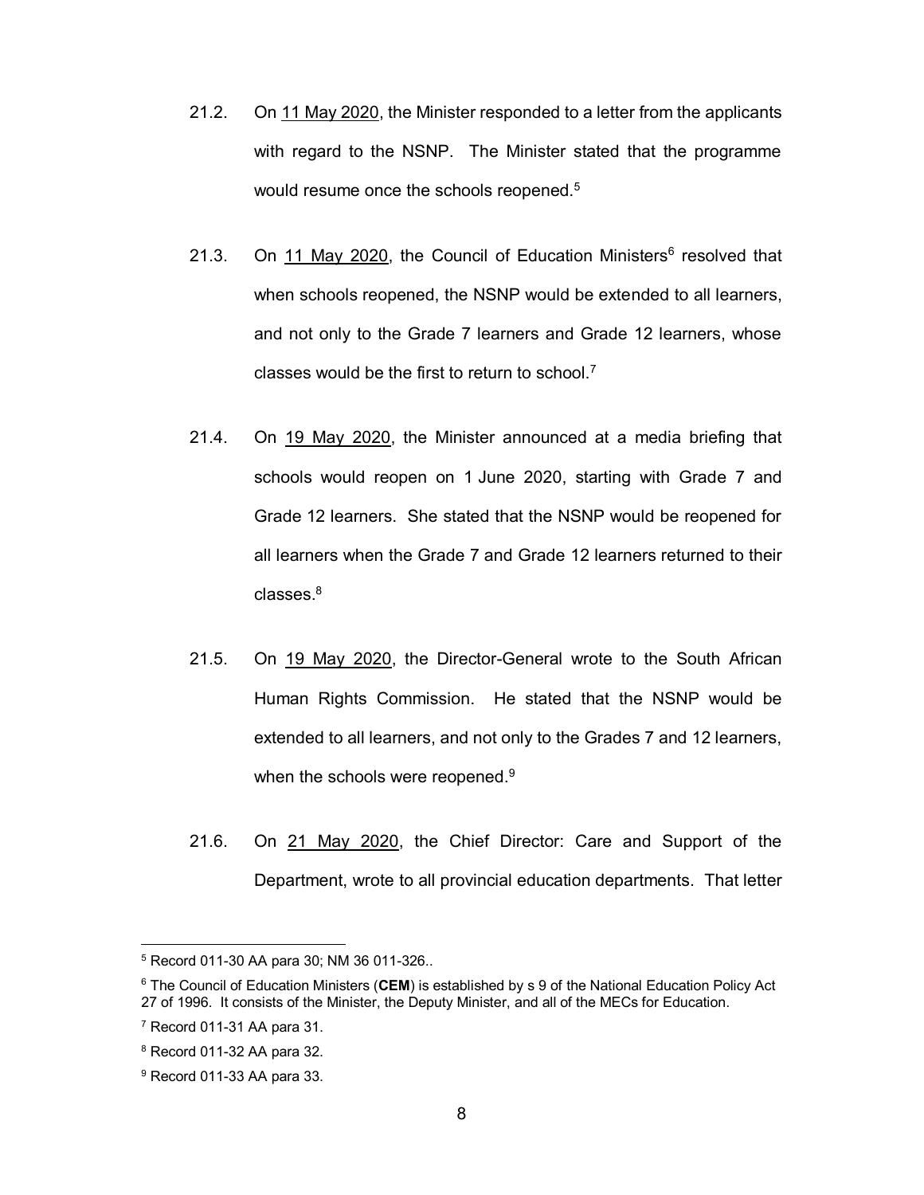21.2. On 11 May 2020, the Minister responded to a letter from the applicants with regard to the NSNP. The Minister stated that the programme would resume once the schools reopened.[5]

21.3. On 11 May 2020, the Council of Education Ministers[6] resolved that when schools reopened, the NSNP would be extended to all learners, and not only to the Grade 7 learners and Grade 12 learners, whose classes would be the first to return to school.[7]

21.4. On 19 May 2020, the Minister announced at a media briefing that schools would reopen on 1 June 2020, starting with Grade 7 and Grade 12 learners. She stated that the NSNP would be reopened for all learners when the Grade 7 and Grade 12 learners returned to their classes.[8]

21.5. On 19 May 2020, the Director-General wrote to the South African Human Rights Commission. He stated that the NSNP would be extended to all learners, and not only to the Grades 7 and 12 learners, when the schools were reopened.[9]

21.6. On 21 May 2020, the Chief Director: Care and Support of the Department, wrote to all provincial education departments. That letter

---

[5] Record 011-30 AA para 30; NM 36 011-326..

[6] The Council of Education Ministers (**CEM**) is established by s 9 of the National Education Policy Act 27 of 1996. It consists of the Minister, the Deputy Minister, and all of the MECs for Education.

[7] Record 011-31 AA para 31.

[8] Record 011-32 AA para 32.

[9] Record 011-33 AA para 33.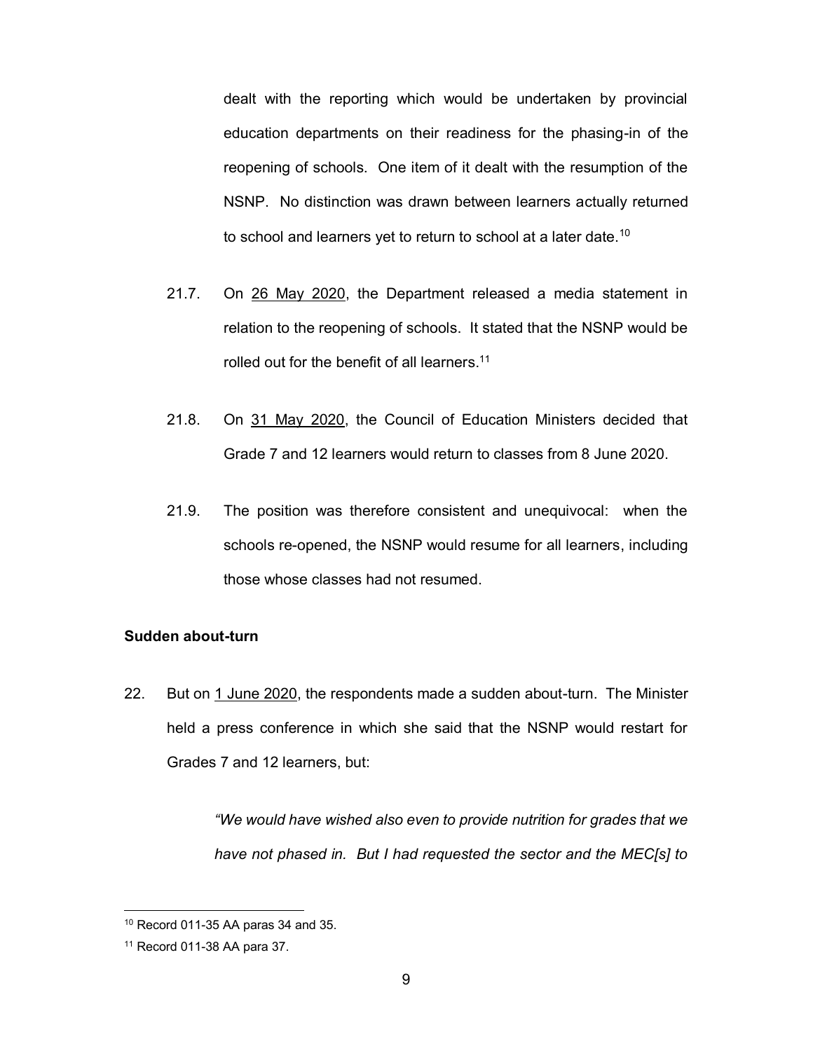dealt with the reporting which would be undertaken by provincial education departments on their readiness for the phasing-in of the reopening of schools. One item of it dealt with the resumption of the NSNP. No distinction was drawn between learners actually returned to school and learners yet to return to school at a later date.[10]

21.7. On 26 May 2020, the Department released a media statement in relation to the reopening of schools. It stated that the NSNP would be rolled out for the benefit of all learners.[11]

21.8. On 31 May 2020, the Council of Education Ministers decided that Grade 7 and 12 learners would return to classes from 8 June 2020.

21.9. The position was therefore consistent and unequivocal: when the schools re-opened, the NSNP would resume for all learners, including those whose classes had not resumed.

**Sudden about-turn**

22. But on 1 June 2020, the respondents made a sudden about-turn. The Minister held a press conference in which she said that the NSNP would restart for Grades 7 and 12 learners, but:

> *"We would have wished also even to provide nutrition for grades that we have not phased in. But I had requested the sector and the MEC[s] to*

---

[10] Record 011-35 AA paras 34 and 35.

[11] Record 011-38 AA para 37.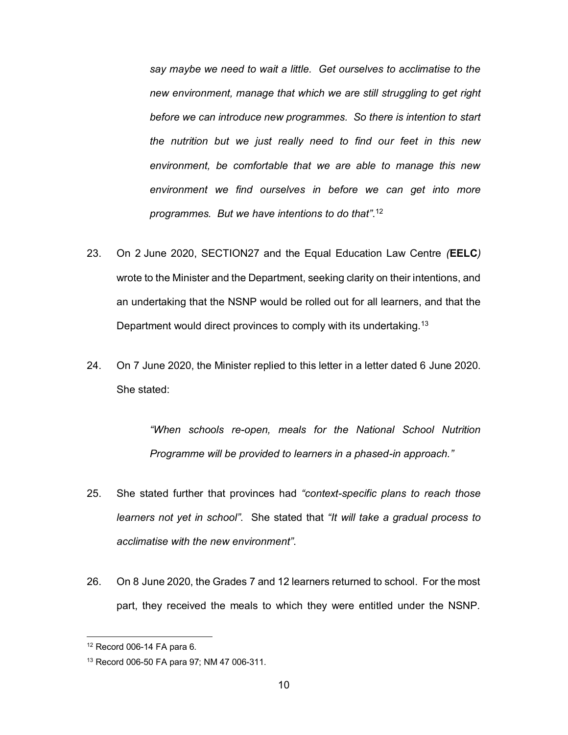> *say maybe we need to wait a little. Get ourselves to acclimatise to the new environment, manage that which we are still struggling to get right before we can introduce new programmes. So there is intention to start the nutrition but we just really need to find our feet in this new environment, be comfortable that we are able to manage this new environment we find ourselves in before we can get into more programmes. But we have intentions to do that".*[12]

23. On 2 June 2020, SECTION27 and the Equal Education Law Centre *(***EELC***)* wrote to the Minister and the Department, seeking clarity on their intentions, and an undertaking that the NSNP would be rolled out for all learners, and that the Department would direct provinces to comply with its undertaking.[13]

24. On 7 June 2020, the Minister replied to this letter in a letter dated 6 June 2020. She stated:

> *"When schools re-open, meals for the National School Nutrition Programme will be provided to learners in a phased-in approach."*

25. She stated further that provinces had *"context-specific plans to reach those learners not yet in school"*. She stated that *"It will take a gradual process to acclimatise with the new environment"*.

26. On 8 June 2020, the Grades 7 and 12 learners returned to school. For the most part, they received the meals to which they were entitled under the NSNP.

---

[12] Record 006-14 FA para 6.

[13] Record 006-50 FA para 97; NM 47 006-311.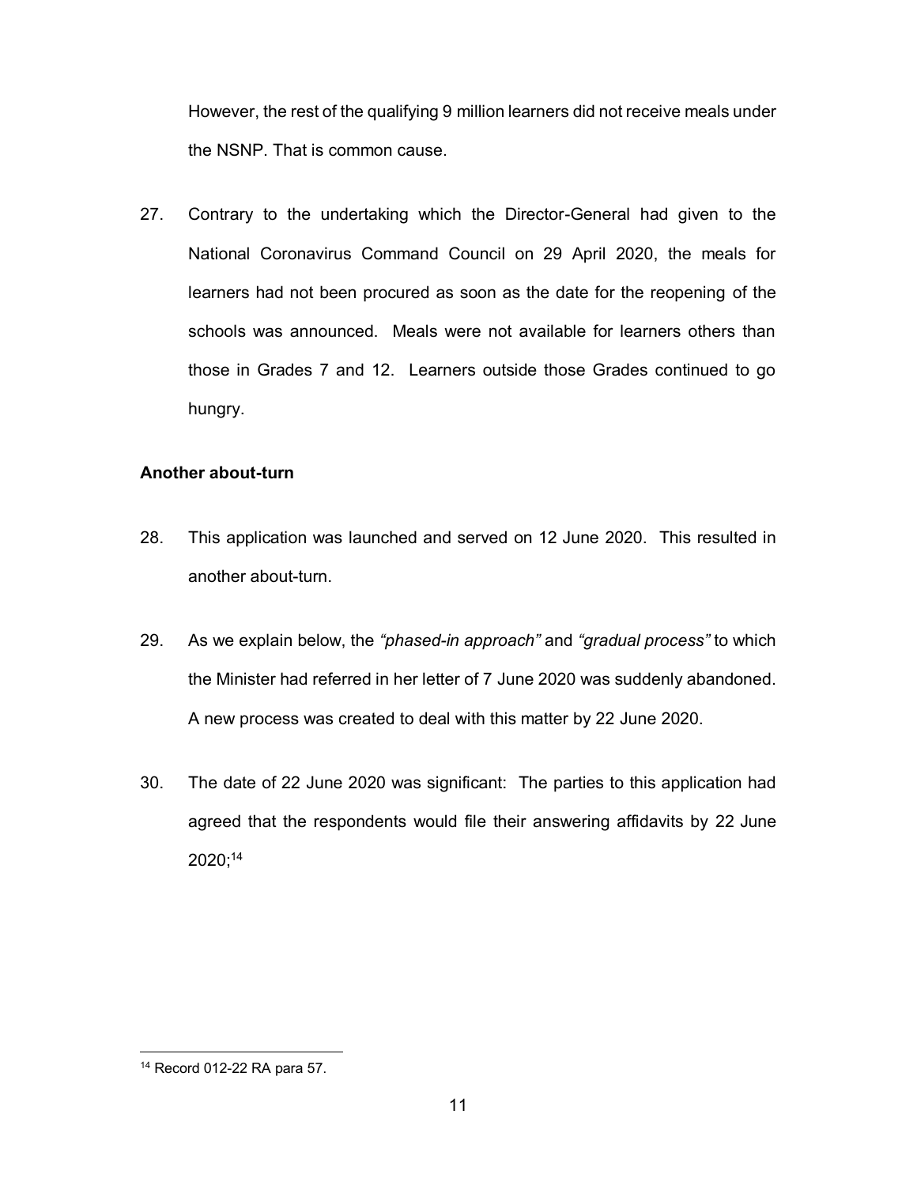However, the rest of the qualifying 9 million learners did not receive meals under the NSNP. That is common cause.

27. Contrary to the undertaking which the Director-General had given to the National Coronavirus Command Council on 29 April 2020, the meals for learners had not been procured as soon as the date for the reopening of the schools was announced. Meals were not available for learners others than those in Grades 7 and 12. Learners outside those Grades continued to go hungry.

**Another about-turn**

28. This application was launched and served on 12 June 2020. This resulted in another about-turn.

29. As we explain below, the *"phased-in approach"* and *"gradual process"* to which the Minister had referred in her letter of 7 June 2020 was suddenly abandoned. A new process was created to deal with this matter by 22 June 2020.

30. The date of 22 June 2020 was significant: The parties to this application had agreed that the respondents would file their answering affidavits by 22 June 2020;[14]

---

[14] Record 012-22 RA para 57.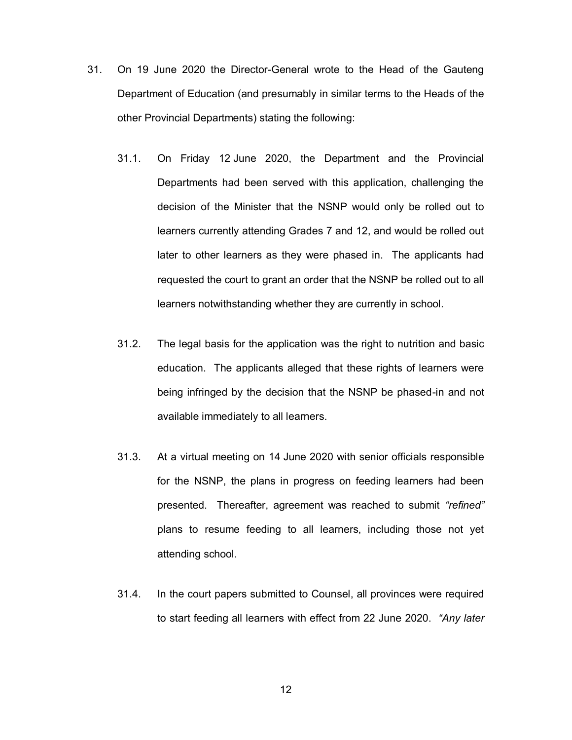31. On 19 June 2020 the Director-General wrote to the Head of the Gauteng Department of Education (and presumably in similar terms to the Heads of the other Provincial Departments) stating the following:

    31.1. On Friday 12 June 2020, the Department and the Provincial Departments had been served with this application, challenging the decision of the Minister that the NSNP would only be rolled out to learners currently attending Grades 7 and 12, and would be rolled out later to other learners as they were phased in. The applicants had requested the court to grant an order that the NSNP be rolled out to all learners notwithstanding whether they are currently in school.

    31.2. The legal basis for the application was the right to nutrition and basic education. The applicants alleged that these rights of learners were being infringed by the decision that the NSNP be phased-in and not available immediately to all learners.

    31.3. At a virtual meeting on 14 June 2020 with senior officials responsible for the NSNP, the plans in progress on feeding learners had been presented. Thereafter, agreement was reached to submit *"refined"* plans to resume feeding to all learners, including those not yet attending school.

    31.4. In the court papers submitted to Counsel, all provinces were required to start feeding all learners with effect from 22 June 2020. *"Any later*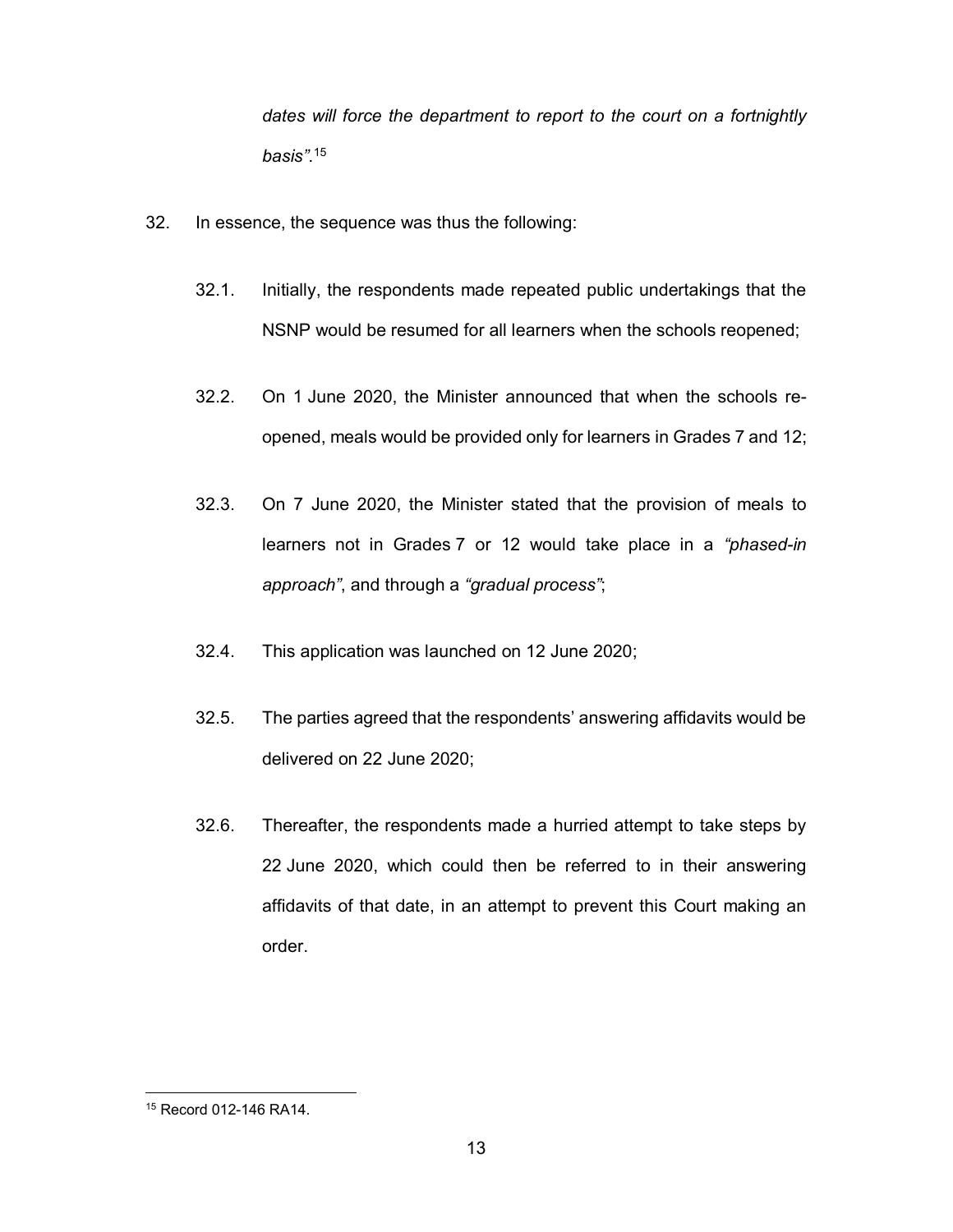*dates will force the department to report to the court on a fortnightly basis"*.[15]

32. In essence, the sequence was thus the following:

    32.1. Initially, the respondents made repeated public undertakings that the NSNP would be resumed for all learners when the schools reopened;

    32.2. On 1 June 2020, the Minister announced that when the schools re-opened, meals would be provided only for learners in Grades 7 and 12;

    32.3. On 7 June 2020, the Minister stated that the provision of meals to learners not in Grades 7 or 12 would take place in a *"phased-in approach"*, and through a *"gradual process"*;

    32.4. This application was launched on 12 June 2020;

    32.5. The parties agreed that the respondents' answering affidavits would be delivered on 22 June 2020;

    32.6. Thereafter, the respondents made a hurried attempt to take steps by 22 June 2020, which could then be referred to in their answering affidavits of that date, in an attempt to prevent this Court making an order.

---

[15] Record 012-146 RA14.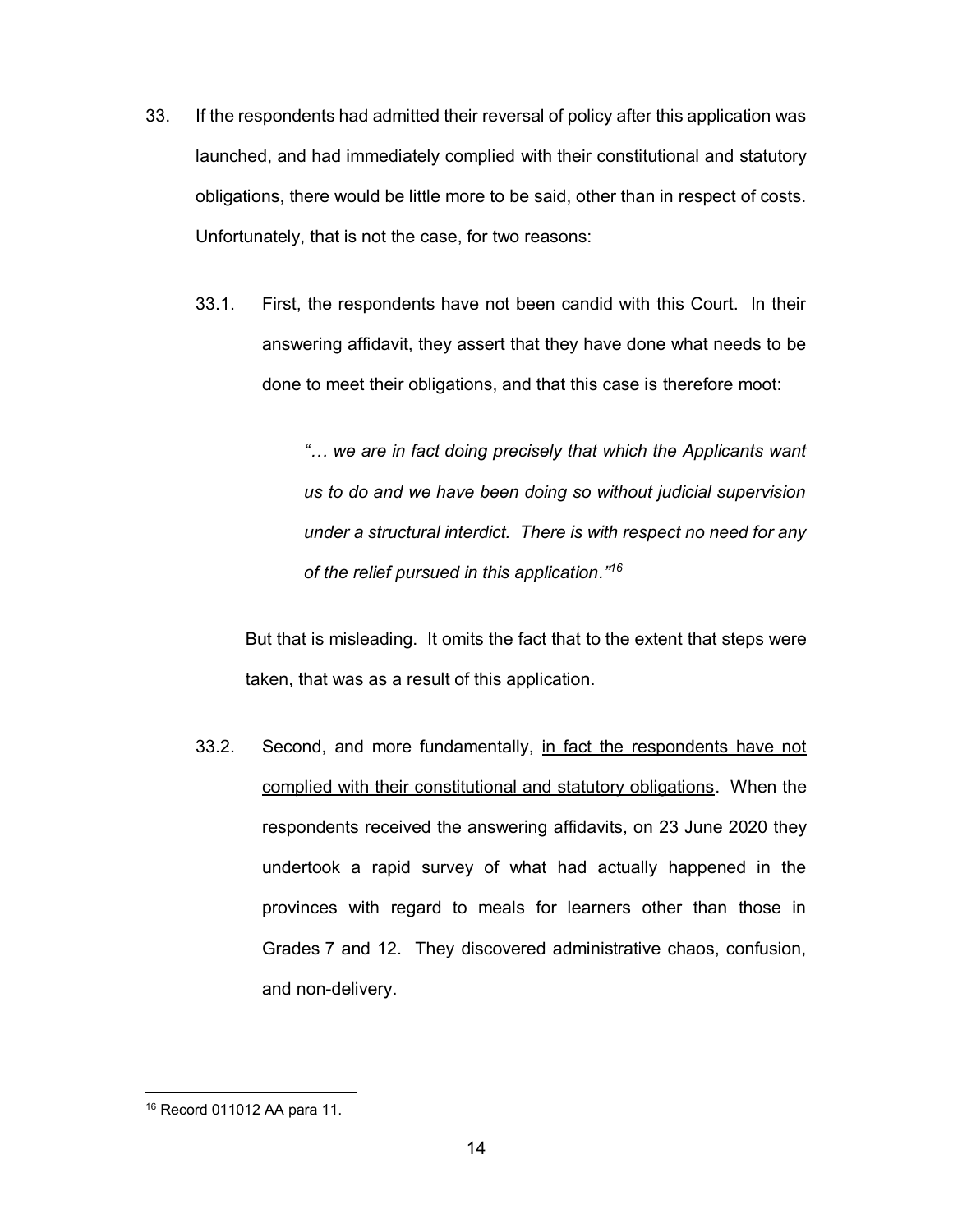33. If the respondents had admitted their reversal of policy after this application was launched, and had immediately complied with their constitutional and statutory obligations, there would be little more to be said, other than in respect of costs. Unfortunately, that is not the case, for two reasons:

    33.1. First, the respondents have not been candid with this Court. In their answering affidavit, they assert that they have done what needs to be done to meet their obligations, and that this case is therefore moot:

    > *"… we are in fact doing precisely that which the Applicants want us to do and we have been doing so without judicial supervision under a structural interdict. There is with respect no need for any of the relief pursued in this application."*[16]

    But that is misleading. It omits the fact that to the extent that steps were taken, that was as a result of this application.

    33.2. Second, and more fundamentally, <u>in fact the respondents have not complied with their constitutional and statutory obligations</u>. When the respondents received the answering affidavits, on 23 June 2020 they undertook a rapid survey of what had actually happened in the provinces with regard to meals for learners other than those in Grades 7 and 12. They discovered administrative chaos, confusion, and non-delivery.

---

[16] Record 011012 AA para 11.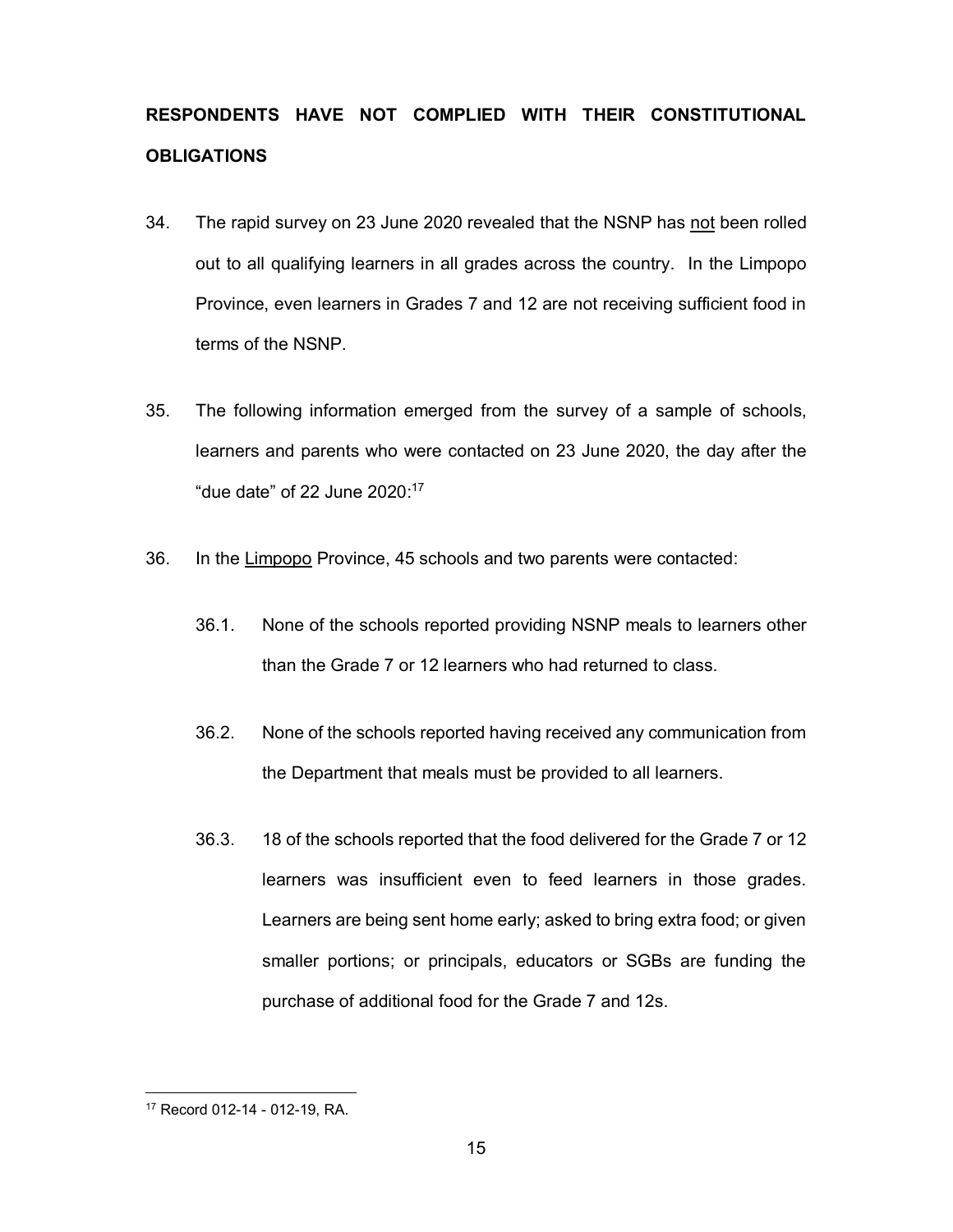**RESPONDENTS HAVE NOT COMPLIED WITH THEIR CONSTITUTIONAL OBLIGATIONS**

34. The rapid survey on 23 June 2020 revealed that the NSNP has not been rolled out to all qualifying learners in all grades across the country. In the Limpopo Province, even learners in Grades 7 and 12 are not receiving sufficient food in terms of the NSNP.

35. The following information emerged from the survey of a sample of schools, learners and parents who were contacted on 23 June 2020, the day after the "due date" of 22 June 2020:[17]

36. In the Limpopo Province, 45 schools and two parents were contacted:

    36.1. None of the schools reported providing NSNP meals to learners other than the Grade 7 or 12 learners who had returned to class.

    36.2. None of the schools reported having received any communication from the Department that meals must be provided to all learners.

    36.3. 18 of the schools reported that the food delivered for the Grade 7 or 12 learners was insufficient even to feed learners in those grades. Learners are being sent home early; asked to bring extra food; or given smaller portions; or principals, educators or SGBs are funding the purchase of additional food for the Grade 7 and 12s.

---

[17] Record 012-14 - 012-19, RA.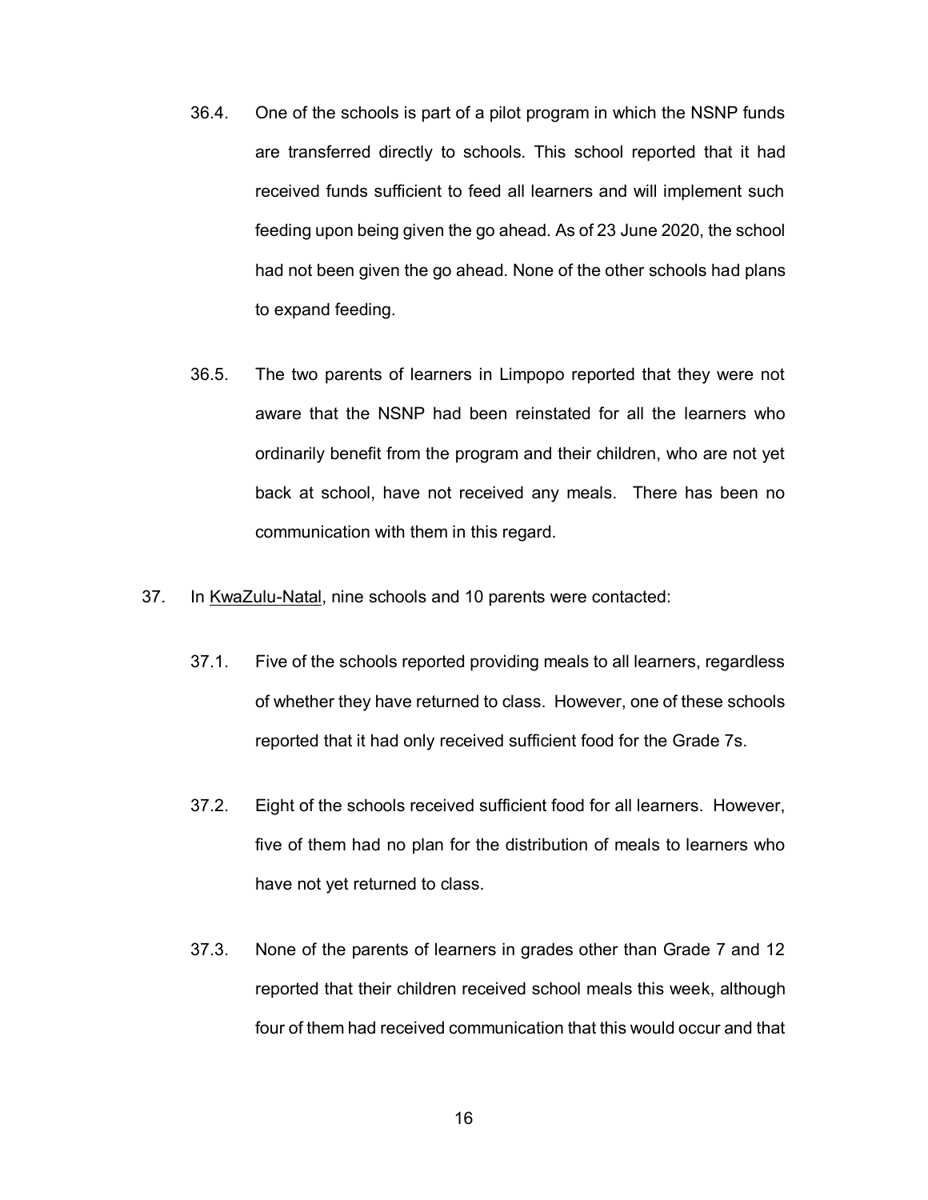36.4. One of the schools is part of a pilot program in which the NSNP funds are transferred directly to schools. This school reported that it had received funds sufficient to feed all learners and will implement such feeding upon being given the go ahead. As of 23 June 2020, the school had not been given the go ahead. None of the other schools had plans to expand feeding.

36.5. The two parents of learners in Limpopo reported that they were not aware that the NSNP had been reinstated for all the learners who ordinarily benefit from the program and their children, who are not yet back at school, have not received any meals. There has been no communication with them in this regard.

37. In <u>KwaZulu-Natal</u>, nine schools and 10 parents were contacted:

37.1. Five of the schools reported providing meals to all learners, regardless of whether they have returned to class. However, one of these schools reported that it had only received sufficient food for the Grade 7s.

37.2. Eight of the schools received sufficient food for all learners. However, five of them had no plan for the distribution of meals to learners who have not yet returned to class.

37.3. None of the parents of learners in grades other than Grade 7 and 12 reported that their children received school meals this week, although four of them had received communication that this would occur and that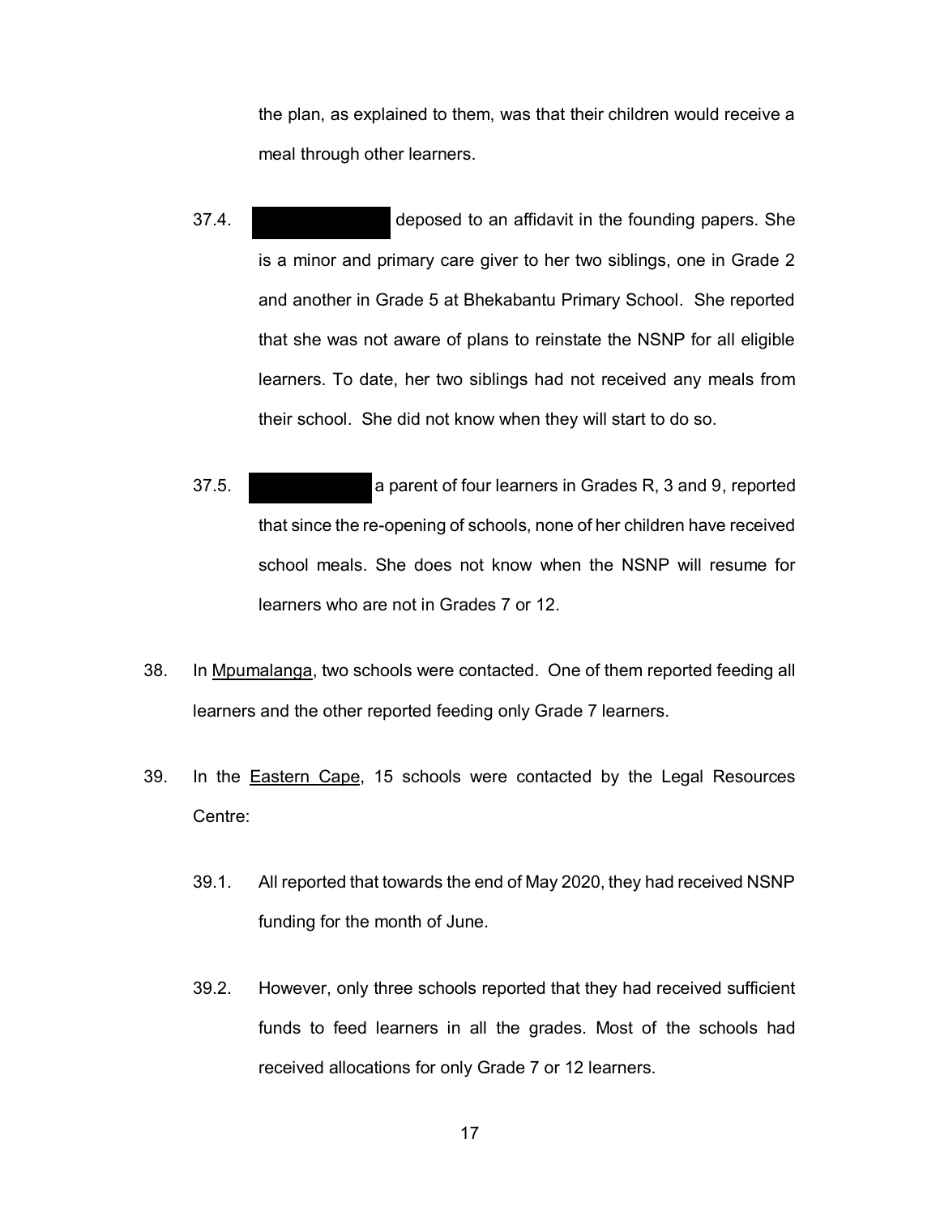the plan, as explained to them, was that their children would receive a meal through other learners.

37.4. ██████████ deposed to an affidavit in the founding papers. She is a minor and primary care giver to her two siblings, one in Grade 2 and another in Grade 5 at Bhekabantu Primary School. She reported that she was not aware of plans to reinstate the NSNP for all eligible learners. To date, her two siblings had not received any meals from their school. She did not know when they will start to do so.

37.5. ██████████ a parent of four learners in Grades R, 3 and 9, reported that since the re-opening of schools, none of her children have received school meals. She does not know when the NSNP will resume for learners who are not in Grades 7 or 12.

38. In Mpumalanga, two schools were contacted. One of them reported feeding all learners and the other reported feeding only Grade 7 learners.

39. In the Eastern Cape, 15 schools were contacted by the Legal Resources Centre:

39.1. All reported that towards the end of May 2020, they had received NSNP funding for the month of June.

39.2. However, only three schools reported that they had received sufficient funds to feed learners in all the grades. Most of the schools had received allocations for only Grade 7 or 12 learners.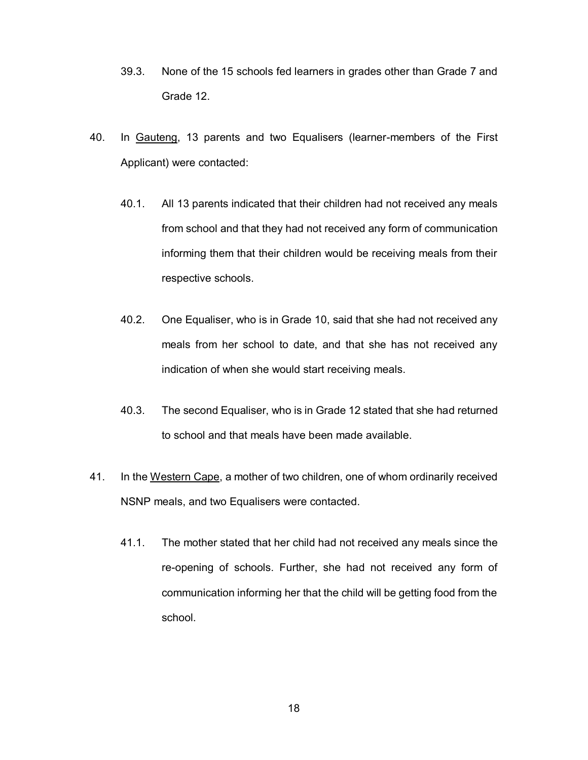39.3. None of the 15 schools fed learners in grades other than Grade 7 and Grade 12.

40. In <u>Gauteng</u>, 13 parents and two Equalisers (learner-members of the First Applicant) were contacted:

    40.1. All 13 parents indicated that their children had not received any meals from school and that they had not received any form of communication informing them that their children would be receiving meals from their respective schools.

    40.2. One Equaliser, who is in Grade 10, said that she had not received any meals from her school to date, and that she has not received any indication of when she would start receiving meals.

    40.3. The second Equaliser, who is in Grade 12 stated that she had returned to school and that meals have been made available.

41. In the <u>Western Cape</u>, a mother of two children, one of whom ordinarily received NSNP meals, and two Equalisers were contacted.

    41.1. The mother stated that her child had not received any meals since the re-opening of schools. Further, she had not received any form of communication informing her that the child will be getting food from the school.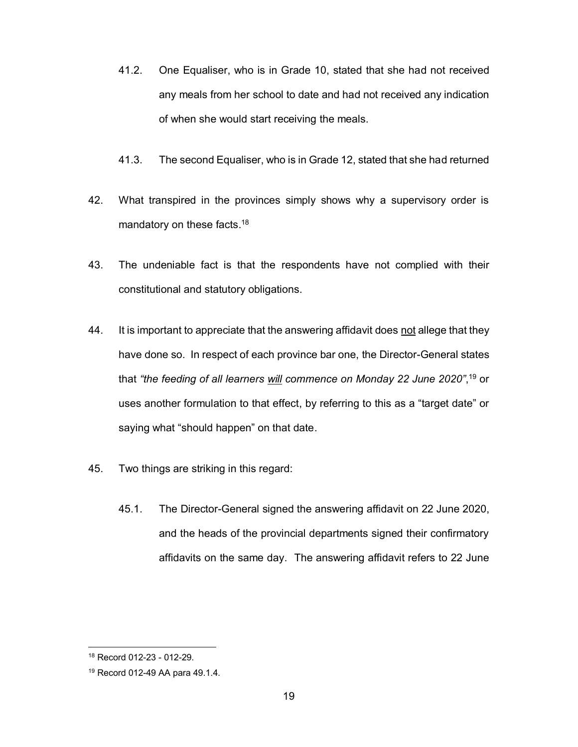41.2. One Equaliser, who is in Grade 10, stated that she had not received any meals from her school to date and had not received any indication of when she would start receiving the meals.

41.3. The second Equaliser, who is in Grade 12, stated that she had returned

42. What transpired in the provinces simply shows why a supervisory order is mandatory on these facts.[18]

43. The undeniable fact is that the respondents have not complied with their constitutional and statutory obligations.

44. It is important to appreciate that the answering affidavit does <u>not</u> allege that they have done so. In respect of each province bar one, the Director-General states that *"the feeding of all learners <u>will</u> commence on Monday 22 June 2020"*,[19] or uses another formulation to that effect, by referring to this as a "target date" or saying what "should happen" on that date.

45. Two things are striking in this regard:

45.1. The Director-General signed the answering affidavit on 22 June 2020, and the heads of the provincial departments signed their confirmatory affidavits on the same day. The answering affidavit refers to 22 June

---

[18] Record 012-23 - 012-29.

[19] Record 012-49 AA para 49.1.4.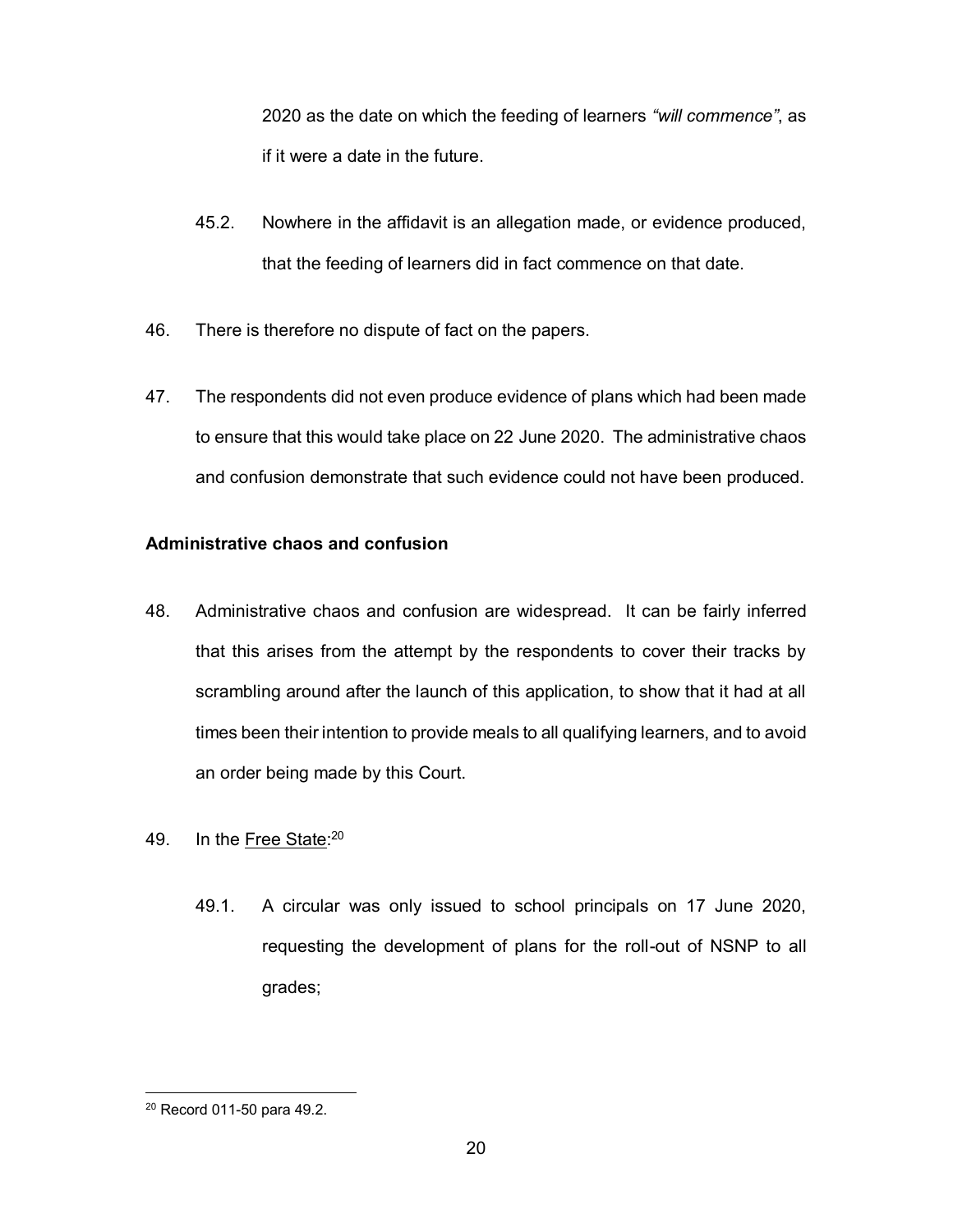2020 as the date on which the feeding of learners *"will commence"*, as if it were a date in the future.

45.2. Nowhere in the affidavit is an allegation made, or evidence produced, that the feeding of learners did in fact commence on that date.

46. There is therefore no dispute of fact on the papers.

47. The respondents did not even produce evidence of plans which had been made to ensure that this would take place on 22 June 2020. The administrative chaos and confusion demonstrate that such evidence could not have been produced.

**Administrative chaos and confusion**

48. Administrative chaos and confusion are widespread. It can be fairly inferred that this arises from the attempt by the respondents to cover their tracks by scrambling around after the launch of this application, to show that it had at all times been their intention to provide meals to all qualifying learners, and to avoid an order being made by this Court.

49. In the Free State:[20]

49.1. A circular was only issued to school principals on 17 June 2020, requesting the development of plans for the roll-out of NSNP to all grades;

[20] Record 011-50 para 49.2.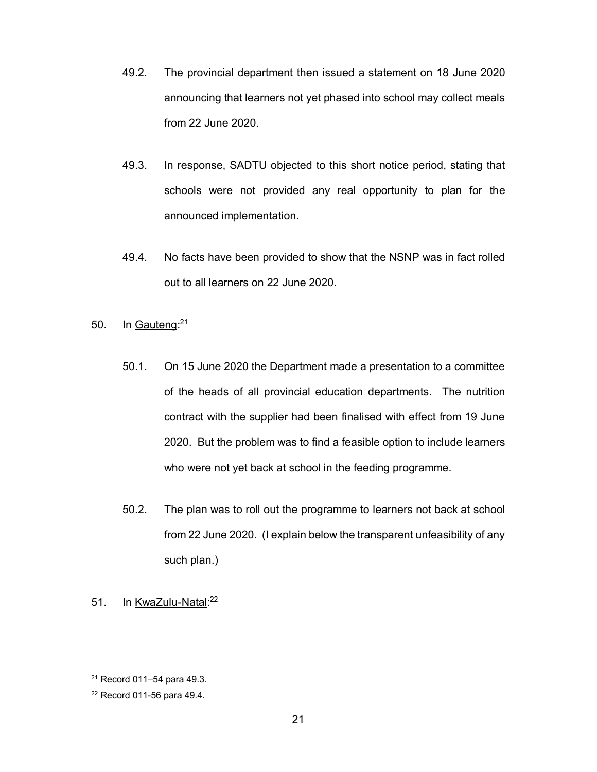49.2. The provincial department then issued a statement on 18 June 2020 announcing that learners not yet phased into school may collect meals from 22 June 2020.

49.3. In response, SADTU objected to this short notice period, stating that schools were not provided any real opportunity to plan for the announced implementation.

49.4. No facts have been provided to show that the NSNP was in fact rolled out to all learners on 22 June 2020.

50. In <u>Gauteng</u>:[21]

50.1. On 15 June 2020 the Department made a presentation to a committee of the heads of all provincial education departments. The nutrition contract with the supplier had been finalised with effect from 19 June 2020. But the problem was to find a feasible option to include learners who were not yet back at school in the feeding programme.

50.2. The plan was to roll out the programme to learners not back at school from 22 June 2020. (I explain below the transparent unfeasibility of any such plan.)

51. In <u>KwaZulu-Natal</u>:[22]

---

[21] Record 011–54 para 49.3.

[22] Record 011-56 para 49.4.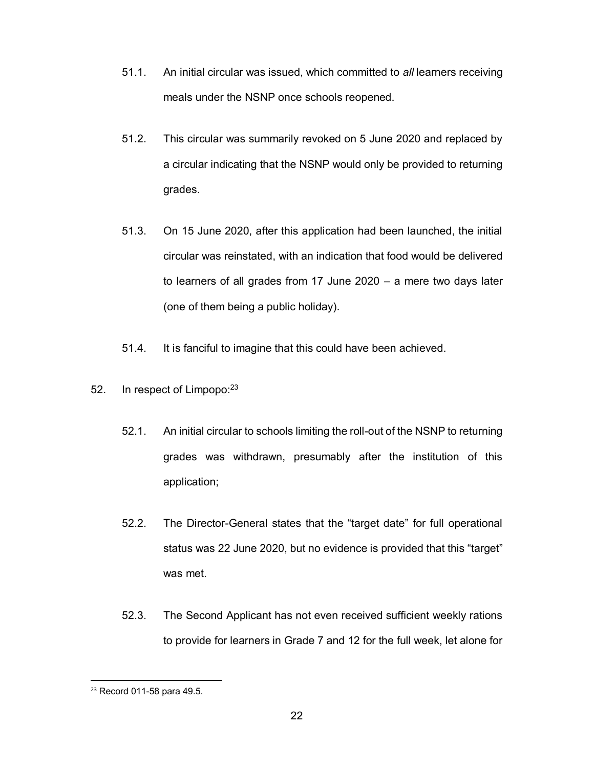51.1. An initial circular was issued, which committed to *all* learners receiving meals under the NSNP once schools reopened.

51.2. This circular was summarily revoked on 5 June 2020 and replaced by a circular indicating that the NSNP would only be provided to returning grades.

51.3. On 15 June 2020, after this application had been launched, the initial circular was reinstated, with an indication that food would be delivered to learners of all grades from 17 June 2020 – a mere two days later (one of them being a public holiday).

51.4. It is fanciful to imagine that this could have been achieved.

52. In respect of <u>Limpopo</u>:[23]

52.1. An initial circular to schools limiting the roll-out of the NSNP to returning grades was withdrawn, presumably after the institution of this application;

52.2. The Director-General states that the "target date" for full operational status was 22 June 2020, but no evidence is provided that this "target" was met.

52.3. The Second Applicant has not even received sufficient weekly rations to provide for learners in Grade 7 and 12 for the full week, let alone for

---

[23] Record 011-58 para 49.5.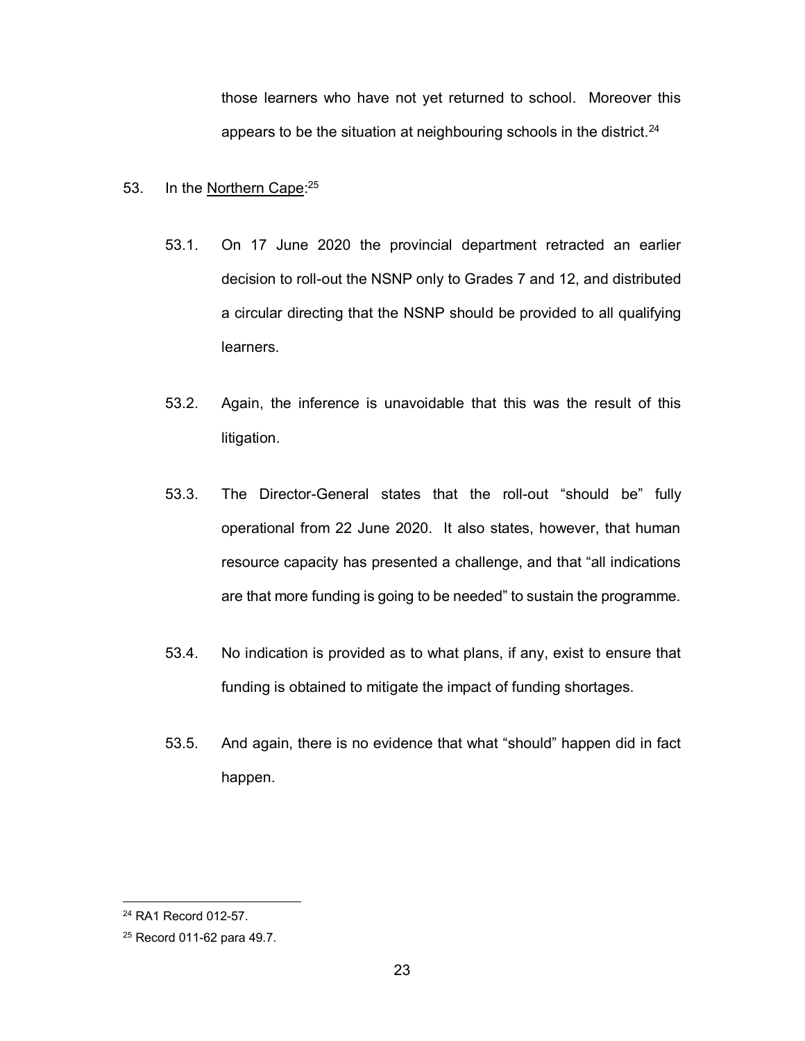those learners who have not yet returned to school. Moreover this appears to be the situation at neighbouring schools in the district.[24]

53. In the <u>Northern Cape</u>:[25]

  53.1. On 17 June 2020 the provincial department retracted an earlier decision to roll-out the NSNP only to Grades 7 and 12, and distributed a circular directing that the NSNP should be provided to all qualifying learners.

  53.2. Again, the inference is unavoidable that this was the result of this litigation.

  53.3. The Director-General states that the roll-out "should be" fully operational from 22 June 2020. It also states, however, that human resource capacity has presented a challenge, and that "all indications are that more funding is going to be needed" to sustain the programme.

  53.4. No indication is provided as to what plans, if any, exist to ensure that funding is obtained to mitigate the impact of funding shortages.

  53.5. And again, there is no evidence that what "should" happen did in fact happen.

---

[24] RA1 Record 012-57.

[25] Record 011-62 para 49.7.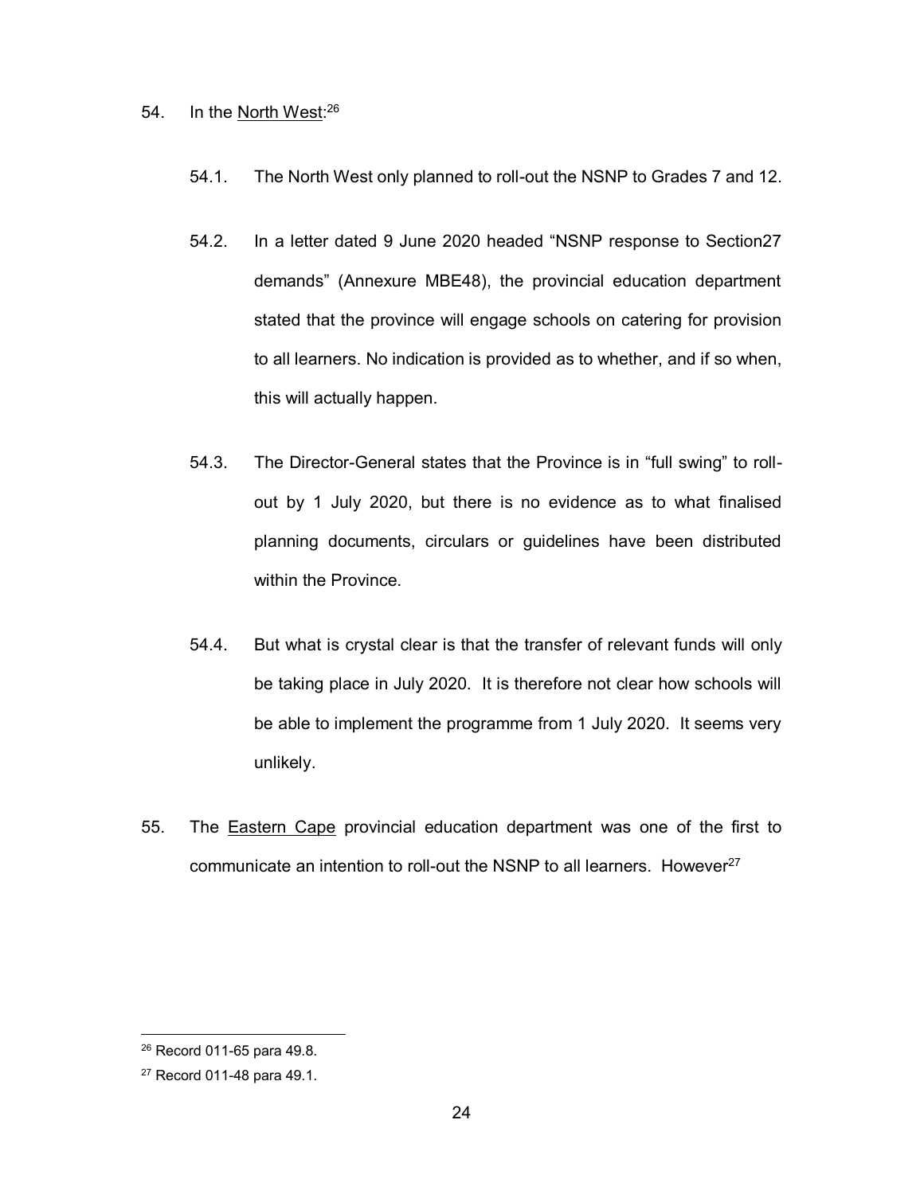54. In the <u>North West</u>:[26]

    54.1. The North West only planned to roll-out the NSNP to Grades 7 and 12.

    54.2. In a letter dated 9 June 2020 headed "NSNP response to Section27 demands" (Annexure MBE48), the provincial education department stated that the province will engage schools on catering for provision to all learners. No indication is provided as to whether, and if so when, this will actually happen.

    54.3. The Director-General states that the Province is in "full swing" to roll-out by 1 July 2020, but there is no evidence as to what finalised planning documents, circulars or guidelines have been distributed within the Province.

    54.4. But what is crystal clear is that the transfer of relevant funds will only be taking place in July 2020. It is therefore not clear how schools will be able to implement the programme from 1 July 2020. It seems very unlikely.

55. The <u>Eastern Cape</u> provincial education department was one of the first to communicate an intention to roll-out the NSNP to all learners. However[27]

---

[26] Record 011-65 para 49.8.

[27] Record 011-48 para 49.1.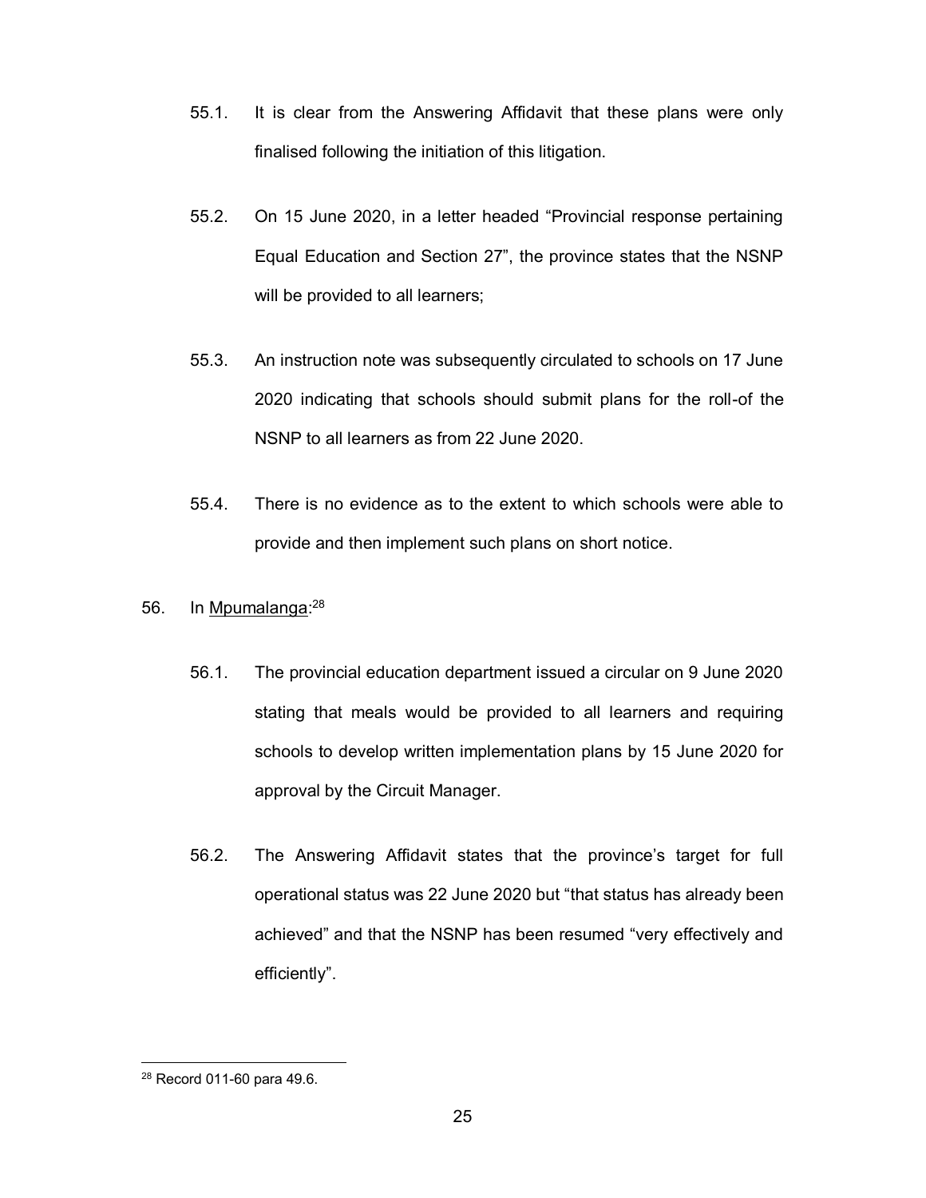55.1. It is clear from the Answering Affidavit that these plans were only finalised following the initiation of this litigation.

55.2. On 15 June 2020, in a letter headed "Provincial response pertaining Equal Education and Section 27", the province states that the NSNP will be provided to all learners;

55.3. An instruction note was subsequently circulated to schools on 17 June 2020 indicating that schools should submit plans for the roll-of the NSNP to all learners as from 22 June 2020.

55.4. There is no evidence as to the extent to which schools were able to provide and then implement such plans on short notice.

56. In <u>Mpumalanga</u>:[28]

56.1. The provincial education department issued a circular on 9 June 2020 stating that meals would be provided to all learners and requiring schools to develop written implementation plans by 15 June 2020 for approval by the Circuit Manager.

56.2. The Answering Affidavit states that the province's target for full operational status was 22 June 2020 but "that status has already been achieved" and that the NSNP has been resumed "very effectively and efficiently".

---

[28] Record 011-60 para 49.6.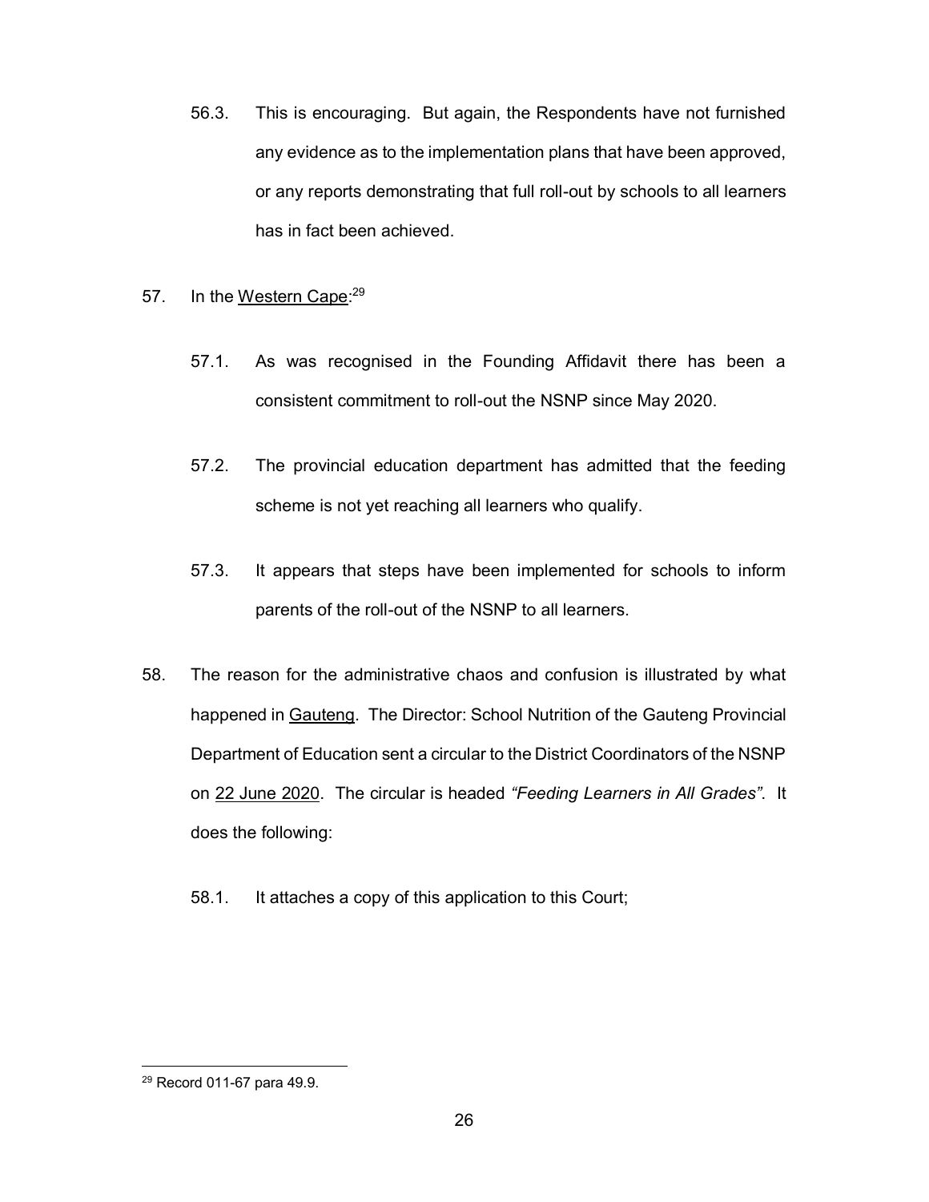56.3. This is encouraging. But again, the Respondents have not furnished any evidence as to the implementation plans that have been approved, or any reports demonstrating that full roll-out by schools to all learners has in fact been achieved.

57. In the <u>Western Cape</u>:[29]

57.1. As was recognised in the Founding Affidavit there has been a consistent commitment to roll-out the NSNP since May 2020.

57.2. The provincial education department has admitted that the feeding scheme is not yet reaching all learners who qualify.

57.3. It appears that steps have been implemented for schools to inform parents of the roll-out of the NSNP to all learners.

58. The reason for the administrative chaos and confusion is illustrated by what happened in <u>Gauteng</u>. The Director: School Nutrition of the Gauteng Provincial Department of Education sent a circular to the District Coordinators of the NSNP on <u>22 June 2020</u>. The circular is headed *"Feeding Learners in All Grades"*. It does the following:

58.1. It attaches a copy of this application to this Court;

---

[29] Record 011-67 para 49.9.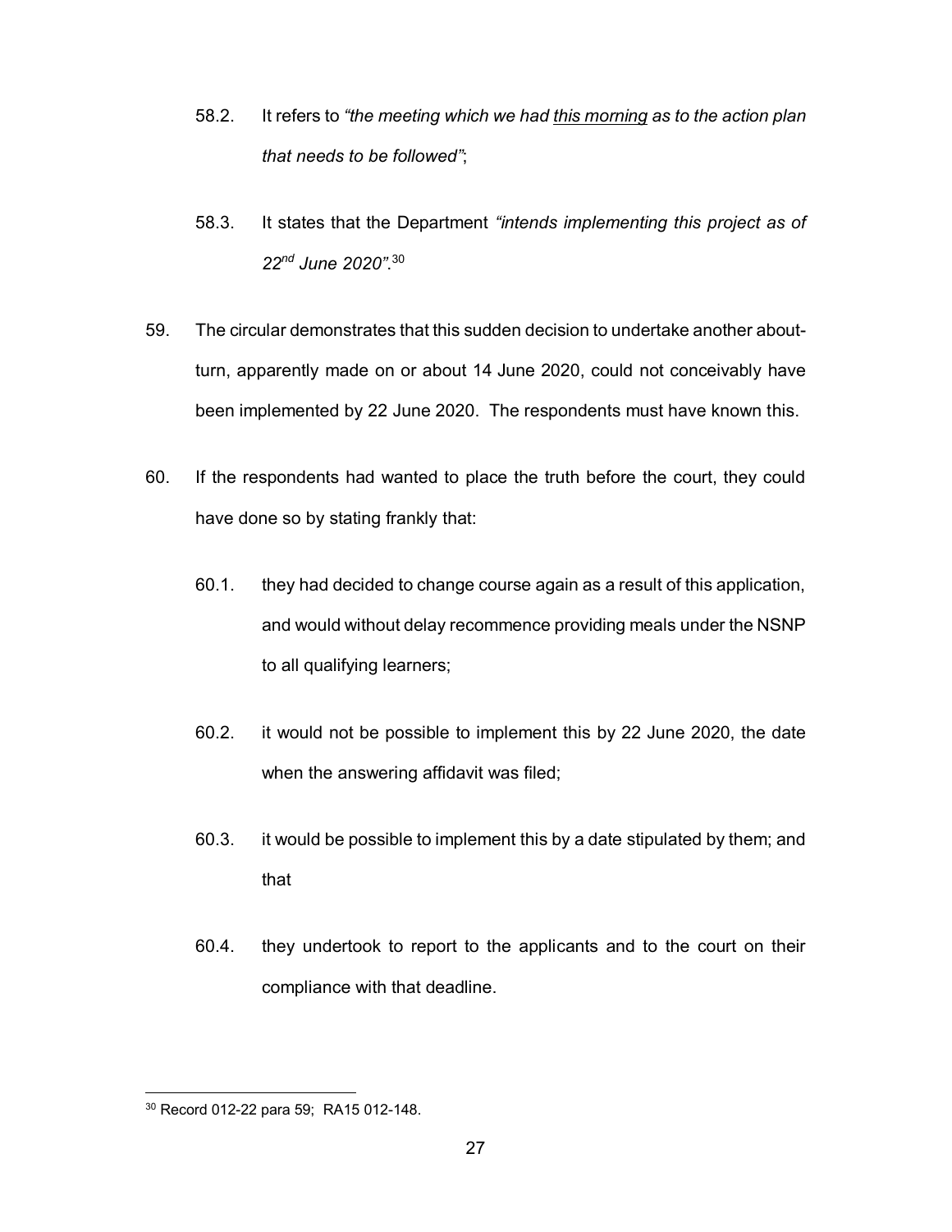58.2. It refers to *"the meeting which we had <u>this morning</u> as to the action plan that needs to be followed"*;

58.3. It states that the Department *"intends implementing this project as of 22$^{nd}$ June 2020"*.[30]

59. The circular demonstrates that this sudden decision to undertake another about-turn, apparently made on or about 14 June 2020, could not conceivably have been implemented by 22 June 2020. The respondents must have known this.

60. If the respondents had wanted to place the truth before the court, they could have done so by stating frankly that:

60.1. they had decided to change course again as a result of this application, and would without delay recommence providing meals under the NSNP to all qualifying learners;

60.2. it would not be possible to implement this by 22 June 2020, the date when the answering affidavit was filed;

60.3. it would be possible to implement this by a date stipulated by them; and that

60.4. they undertook to report to the applicants and to the court on their compliance with that deadline.

---

[30] Record 012-22 para 59; RA15 012-148.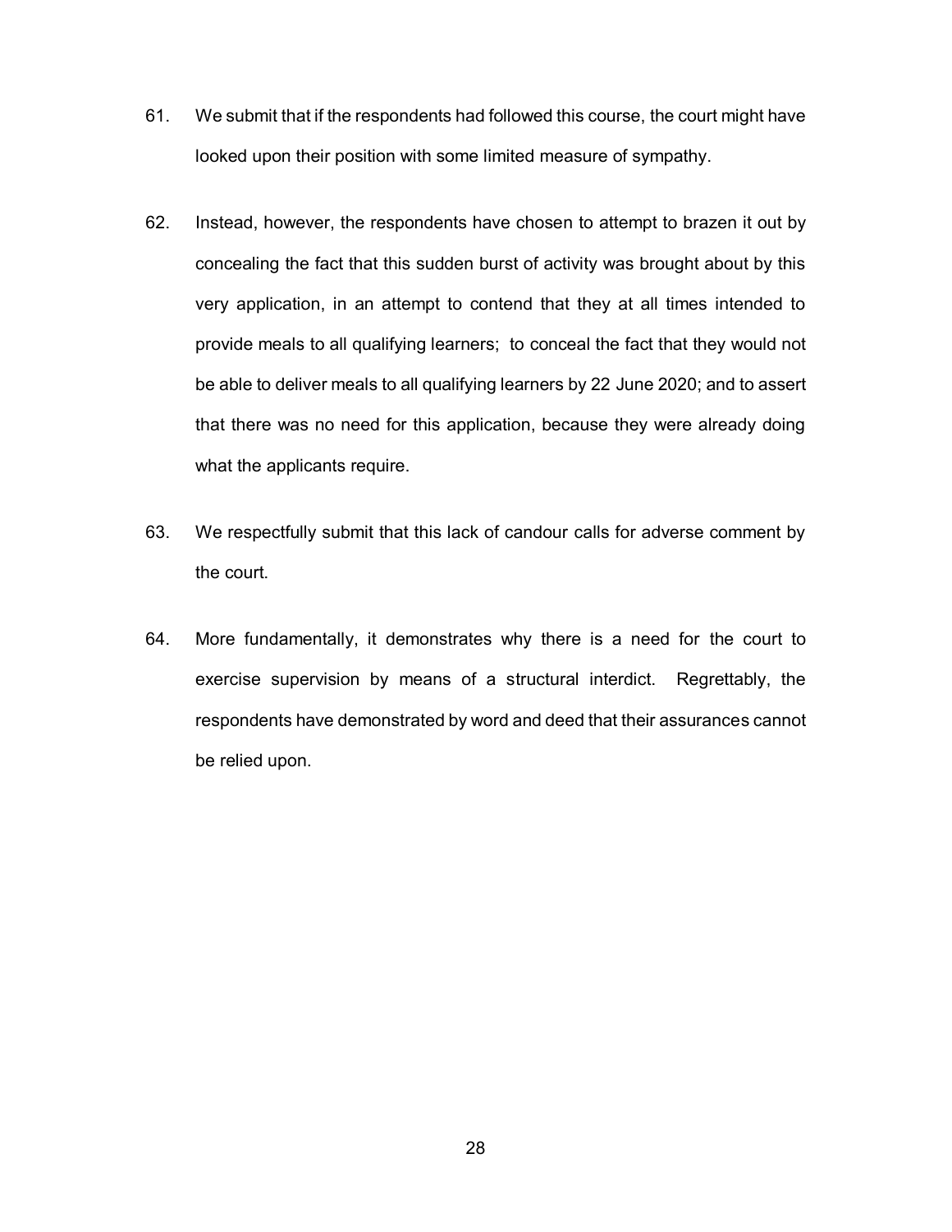61. We submit that if the respondents had followed this course, the court might have looked upon their position with some limited measure of sympathy.

62. Instead, however, the respondents have chosen to attempt to brazen it out by concealing the fact that this sudden burst of activity was brought about by this very application, in an attempt to contend that they at all times intended to provide meals to all qualifying learners; to conceal the fact that they would not be able to deliver meals to all qualifying learners by 22 June 2020; and to assert that there was no need for this application, because they were already doing what the applicants require.

63. We respectfully submit that this lack of candour calls for adverse comment by the court.

64. More fundamentally, it demonstrates why there is a need for the court to exercise supervision by means of a structural interdict. Regrettably, the respondents have demonstrated by word and deed that their assurances cannot be relied upon.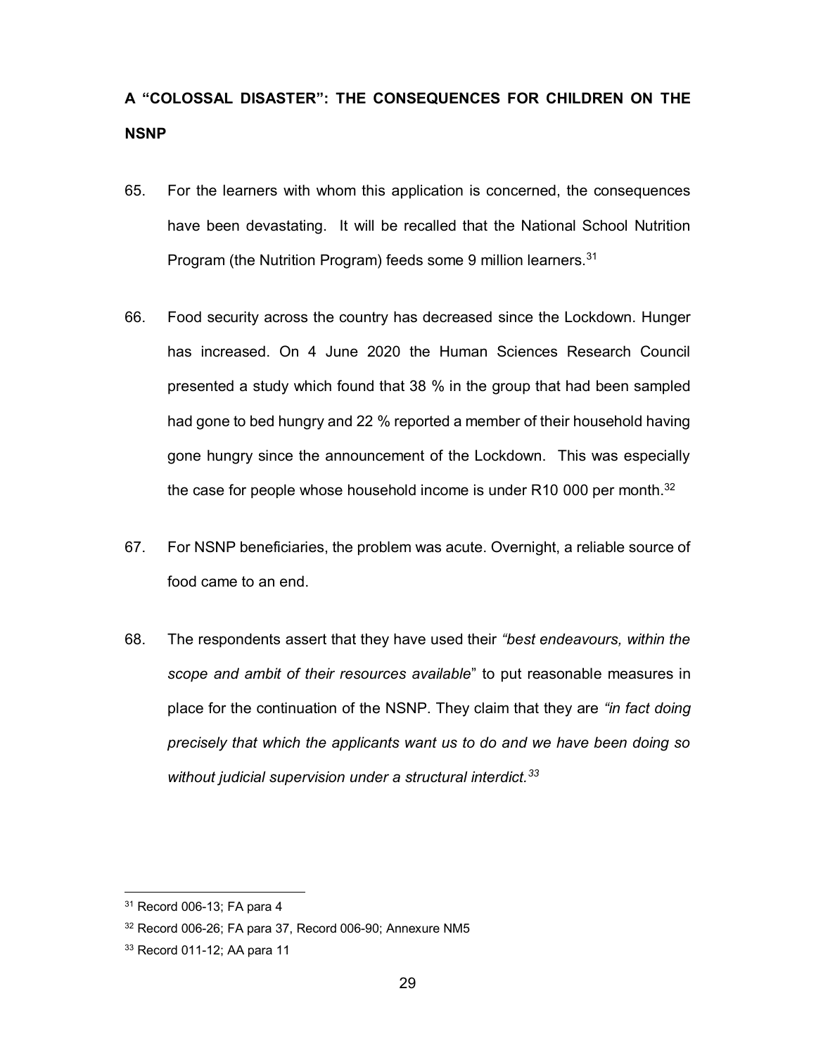**A "COLOSSAL DISASTER": THE CONSEQUENCES FOR CHILDREN ON THE NSNP**

65. For the learners with whom this application is concerned, the consequences have been devastating. It will be recalled that the National School Nutrition Program (the Nutrition Program) feeds some 9 million learners.[31]

66. Food security across the country has decreased since the Lockdown. Hunger has increased. On 4 June 2020 the Human Sciences Research Council presented a study which found that 38 % in the group that had been sampled had gone to bed hungry and 22 % reported a member of their household having gone hungry since the announcement of the Lockdown. This was especially the case for people whose household income is under R10 000 per month.[32]

67. For NSNP beneficiaries, the problem was acute. Overnight, a reliable source of food came to an end.

68. The respondents assert that they have used their *"best endeavours, within the scope and ambit of their resources available*" to put reasonable measures in place for the continuation of the NSNP. They claim that they are *"in fact doing precisely that which the applicants want us to do and we have been doing so without judicial supervision under a structural interdict.*[33]

[31] Record 006-13; FA para 4

[32] Record 006-26; FA para 37, Record 006-90; Annexure NM5

[33] Record 011-12; AA para 11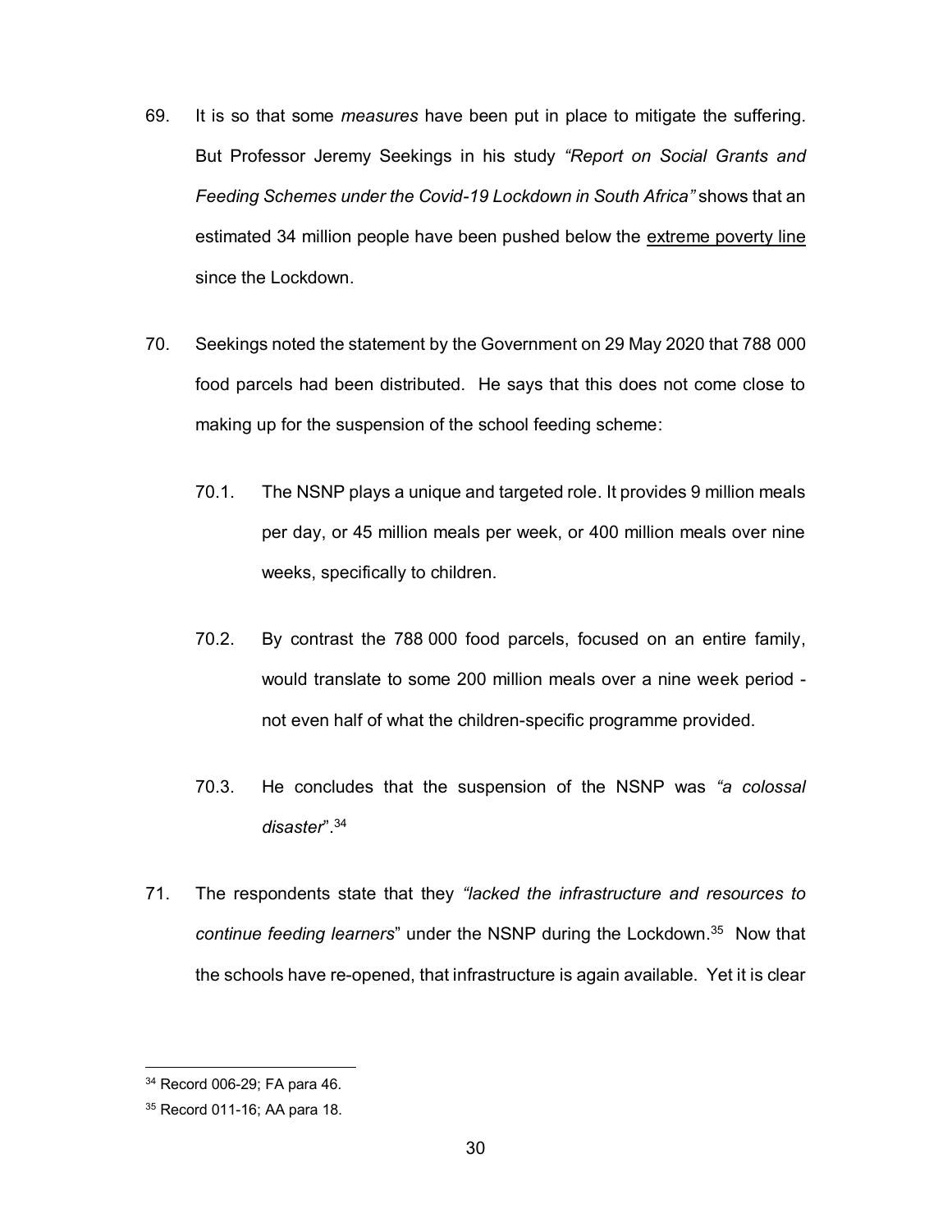69. It is so that some *measures* have been put in place to mitigate the suffering. But Professor Jeremy Seekings in his study *"Report on Social Grants and Feeding Schemes under the Covid-19 Lockdown in South Africa"* shows that an estimated 34 million people have been pushed below the <u>extreme poverty line</u> since the Lockdown.

70. Seekings noted the statement by the Government on 29 May 2020 that 788 000 food parcels had been distributed. He says that this does not come close to making up for the suspension of the school feeding scheme:

    70.1. The NSNP plays a unique and targeted role. It provides 9 million meals per day, or 45 million meals per week, or 400 million meals over nine weeks, specifically to children.

    70.2. By contrast the 788 000 food parcels, focused on an entire family, would translate to some 200 million meals over a nine week period - not even half of what the children-specific programme provided.

    70.3. He concludes that the suspension of the NSNP was *"a colossal disaster*".[34]

71. The respondents state that they *"lacked the infrastructure and resources to continue feeding learners*" under the NSNP during the Lockdown.[35] Now that the schools have re-opened, that infrastructure is again available. Yet it is clear

---

[34] Record 006-29; FA para 46.

[35] Record 011-16; AA para 18.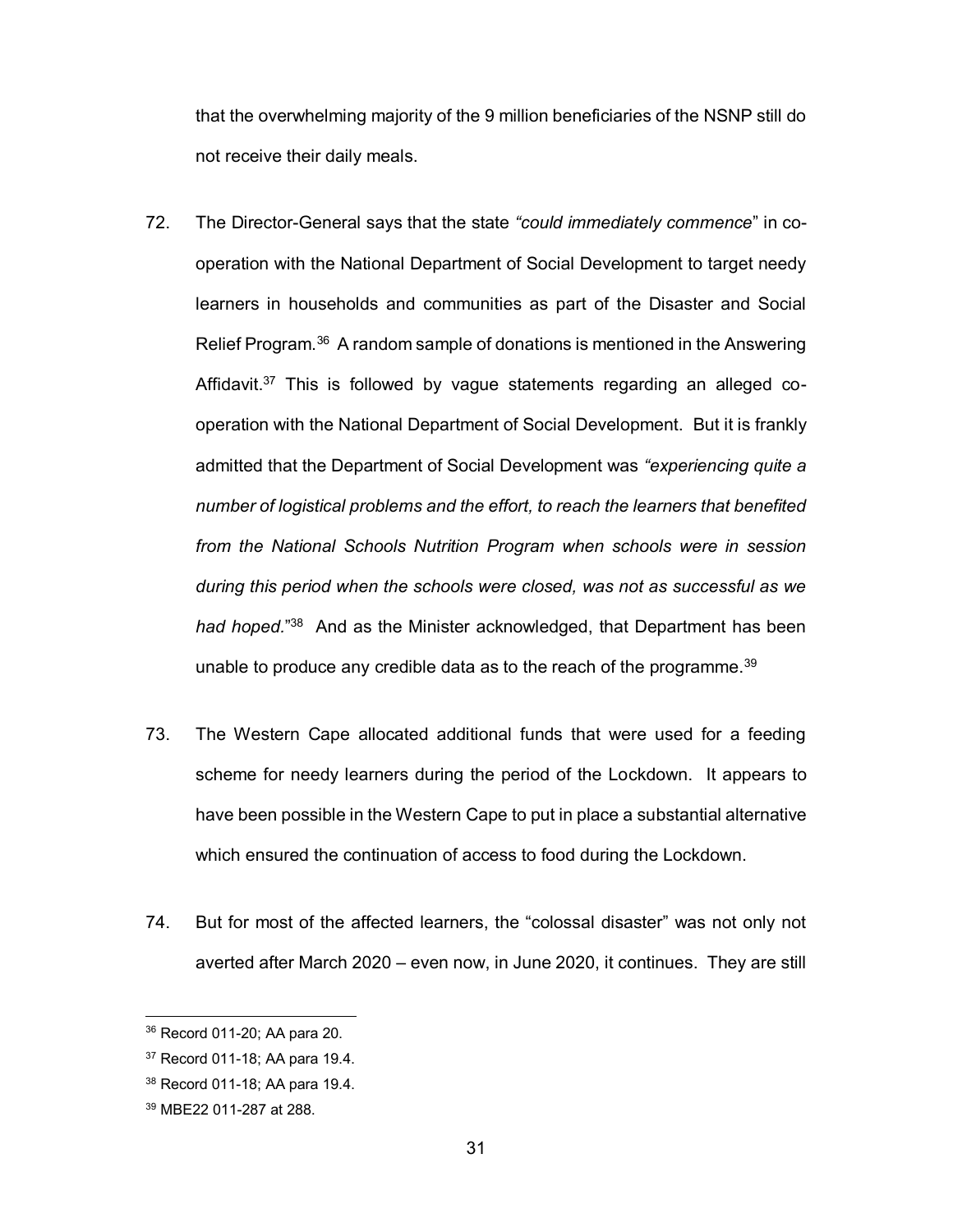that the overwhelming majority of the 9 million beneficiaries of the NSNP still do not receive their daily meals.

72. The Director-General says that the state *"could immediately commence"* in co-operation with the National Department of Social Development to target needy learners in households and communities as part of the Disaster and Social Relief Program.[36] A random sample of donations is mentioned in the Answering Affidavit.[37] This is followed by vague statements regarding an alleged co-operation with the National Department of Social Development. But it is frankly admitted that the Department of Social Development was *"experiencing quite a number of logistical problems and the effort, to reach the learners that benefited from the National Schools Nutrition Program when schools were in session during this period when the schools were closed, was not as successful as we had hoped."*[38] And as the Minister acknowledged, that Department has been unable to produce any credible data as to the reach of the programme.[39]

73. The Western Cape allocated additional funds that were used for a feeding scheme for needy learners during the period of the Lockdown. It appears to have been possible in the Western Cape to put in place a substantial alternative which ensured the continuation of access to food during the Lockdown.

74. But for most of the affected learners, the "colossal disaster" was not only not averted after March 2020 – even now, in June 2020, it continues. They are still

---

[36] Record 011-20; AA para 20.

[37] Record 011-18; AA para 19.4.

[38] Record 011-18; AA para 19.4.

[39] MBE22 011-287 at 288.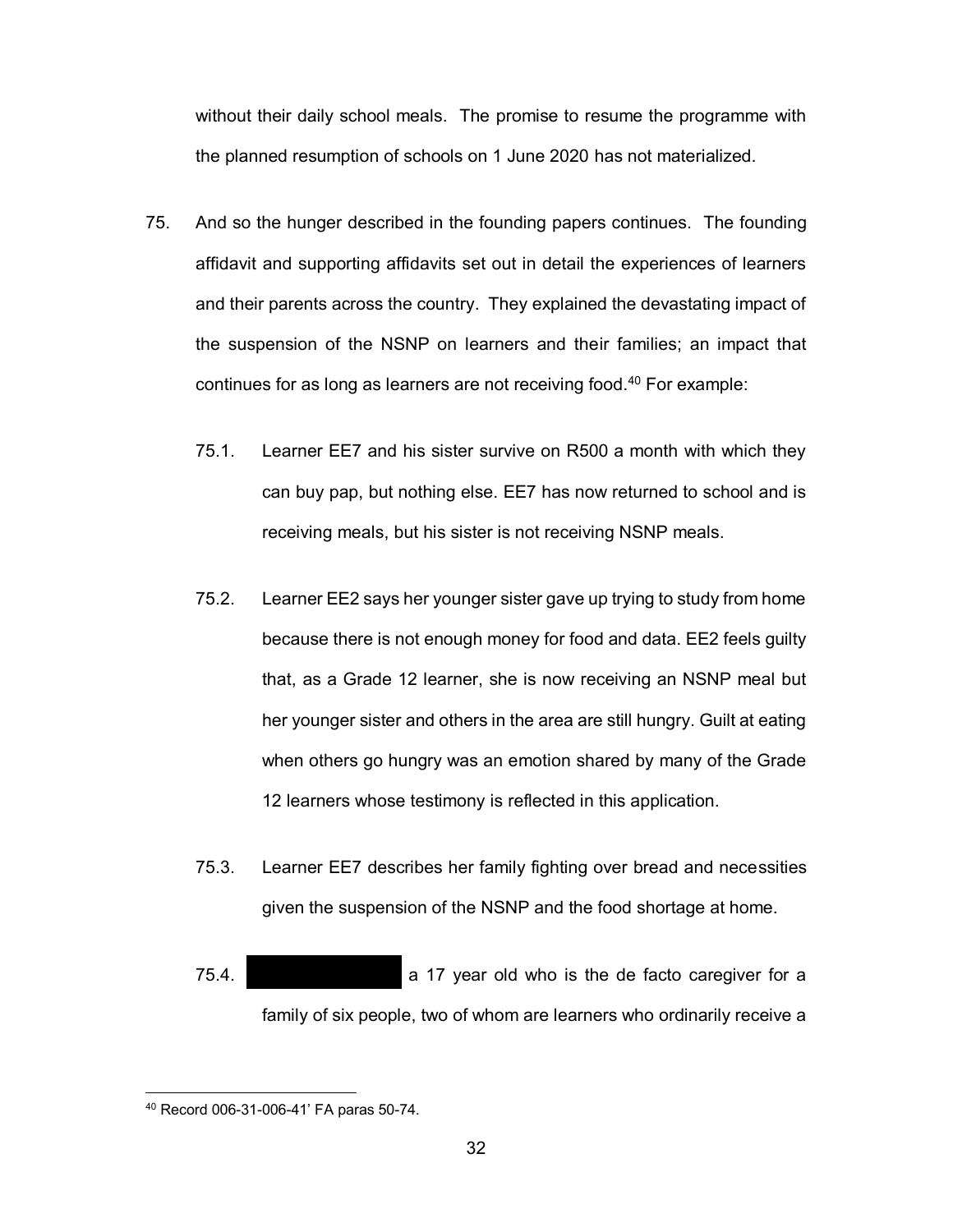without their daily school meals. The promise to resume the programme with the planned resumption of schools on 1 June 2020 has not materialized.

75. And so the hunger described in the founding papers continues. The founding affidavit and supporting affidavits set out in detail the experiences of learners and their parents across the country. They explained the devastating impact of the suspension of the NSNP on learners and their families; an impact that continues for as long as learners are not receiving food.[40] For example:

    75.1. Learner EE7 and his sister survive on R500 a month with which they can buy pap, but nothing else. EE7 has now returned to school and is receiving meals, but his sister is not receiving NSNP meals.

    75.2. Learner EE2 says her younger sister gave up trying to study from home because there is not enough money for food and data. EE2 feels guilty that, as a Grade 12 learner, she is now receiving an NSNP meal but her younger sister and others in the area are still hungry. Guilt at eating when others go hungry was an emotion shared by many of the Grade 12 learners whose testimony is reflected in this application.

    75.3. Learner EE7 describes her family fighting over bread and necessities given the suspension of the NSNP and the food shortage at home.

    75.4. [REDACTED] a 17 year old who is the de facto caregiver for a family of six people, two of whom are learners who ordinarily receive a

---

[40] Record 006-31-006-41' FA paras 50-74.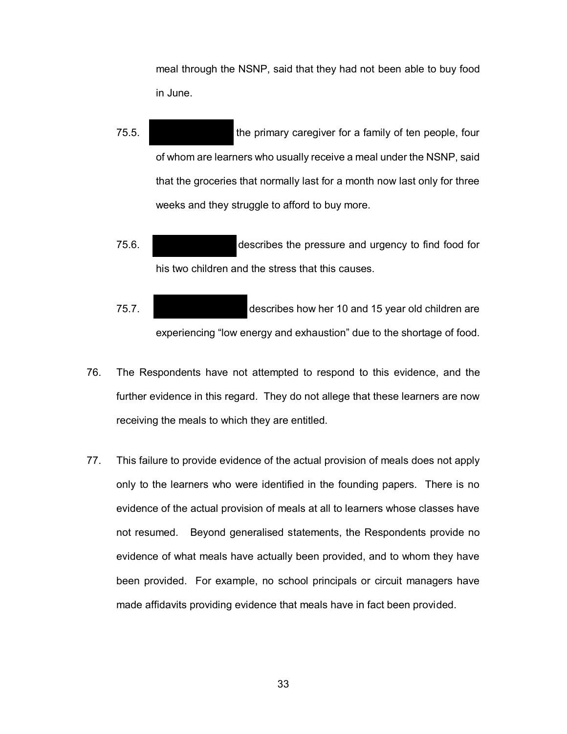meal through the NSNP, said that they had not been able to buy food in June.

75.5. [REDACTED] the primary caregiver for a family of ten people, four of whom are learners who usually receive a meal under the NSNP, said that the groceries that normally last for a month now last only for three weeks and they struggle to afford to buy more.

75.6. [REDACTED] describes the pressure and urgency to find food for his two children and the stress that this causes.

75.7. [REDACTED] describes how her 10 and 15 year old children are experiencing "low energy and exhaustion" due to the shortage of food.

76. The Respondents have not attempted to respond to this evidence, and the further evidence in this regard. They do not allege that these learners are now receiving the meals to which they are entitled.

77. This failure to provide evidence of the actual provision of meals does not apply only to the learners who were identified in the founding papers. There is no evidence of the actual provision of meals at all to learners whose classes have not resumed. Beyond generalised statements, the Respondents provide no evidence of what meals have actually been provided, and to whom they have been provided. For example, no school principals or circuit managers have made affidavits providing evidence that meals have in fact been provided.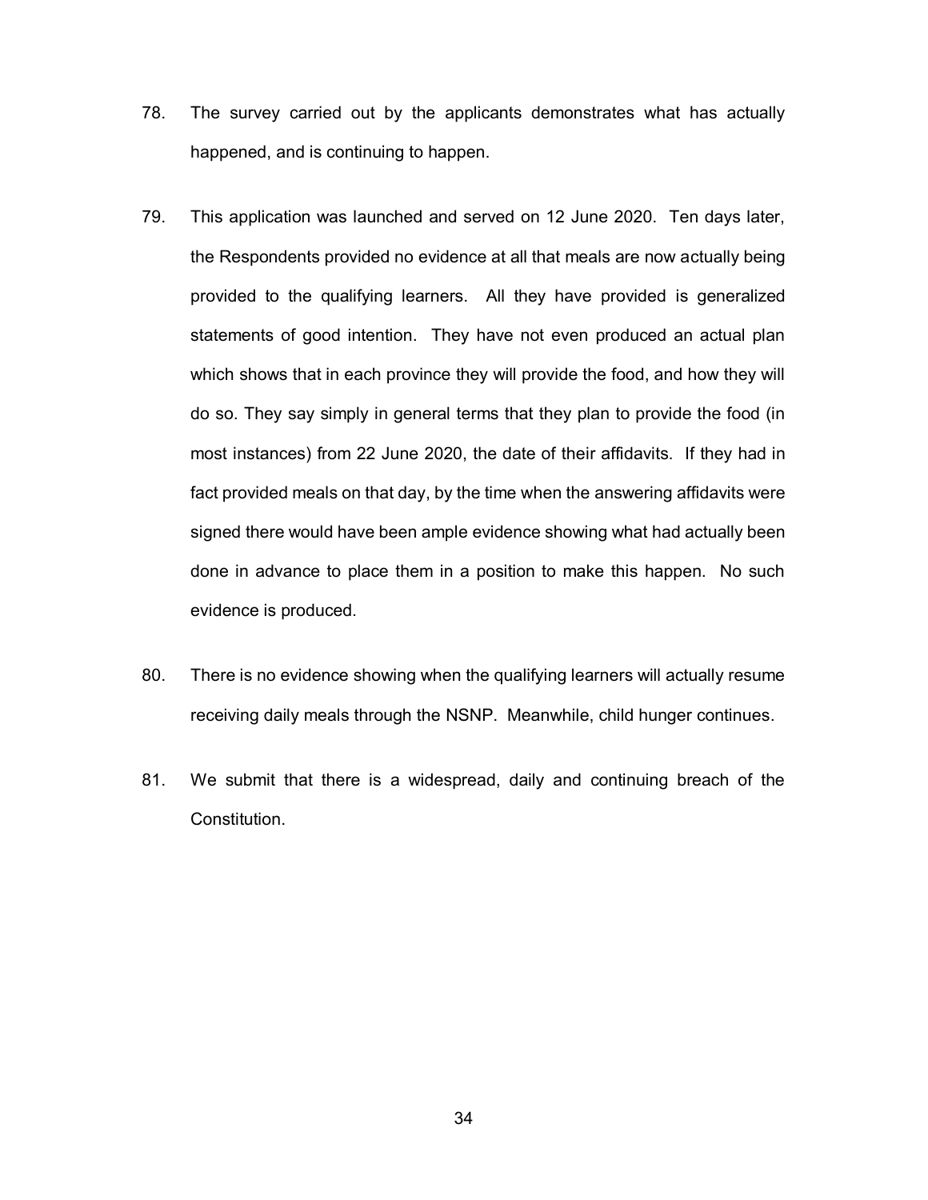78. The survey carried out by the applicants demonstrates what has actually happened, and is continuing to happen.

79. This application was launched and served on 12 June 2020. Ten days later, the Respondents provided no evidence at all that meals are now actually being provided to the qualifying learners. All they have provided is generalized statements of good intention. They have not even produced an actual plan which shows that in each province they will provide the food, and how they will do so. They say simply in general terms that they plan to provide the food (in most instances) from 22 June 2020, the date of their affidavits. If they had in fact provided meals on that day, by the time when the answering affidavits were signed there would have been ample evidence showing what had actually been done in advance to place them in a position to make this happen. No such evidence is produced.

80. There is no evidence showing when the qualifying learners will actually resume receiving daily meals through the NSNP. Meanwhile, child hunger continues.

81. We submit that there is a widespread, daily and continuing breach of the Constitution.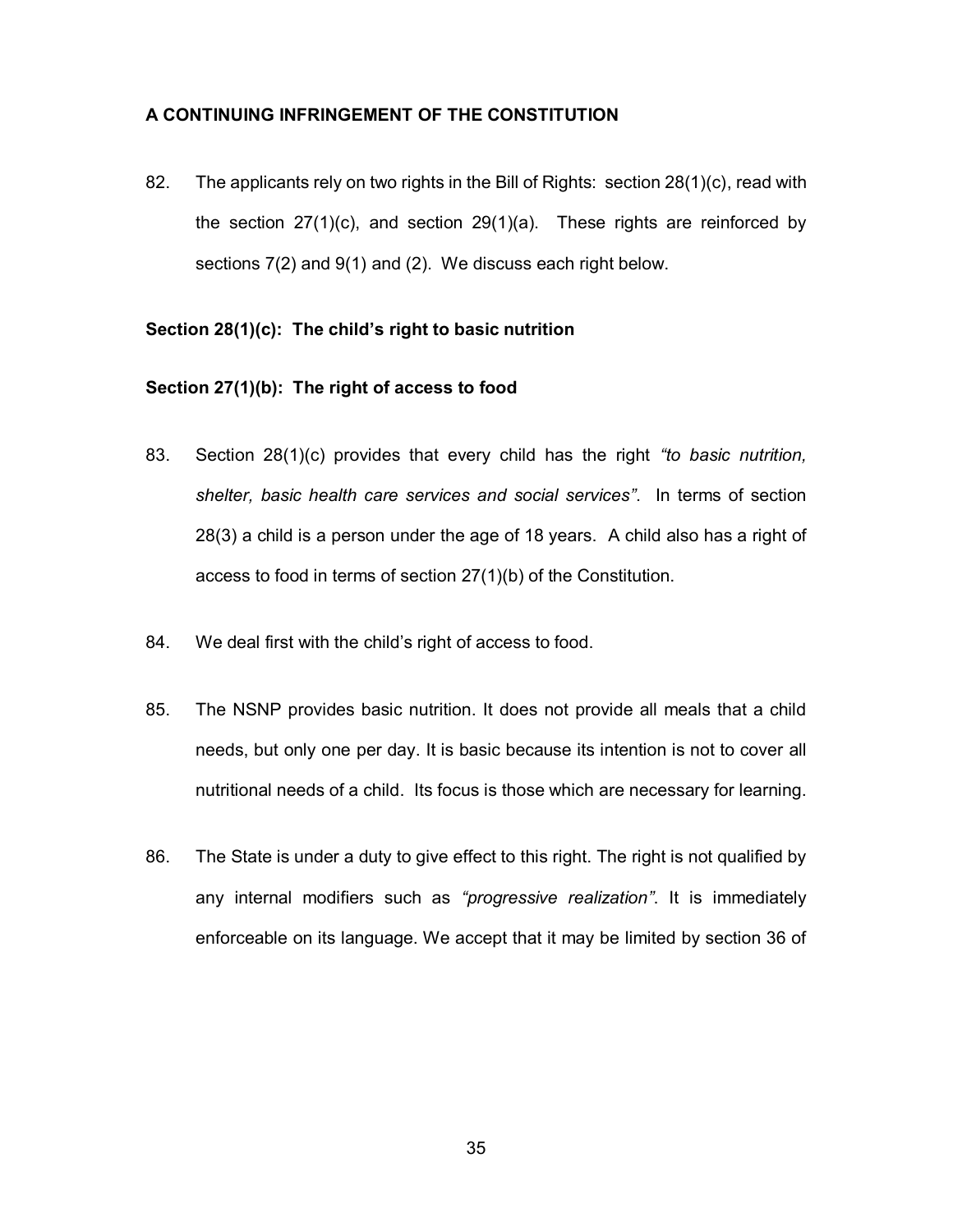**A CONTINUING INFRINGEMENT OF THE CONSTITUTION**

82. The applicants rely on two rights in the Bill of Rights: section 28(1)(c), read with the section 27(1)(c), and section 29(1)(a). These rights are reinforced by sections 7(2) and 9(1) and (2). We discuss each right below.

**Section 28(1)(c): The child's right to basic nutrition**

**Section 27(1)(b): The right of access to food**

83. Section 28(1)(c) provides that every child has the right *"to basic nutrition, shelter, basic health care services and social services"*. In terms of section 28(3) a child is a person under the age of 18 years. A child also has a right of access to food in terms of section 27(1)(b) of the Constitution.

84. We deal first with the child's right of access to food.

85. The NSNP provides basic nutrition. It does not provide all meals that a child needs, but only one per day. It is basic because its intention is not to cover all nutritional needs of a child. Its focus is those which are necessary for learning.

86. The State is under a duty to give effect to this right. The right is not qualified by any internal modifiers such as *"progressive realization"*. It is immediately enforceable on its language. We accept that it may be limited by section 36 of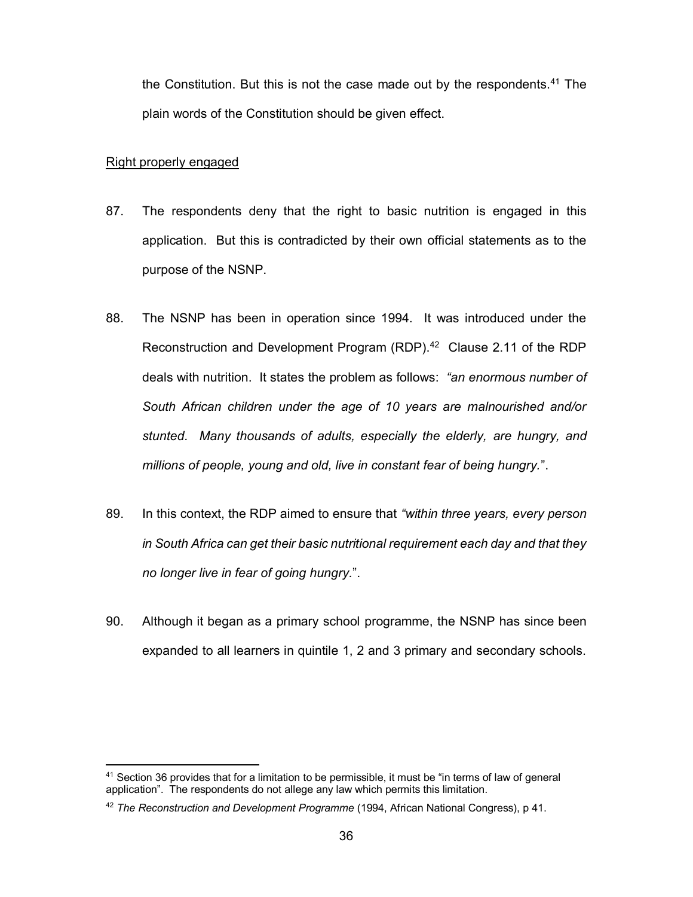the Constitution. But this is not the case made out by the respondents.[41] The plain words of the Constitution should be given effect.

Right properly engaged

87. The respondents deny that the right to basic nutrition is engaged in this application. But this is contradicted by their own official statements as to the purpose of the NSNP.

88. The NSNP has been in operation since 1994. It was introduced under the Reconstruction and Development Program (RDP).[42] Clause 2.11 of the RDP deals with nutrition. It states the problem as follows: *"an enormous number of South African children under the age of 10 years are malnourished and/or stunted. Many thousands of adults, especially the elderly, are hungry, and millions of people, young and old, live in constant fear of being hungry.*".

89. In this context, the RDP aimed to ensure that *"within three years, every person in South Africa can get their basic nutritional requirement each day and that they no longer live in fear of going hungry.*".

90. Although it began as a primary school programme, the NSNP has since been expanded to all learners in quintile 1, 2 and 3 primary and secondary schools.

---

[41] Section 36 provides that for a limitation to be permissible, it must be "in terms of law of general application". The respondents do not allege any law which permits this limitation.

[42] *The Reconstruction and Development Programme* (1994, African National Congress), p 41.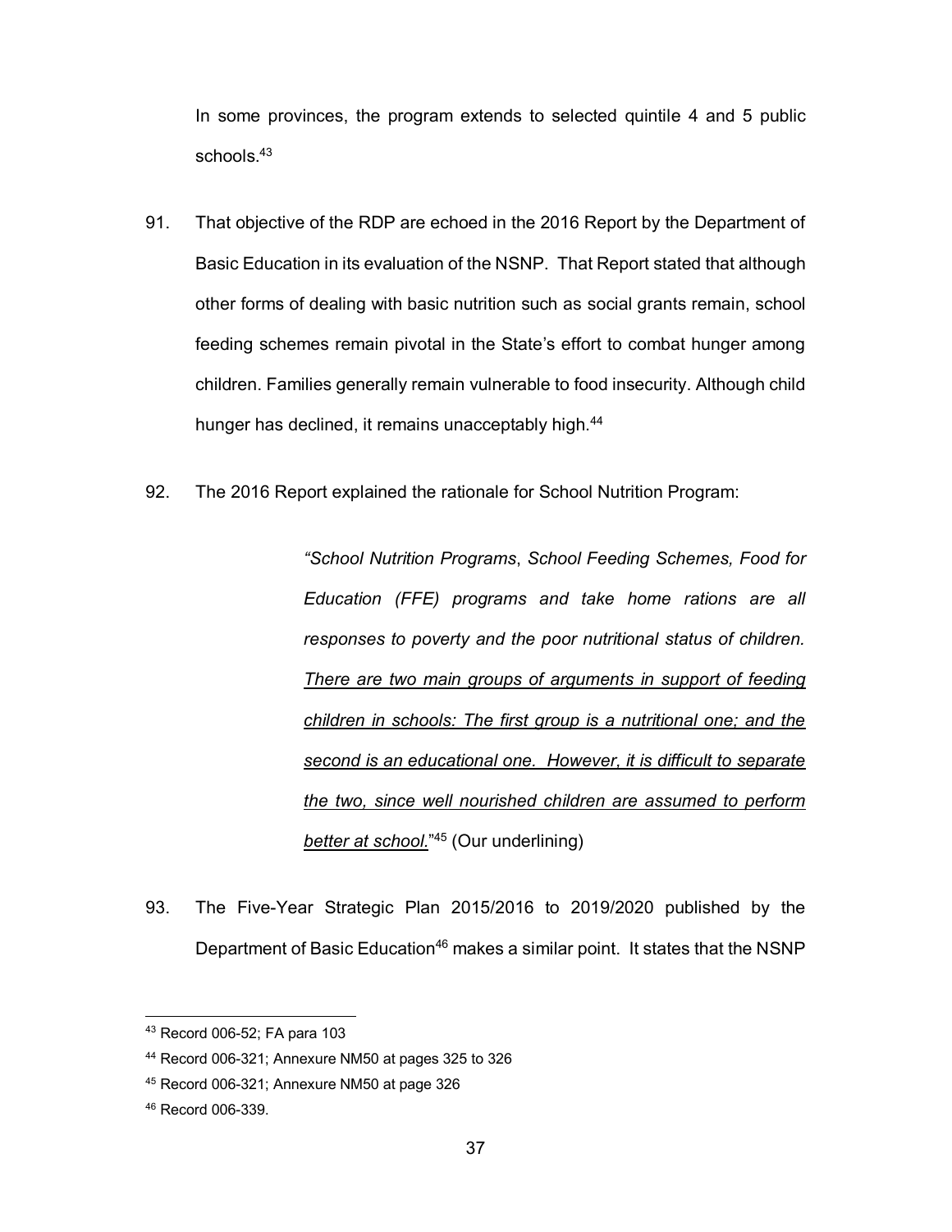In some provinces, the program extends to selected quintile 4 and 5 public schools.[43]

91. That objective of the RDP are echoed in the 2016 Report by the Department of Basic Education in its evaluation of the NSNP. That Report stated that although other forms of dealing with basic nutrition such as social grants remain, school feeding schemes remain pivotal in the State's effort to combat hunger among children. Families generally remain vulnerable to food insecurity. Although child hunger has declined, it remains unacceptably high.[44]

92. The 2016 Report explained the rationale for School Nutrition Program:

> *"School Nutrition Programs, School Feeding Schemes, Food for Education (FFE) programs and take home rations are all responses to poverty and the poor nutritional status of children. <u>There are two main groups of arguments in support of feeding children in schools: The first group is a nutritional one; and the second is an educational one. However, it is difficult to separate the two, since well nourished children are assumed to perform better at school.</u>"*[45] (Our underlining)

93. The Five-Year Strategic Plan 2015/2016 to 2019/2020 published by the Department of Basic Education[46] makes a similar point. It states that the NSNP

---

[43] Record 006-52; FA para 103

[44] Record 006-321; Annexure NM50 at pages 325 to 326

[45] Record 006-321; Annexure NM50 at page 326

[46] Record 006-339.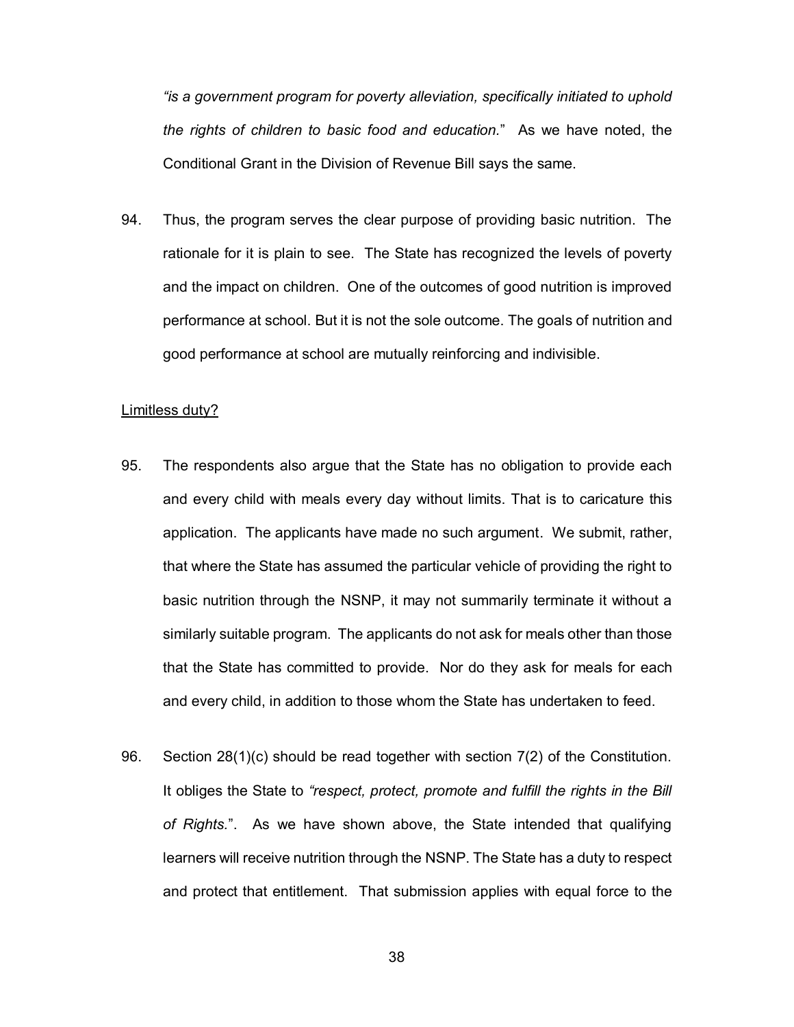*"is a government program for poverty alleviation, specifically initiated to uphold the rights of children to basic food and education.*" As we have noted, the Conditional Grant in the Division of Revenue Bill says the same.

94. Thus, the program serves the clear purpose of providing basic nutrition. The rationale for it is plain to see. The State has recognized the levels of poverty and the impact on children. One of the outcomes of good nutrition is improved performance at school. But it is not the sole outcome. The goals of nutrition and good performance at school are mutually reinforcing and indivisible.

<u>Limitless duty?</u>

95. The respondents also argue that the State has no obligation to provide each and every child with meals every day without limits. That is to caricature this application. The applicants have made no such argument. We submit, rather, that where the State has assumed the particular vehicle of providing the right to basic nutrition through the NSNP, it may not summarily terminate it without a similarly suitable program. The applicants do not ask for meals other than those that the State has committed to provide. Nor do they ask for meals for each and every child, in addition to those whom the State has undertaken to feed.

96. Section 28(1)(c) should be read together with section 7(2) of the Constitution. It obliges the State to *"respect, protect, promote and fulfill the rights in the Bill of Rights.*". As we have shown above, the State intended that qualifying learners will receive nutrition through the NSNP. The State has a duty to respect and protect that entitlement. That submission applies with equal force to the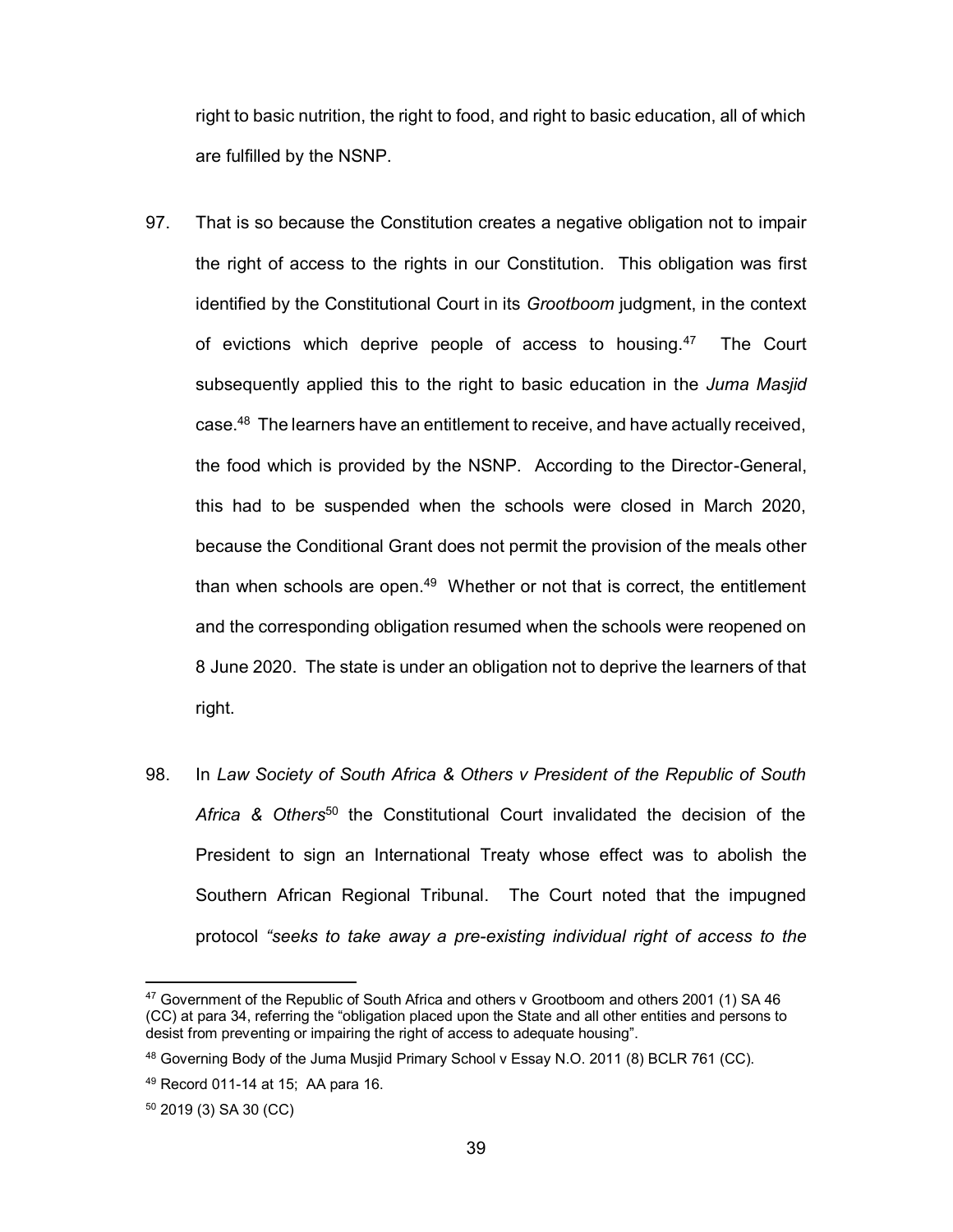right to basic nutrition, the right to food, and right to basic education, all of which are fulfilled by the NSNP.

97. That is so because the Constitution creates a negative obligation not to impair the right of access to the rights in our Constitution. This obligation was first identified by the Constitutional Court in its *Grootboom* judgment, in the context of evictions which deprive people of access to housing.[47] The Court subsequently applied this to the right to basic education in the *Juma Masjid* case.[48] The learners have an entitlement to receive, and have actually received, the food which is provided by the NSNP. According to the Director-General, this had to be suspended when the schools were closed in March 2020, because the Conditional Grant does not permit the provision of the meals other than when schools are open.[49] Whether or not that is correct, the entitlement and the corresponding obligation resumed when the schools were reopened on 8 June 2020. The state is under an obligation not to deprive the learners of that right.

98. In *Law Society of South Africa & Others v President of the Republic of South Africa & Others*[50] the Constitutional Court invalidated the decision of the President to sign an International Treaty whose effect was to abolish the Southern African Regional Tribunal. The Court noted that the impugned protocol *"seeks to take away a pre-existing individual right of access to the*

---

[47] Government of the Republic of South Africa and others v Grootboom and others 2001 (1) SA 46 (CC) at para 34, referring the "obligation placed upon the State and all other entities and persons to desist from preventing or impairing the right of access to adequate housing".

[48] Governing Body of the Juma Musjid Primary School v Essay N.O. 2011 (8) BCLR 761 (CC).

[49] Record 011-14 at 15; AA para 16.

[50] 2019 (3) SA 30 (CC)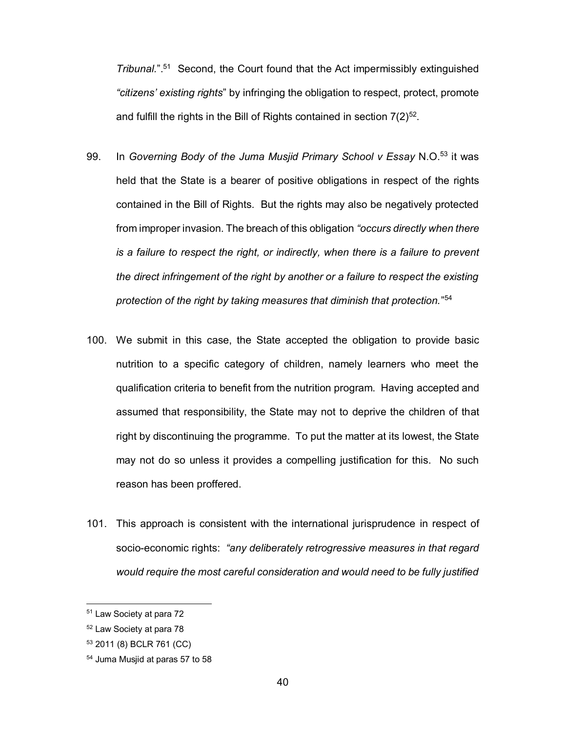*Tribunal*.".[51] Second, the Court found that the Act impermissibly extinguished *"citizens' existing rights*" by infringing the obligation to respect, protect, promote and fulfill the rights in the Bill of Rights contained in section 7(2)[52].

99. In *Governing Body of the Juma Musjid Primary School v Essay* N.O.[53] it was held that the State is a bearer of positive obligations in respect of the rights contained in the Bill of Rights. But the rights may also be negatively protected from improper invasion. The breach of this obligation *"occurs directly when there is a failure to respect the right, or indirectly, when there is a failure to prevent the direct infringement of the right by another or a failure to respect the existing protection of the right by taking measures that diminish that protection.*"[54]

100. We submit in this case, the State accepted the obligation to provide basic nutrition to a specific category of children, namely learners who meet the qualification criteria to benefit from the nutrition program. Having accepted and assumed that responsibility, the State may not to deprive the children of that right by discontinuing the programme. To put the matter at its lowest, the State may not do so unless it provides a compelling justification for this. No such reason has been proffered.

101. This approach is consistent with the international jurisprudence in respect of socio-economic rights: *"any deliberately retrogressive measures in that regard would require the most careful consideration and would need to be fully justified*

---

[51] Law Society at para 72

[52] Law Society at para 78

[53] 2011 (8) BCLR 761 (CC)

[54] Juma Musjid at paras 57 to 58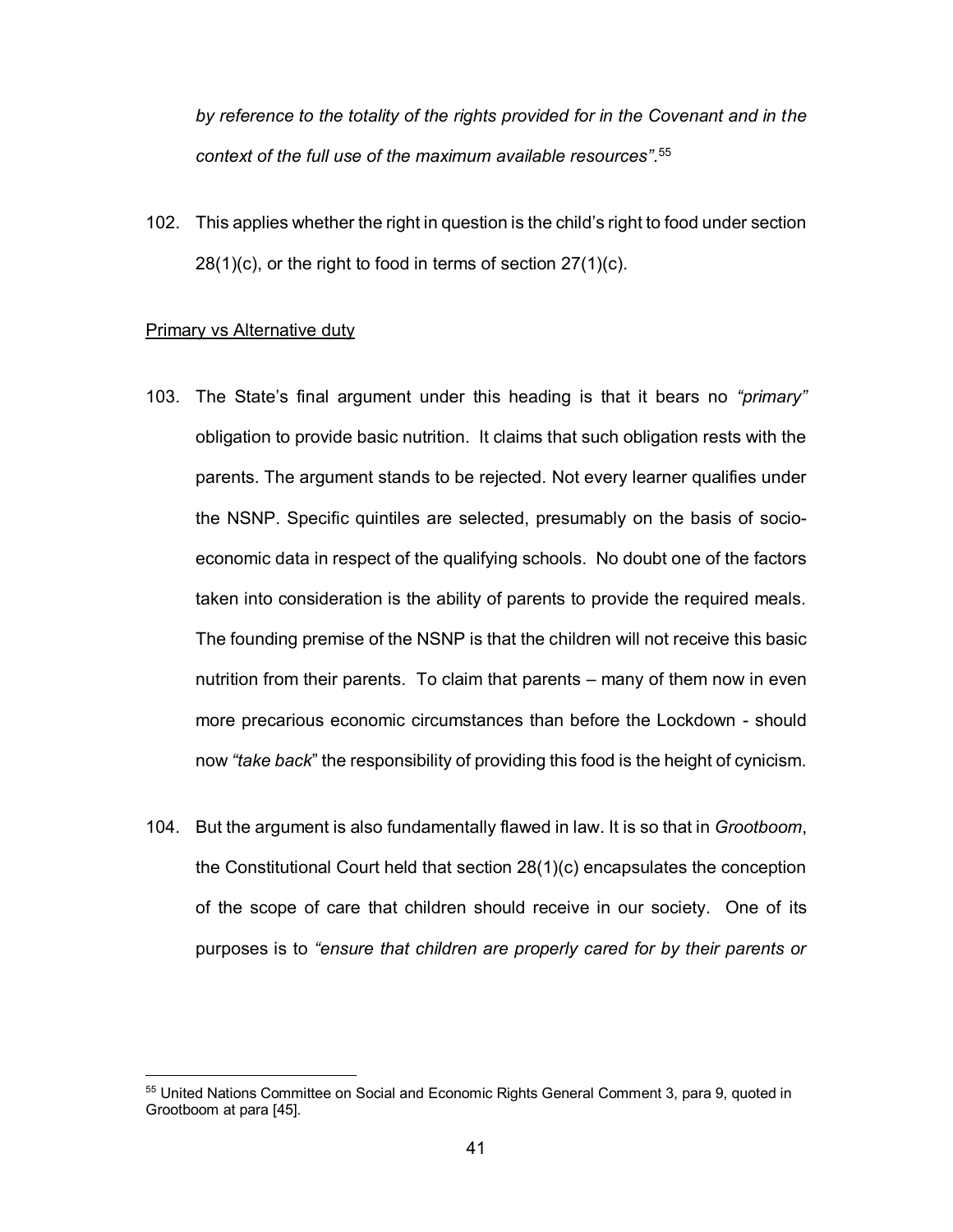*by reference to the totality of the rights provided for in the Covenant and in the context of the full use of the maximum available resources"*.[55]

102. This applies whether the right in question is the child's right to food under section 28(1)(c), or the right to food in terms of section 27(1)(c).

<u>Primary vs Alternative duty</u>

103. The State's final argument under this heading is that it bears no *"primary"* obligation to provide basic nutrition. It claims that such obligation rests with the parents. The argument stands to be rejected. Not every learner qualifies under the NSNP. Specific quintiles are selected, presumably on the basis of socio-economic data in respect of the qualifying schools. No doubt one of the factors taken into consideration is the ability of parents to provide the required meals. The founding premise of the NSNP is that the children will not receive this basic nutrition from their parents. To claim that parents – many of them now in even more precarious economic circumstances than before the Lockdown - should now *"take back*" the responsibility of providing this food is the height of cynicism.

104. But the argument is also fundamentally flawed in law. It is so that in *Grootboom*, the Constitutional Court held that section 28(1)(c) encapsulates the conception of the scope of care that children should receive in our society. One of its purposes is to *"ensure that children are properly cared for by their parents or*

---

[55] United Nations Committee on Social and Economic Rights General Comment 3, para 9, quoted in Grootboom at para [45].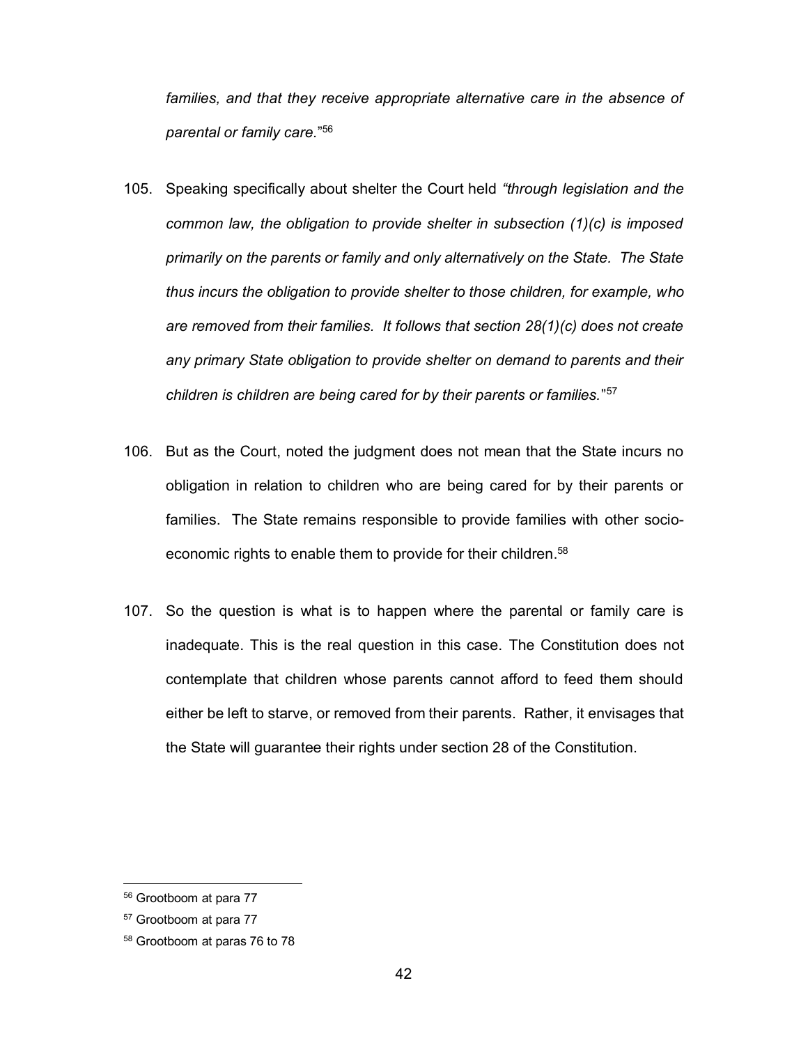*families, and that they receive appropriate alternative care in the absence of parental or family care.*"[56]

105. Speaking specifically about shelter the Court held *"through legislation and the common law, the obligation to provide shelter in subsection (1)(c) is imposed primarily on the parents or family and only alternatively on the State. The State thus incurs the obligation to provide shelter to those children, for example, who are removed from their families. It follows that section 28(1)(c) does not create any primary State obligation to provide shelter on demand to parents and their children is children are being cared for by their parents or families.*"[57]

106. But as the Court, noted the judgment does not mean that the State incurs no obligation in relation to children who are being cared for by their parents or families. The State remains responsible to provide families with other socio-economic rights to enable them to provide for their children.[58]

107. So the question is what is to happen where the parental or family care is inadequate. This is the real question in this case. The Constitution does not contemplate that children whose parents cannot afford to feed them should either be left to starve, or removed from their parents. Rather, it envisages that the State will guarantee their rights under section 28 of the Constitution.

---

[56] Grootboom at para 77

[57] Grootboom at para 77

[58] Grootboom at paras 76 to 78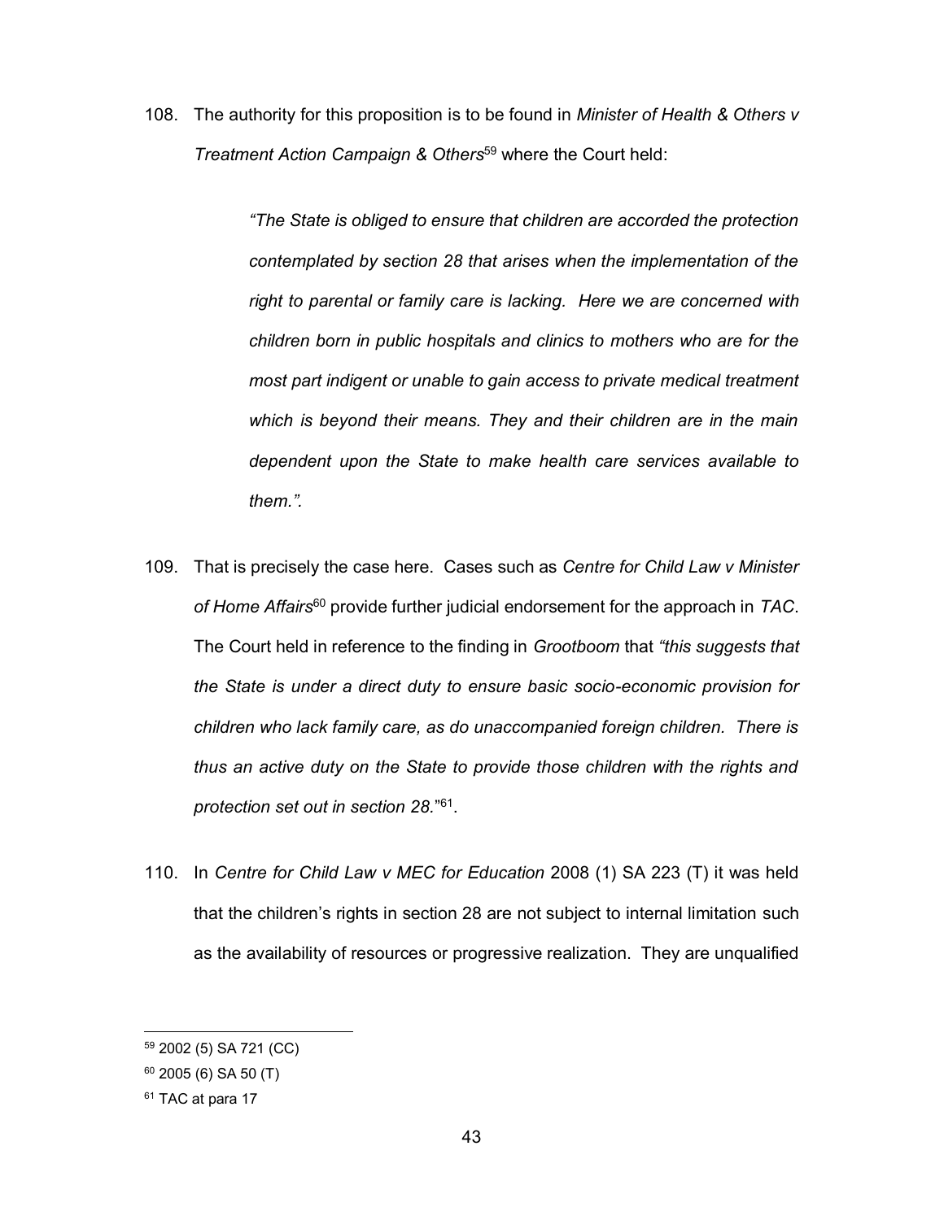108. The authority for this proposition is to be found in *Minister of Health & Others v Treatment Action Campaign & Others*[59] where the Court held:

> *"The State is obliged to ensure that children are accorded the protection contemplated by section 28 that arises when the implementation of the right to parental or family care is lacking. Here we are concerned with children born in public hospitals and clinics to mothers who are for the most part indigent or unable to gain access to private medical treatment which is beyond their means. They and their children are in the main dependent upon the State to make health care services available to them.".*

109. That is precisely the case here. Cases such as *Centre for Child Law v Minister of Home Affairs*[60] provide further judicial endorsement for the approach in *TAC*. The Court held in reference to the finding in *Grootboom* that *"this suggests that the State is under a direct duty to ensure basic socio-economic provision for children who lack family care, as do unaccompanied foreign children. There is thus an active duty on the State to provide those children with the rights and protection set out in section 28.*"[61].

110. In *Centre for Child Law v MEC for Education* 2008 (1) SA 223 (T) it was held that the children's rights in section 28 are not subject to internal limitation such as the availability of resources or progressive realization. They are unqualified

---

[59] 2002 (5) SA 721 (CC)

[60] 2005 (6) SA 50 (T)

[61] TAC at para 17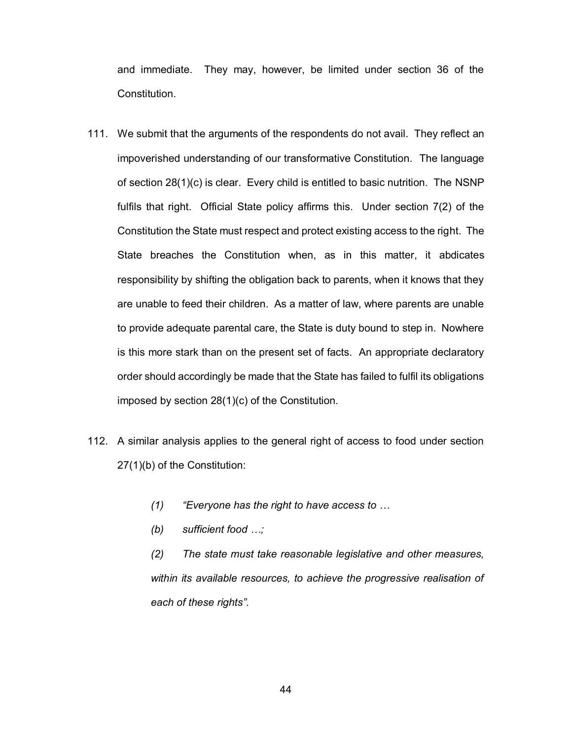and immediate. They may, however, be limited under section 36 of the Constitution.

111. We submit that the arguments of the respondents do not avail. They reflect an impoverished understanding of our transformative Constitution. The language of section 28(1)(c) is clear. Every child is entitled to basic nutrition. The NSNP fulfils that right. Official State policy affirms this. Under section 7(2) of the Constitution the State must respect and protect existing access to the right. The State breaches the Constitution when, as in this matter, it abdicates responsibility by shifting the obligation back to parents, when it knows that they are unable to feed their children. As a matter of law, where parents are unable to provide adequate parental care, the State is duty bound to step in. Nowhere is this more stark than on the present set of facts. An appropriate declaratory order should accordingly be made that the State has failed to fulfil its obligations imposed by section 28(1)(c) of the Constitution.

112. A similar analysis applies to the general right of access to food under section 27(1)(b) of the Constitution:

> *(1) "Everyone has the right to have access to …*
>
> *(b) sufficient food …;*
>
> *(2) The state must take reasonable legislative and other measures, within its available resources, to achieve the progressive realisation of each of these rights".*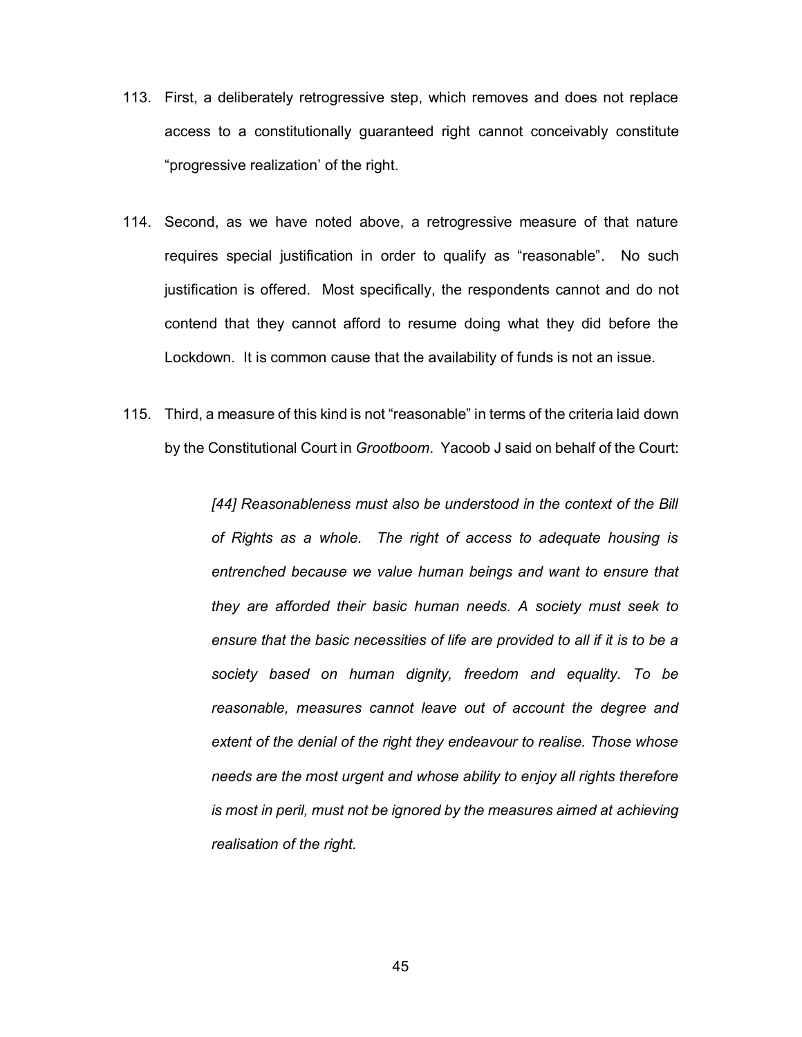113. First, a deliberately retrogressive step, which removes and does not replace access to a constitutionally guaranteed right cannot conceivably constitute "progressive realization' of the right.

114. Second, as we have noted above, a retrogressive measure of that nature requires special justification in order to qualify as "reasonable". No such justification is offered. Most specifically, the respondents cannot and do not contend that they cannot afford to resume doing what they did before the Lockdown. It is common cause that the availability of funds is not an issue.

115. Third, a measure of this kind is not "reasonable" in terms of the criteria laid down by the Constitutional Court in *Grootboom*. Yacoob J said on behalf of the Court:

> *[44] Reasonableness must also be understood in the context of the Bill of Rights as a whole. The right of access to adequate housing is entrenched because we value human beings and want to ensure that they are afforded their basic human needs. A society must seek to ensure that the basic necessities of life are provided to all if it is to be a society based on human dignity, freedom and equality. To be reasonable, measures cannot leave out of account the degree and extent of the denial of the right they endeavour to realise. Those whose needs are the most urgent and whose ability to enjoy all rights therefore is most in peril, must not be ignored by the measures aimed at achieving realisation of the right.*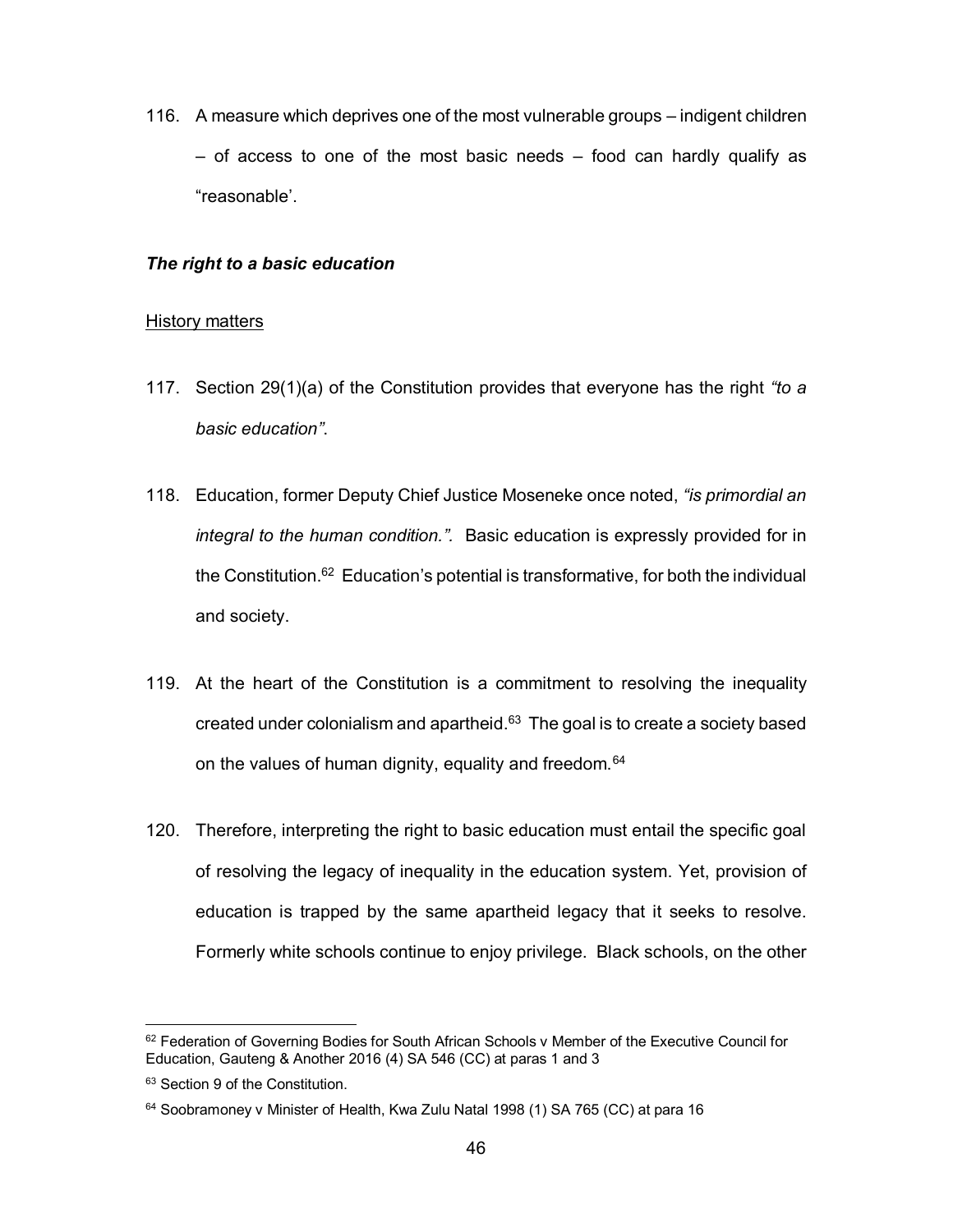116. A measure which deprives one of the most vulnerable groups – indigent children – of access to one of the most basic needs – food can hardly qualify as "reasonable'.

***The right to a basic education***

<u>History matters</u>

117. Section 29(1)(a) of the Constitution provides that everyone has the right *"to a basic education"*.

118. Education, former Deputy Chief Justice Moseneke once noted, *"is primordial an integral to the human condition."*. Basic education is expressly provided for in the Constitution.[62] Education's potential is transformative, for both the individual and society.

119. At the heart of the Constitution is a commitment to resolving the inequality created under colonialism and apartheid.[63] The goal is to create a society based on the values of human dignity, equality and freedom.[64]

120. Therefore, interpreting the right to basic education must entail the specific goal of resolving the legacy of inequality in the education system. Yet, provision of education is trapped by the same apartheid legacy that it seeks to resolve. Formerly white schools continue to enjoy privilege. Black schools, on the other

---

[62] Federation of Governing Bodies for South African Schools v Member of the Executive Council for Education, Gauteng & Another 2016 (4) SA 546 (CC) at paras 1 and 3

[63] Section 9 of the Constitution.

[64] Soobramoney v Minister of Health, Kwa Zulu Natal 1998 (1) SA 765 (CC) at para 16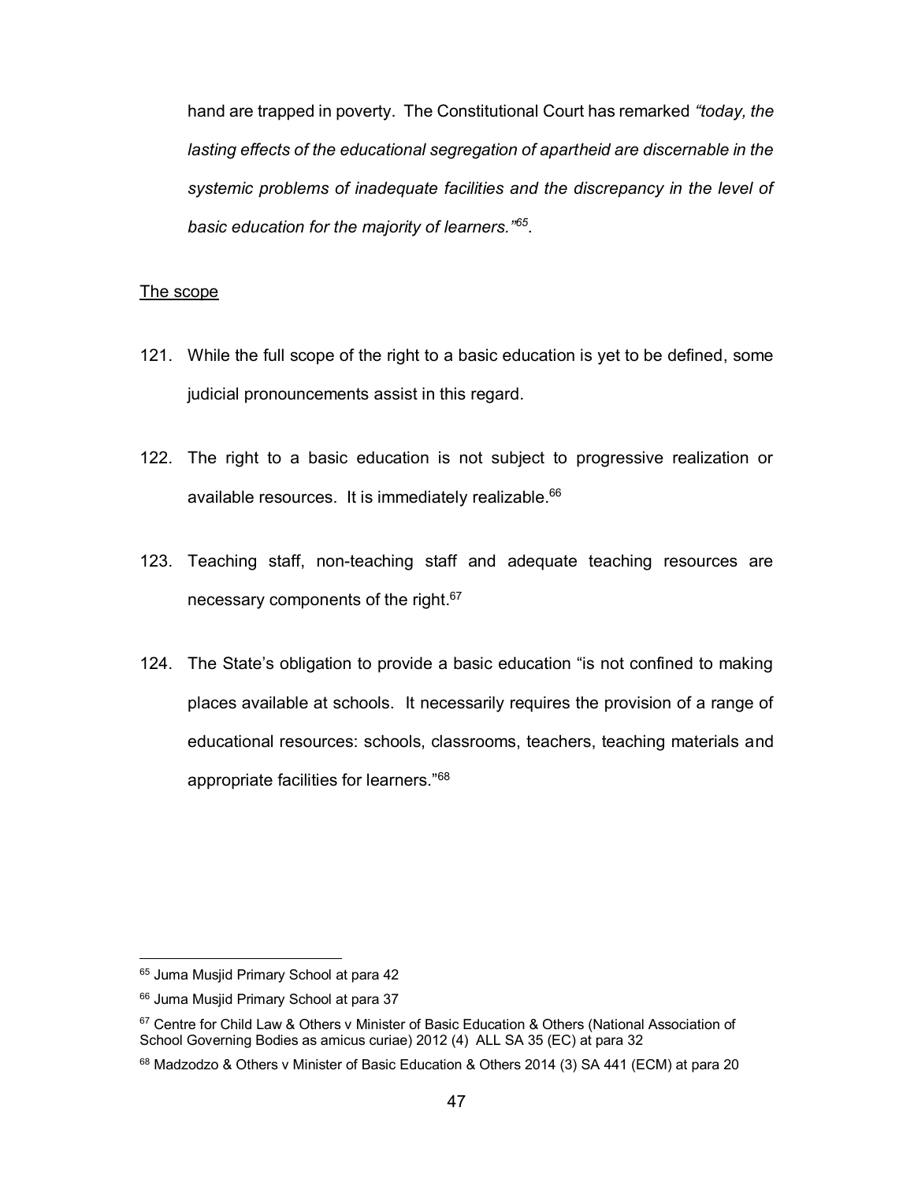hand are trapped in poverty. The Constitutional Court has remarked *"today, the lasting effects of the educational segregation of apartheid are discernable in the systemic problems of inadequate facilities and the discrepancy in the level of basic education for the majority of learners."*[65].

<u>The scope</u>

121. While the full scope of the right to a basic education is yet to be defined, some judicial pronouncements assist in this regard.

122. The right to a basic education is not subject to progressive realization or available resources. It is immediately realizable.[66]

123. Teaching staff, non-teaching staff and adequate teaching resources are necessary components of the right.[67]

124. The State's obligation to provide a basic education "is not confined to making places available at schools. It necessarily requires the provision of a range of educational resources: schools, classrooms, teachers, teaching materials and appropriate facilities for learners."[68]

---

[65] Juma Musjid Primary School at para 42

[66] Juma Musjid Primary School at para 37

[67] Centre for Child Law & Others v Minister of Basic Education & Others (National Association of School Governing Bodies as amicus curiae) 2012 (4) ALL SA 35 (EC) at para 32

[68] Madzodzo & Others v Minister of Basic Education & Others 2014 (3) SA 441 (ECM) at para 20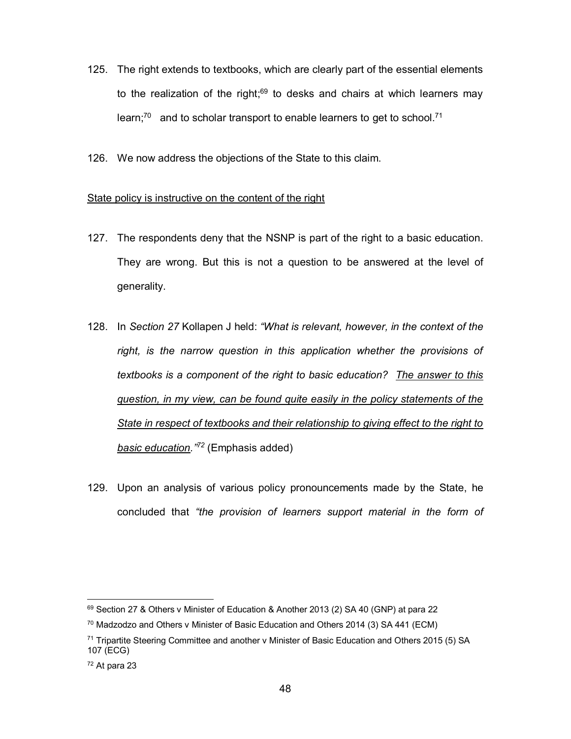125. The right extends to textbooks, which are clearly part of the essential elements to the realization of the right;[69] to desks and chairs at which learners may learn;[70] and to scholar transport to enable learners to get to school.[71]

126. We now address the objections of the State to this claim.

<u>State policy is instructive on the content of the right</u>

127. The respondents deny that the NSNP is part of the right to a basic education. They are wrong. But this is not a question to be answered at the level of generality.

128. In *Section 27* Kollapen J held: *"What is relevant, however, in the context of the right, is the narrow question in this application whether the provisions of textbooks is a component of the right to basic education? <u>The answer to this question, in my view, can be found quite easily in the policy statements of the State in respect of textbooks and their relationship to giving effect to the right to basic education</u>."*[72] (Emphasis added)

129. Upon an analysis of various policy pronouncements made by the State, he concluded that *"the provision of learners support material in the form of*

---

[69] Section 27 & Others v Minister of Education & Another 2013 (2) SA 40 (GNP) at para 22

[70] Madzodzo and Others v Minister of Basic Education and Others 2014 (3) SA 441 (ECM)

[71] Tripartite Steering Committee and another v Minister of Basic Education and Others 2015 (5) SA 107 (ECG)

[72] At para 23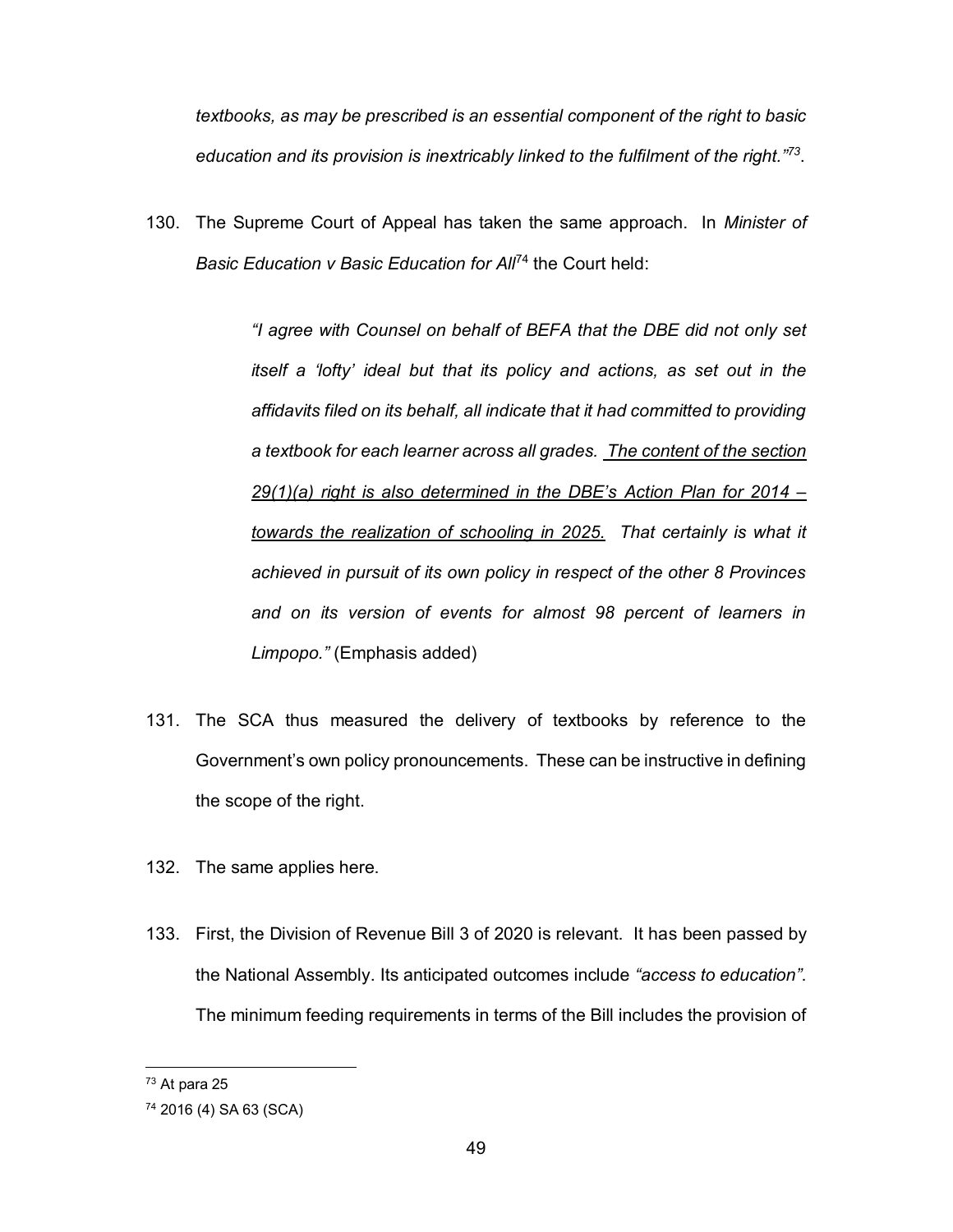*textbooks, as may be prescribed is an essential component of the right to basic education and its provision is inextricably linked to the fulfilment of the right."*[73].

130. The Supreme Court of Appeal has taken the same approach. In *Minister of Basic Education v Basic Education for All*[74] the Court held:

> *"I agree with Counsel on behalf of BEFA that the DBE did not only set itself a 'lofty' ideal but that its policy and actions, as set out in the affidavits filed on its behalf, all indicate that it had committed to providing a textbook for each learner across all grades. <u>The content of the section 29(1)(a) right is also determined in the DBE's Action Plan for 2014 – towards the realization of schooling in 2025.</u> That certainly is what it achieved in pursuit of its own policy in respect of the other 8 Provinces and on its version of events for almost 98 percent of learners in Limpopo."* (Emphasis added)

131. The SCA thus measured the delivery of textbooks by reference to the Government's own policy pronouncements. These can be instructive in defining the scope of the right.

132. The same applies here.

133. First, the Division of Revenue Bill 3 of 2020 is relevant. It has been passed by the National Assembly. Its anticipated outcomes include *"access to education"*. The minimum feeding requirements in terms of the Bill includes the provision of

[73] At para 25

[74] 2016 (4) SA 63 (SCA)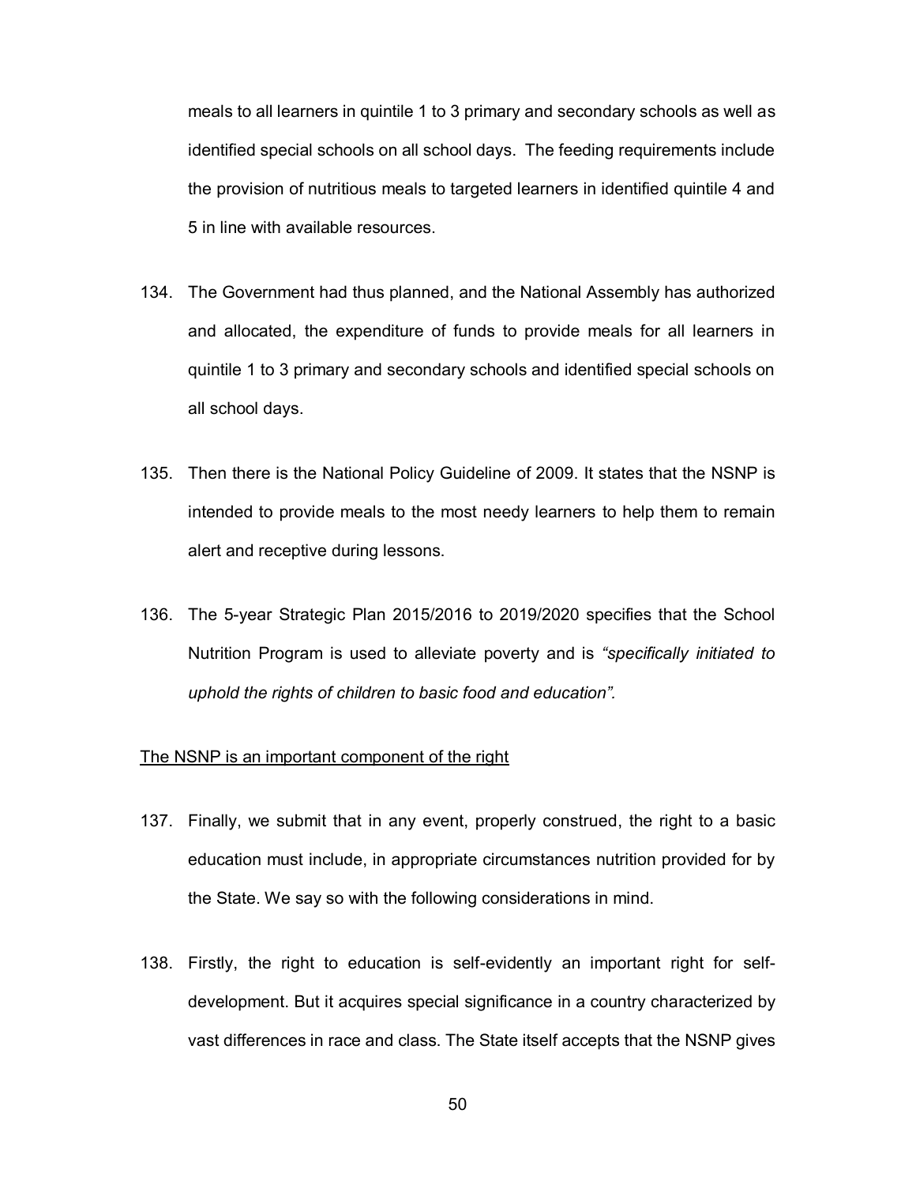meals to all learners in quintile 1 to 3 primary and secondary schools as well as identified special schools on all school days. The feeding requirements include the provision of nutritious meals to targeted learners in identified quintile 4 and 5 in line with available resources.

134. The Government had thus planned, and the National Assembly has authorized and allocated, the expenditure of funds to provide meals for all learners in quintile 1 to 3 primary and secondary schools and identified special schools on all school days.

135. Then there is the National Policy Guideline of 2009. It states that the NSNP is intended to provide meals to the most needy learners to help them to remain alert and receptive during lessons.

136. The 5-year Strategic Plan 2015/2016 to 2019/2020 specifies that the School Nutrition Program is used to alleviate poverty and is *"specifically initiated to uphold the rights of children to basic food and education".*

<u>The NSNP is an important component of the right</u>

137. Finally, we submit that in any event, properly construed, the right to a basic education must include, in appropriate circumstances nutrition provided for by the State. We say so with the following considerations in mind.

138. Firstly, the right to education is self-evidently an important right for self-development. But it acquires special significance in a country characterized by vast differences in race and class. The State itself accepts that the NSNP gives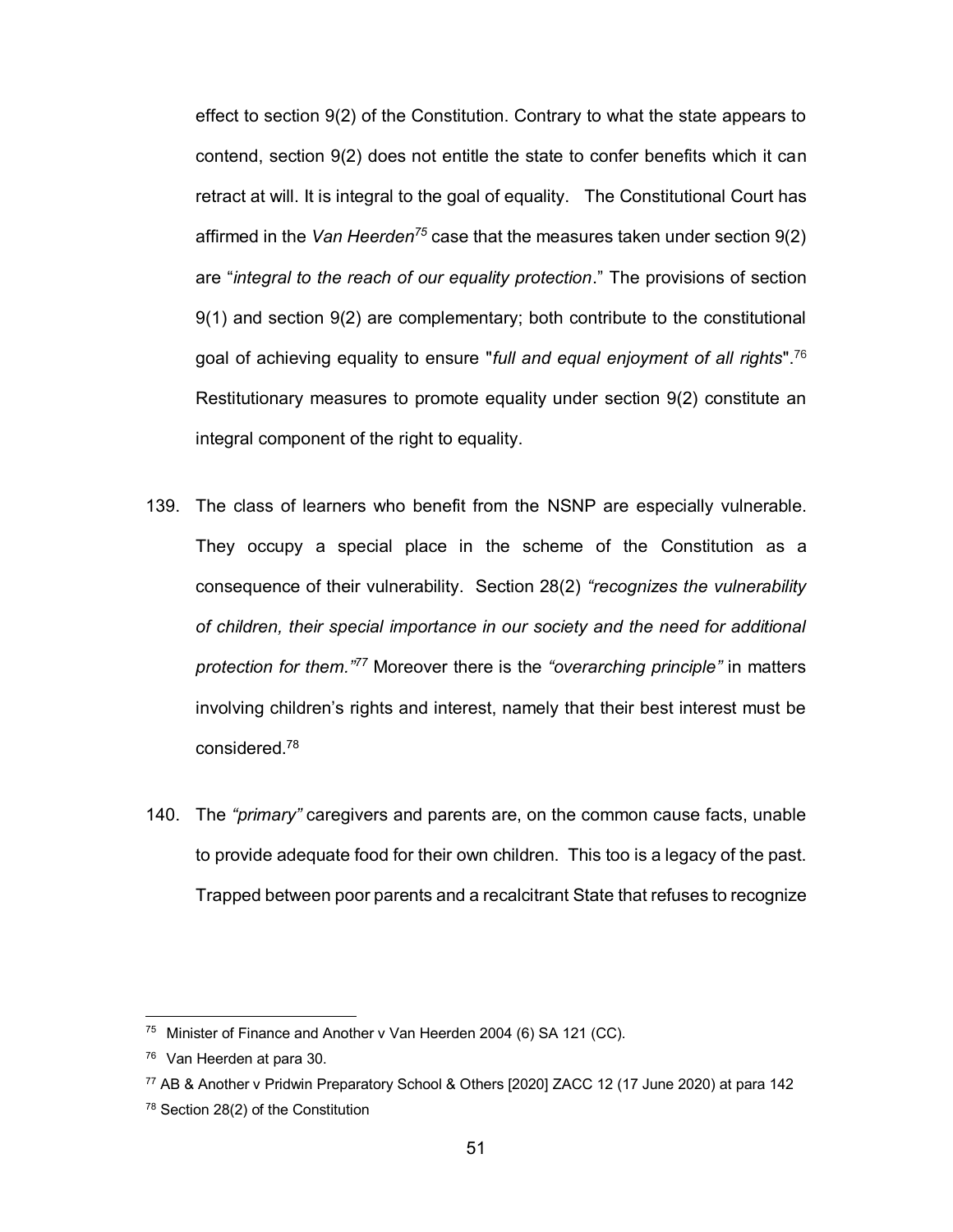effect to section 9(2) of the Constitution. Contrary to what the state appears to contend, section 9(2) does not entitle the state to confer benefits which it can retract at will. It is integral to the goal of equality. The Constitutional Court has affirmed in the *Van Heerden*[75] case that the measures taken under section 9(2) are "*integral to the reach of our equality protection*." The provisions of section 9(1) and section 9(2) are complementary; both contribute to the constitutional goal of achieving equality to ensure "*full and equal enjoyment of all rights*".[76] Restitutionary measures to promote equality under section 9(2) constitute an integral component of the right to equality.

139. The class of learners who benefit from the NSNP are especially vulnerable. They occupy a special place in the scheme of the Constitution as a consequence of their vulnerability. Section 28(2) *"recognizes the vulnerability of children, their special importance in our society and the need for additional protection for them."*[77] Moreover there is the *"overarching principle"* in matters involving children's rights and interest, namely that their best interest must be considered.[78]

140. The *"primary"* caregivers and parents are, on the common cause facts, unable to provide adequate food for their own children. This too is a legacy of the past. Trapped between poor parents and a recalcitrant State that refuses to recognize

---

[75] Minister of Finance and Another v Van Heerden 2004 (6) SA 121 (CC).

[76] Van Heerden at para 30.

[77] AB & Another v Pridwin Preparatory School & Others [2020] ZACC 12 (17 June 2020) at para 142

[78] Section 28(2) of the Constitution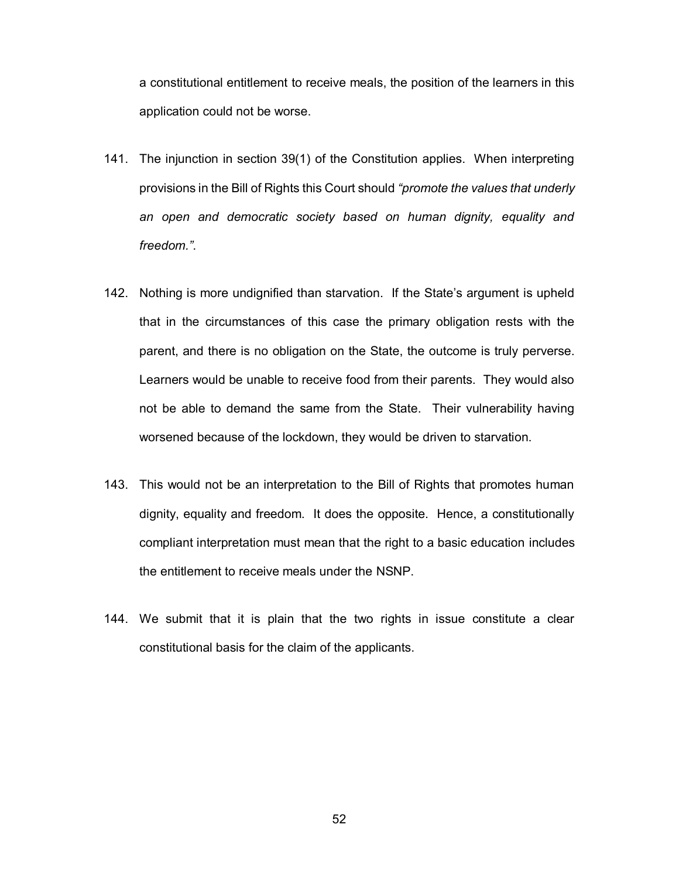a constitutional entitlement to receive meals, the position of the learners in this application could not be worse.

141. The injunction in section 39(1) of the Constitution applies. When interpreting provisions in the Bill of Rights this Court should *"promote the values that underly an open and democratic society based on human dignity, equality and freedom."*.

142. Nothing is more undignified than starvation. If the State's argument is upheld that in the circumstances of this case the primary obligation rests with the parent, and there is no obligation on the State, the outcome is truly perverse. Learners would be unable to receive food from their parents. They would also not be able to demand the same from the State. Their vulnerability having worsened because of the lockdown, they would be driven to starvation.

143. This would not be an interpretation to the Bill of Rights that promotes human dignity, equality and freedom. It does the opposite. Hence, a constitutionally compliant interpretation must mean that the right to a basic education includes the entitlement to receive meals under the NSNP.

144. We submit that it is plain that the two rights in issue constitute a clear constitutional basis for the claim of the applicants.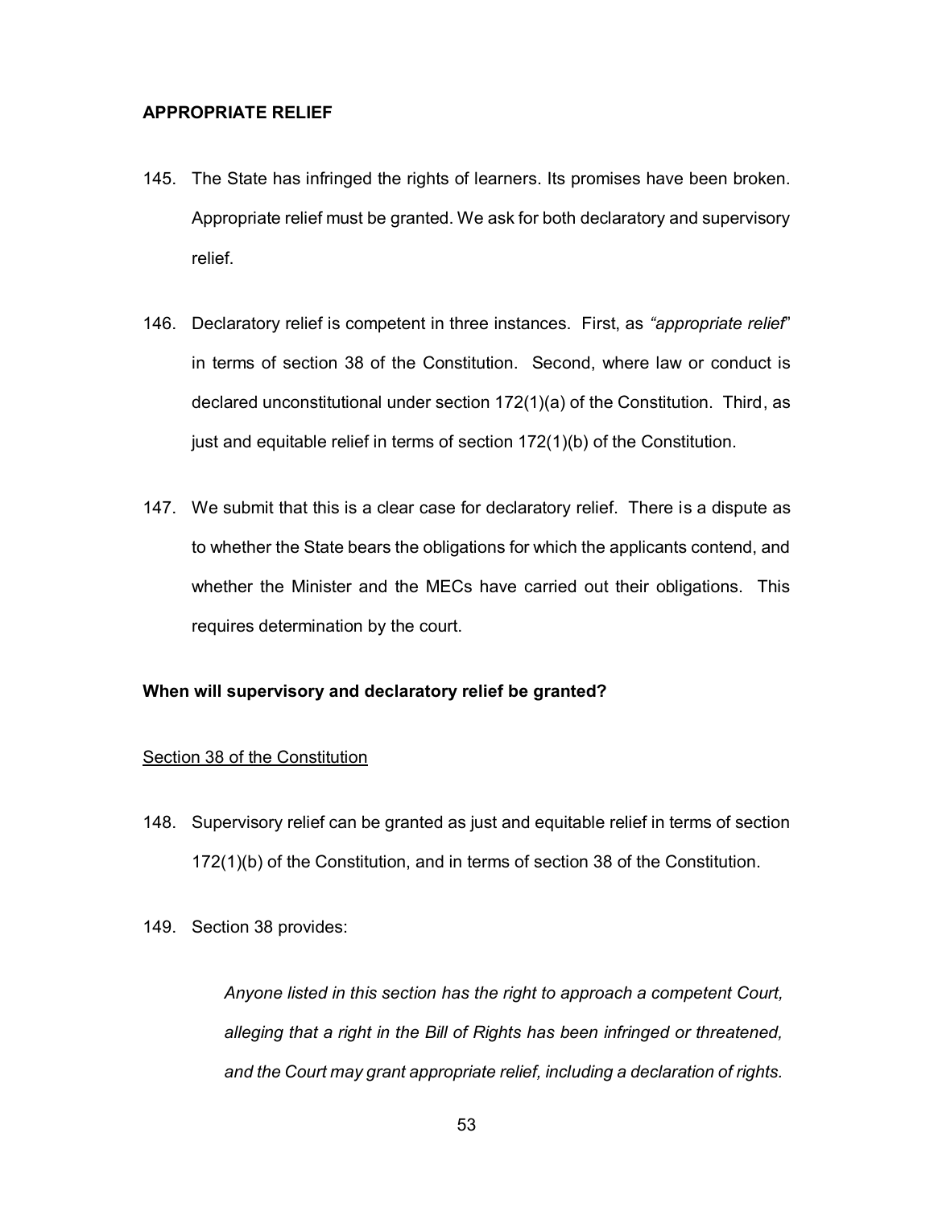**APPROPRIATE RELIEF**

145. The State has infringed the rights of learners. Its promises have been broken. Appropriate relief must be granted. We ask for both declaratory and supervisory relief.

146. Declaratory relief is competent in three instances. First, as *"appropriate relief"* in terms of section 38 of the Constitution. Second, where law or conduct is declared unconstitutional under section 172(1)(a) of the Constitution. Third, as just and equitable relief in terms of section 172(1)(b) of the Constitution.

147. We submit that this is a clear case for declaratory relief. There is a dispute as to whether the State bears the obligations for which the applicants contend, and whether the Minister and the MECs have carried out their obligations. This requires determination by the court.

**When will supervisory and declaratory relief be granted?**

<u>Section 38 of the Constitution</u>

148. Supervisory relief can be granted as just and equitable relief in terms of section 172(1)(b) of the Constitution, and in terms of section 38 of the Constitution.

149. Section 38 provides:

> *Anyone listed in this section has the right to approach a competent Court, alleging that a right in the Bill of Rights has been infringed or threatened, and the Court may grant appropriate relief, including a declaration of rights.*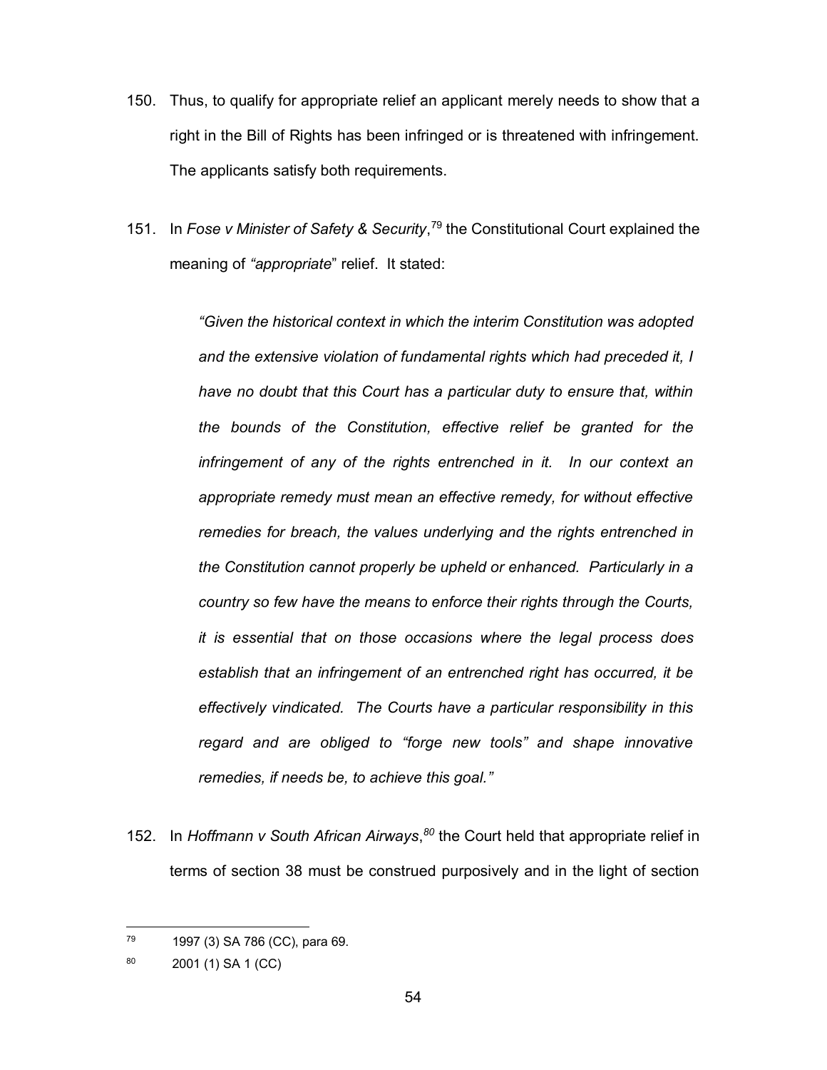150. Thus, to qualify for appropriate relief an applicant merely needs to show that a right in the Bill of Rights has been infringed or is threatened with infringement. The applicants satisfy both requirements.

151. In *Fose v Minister of Safety & Security*,[79] the Constitutional Court explained the meaning of *"appropriate"* relief. It stated:

> *"Given the historical context in which the interim Constitution was adopted and the extensive violation of fundamental rights which had preceded it, I have no doubt that this Court has a particular duty to ensure that, within the bounds of the Constitution, effective relief be granted for the infringement of any of the rights entrenched in it. In our context an appropriate remedy must mean an effective remedy, for without effective remedies for breach, the values underlying and the rights entrenched in the Constitution cannot properly be upheld or enhanced. Particularly in a country so few have the means to enforce their rights through the Courts, it is essential that on those occasions where the legal process does establish that an infringement of an entrenched right has occurred, it be effectively vindicated. The Courts have a particular responsibility in this regard and are obliged to "forge new tools" and shape innovative remedies, if needs be, to achieve this goal."*

152. In *Hoffmann v South African Airways*,[80] the Court held that appropriate relief in terms of section 38 must be construed purposively and in the light of section

---

[79] 1997 (3) SA 786 (CC), para 69.

[80] 2001 (1) SA 1 (CC)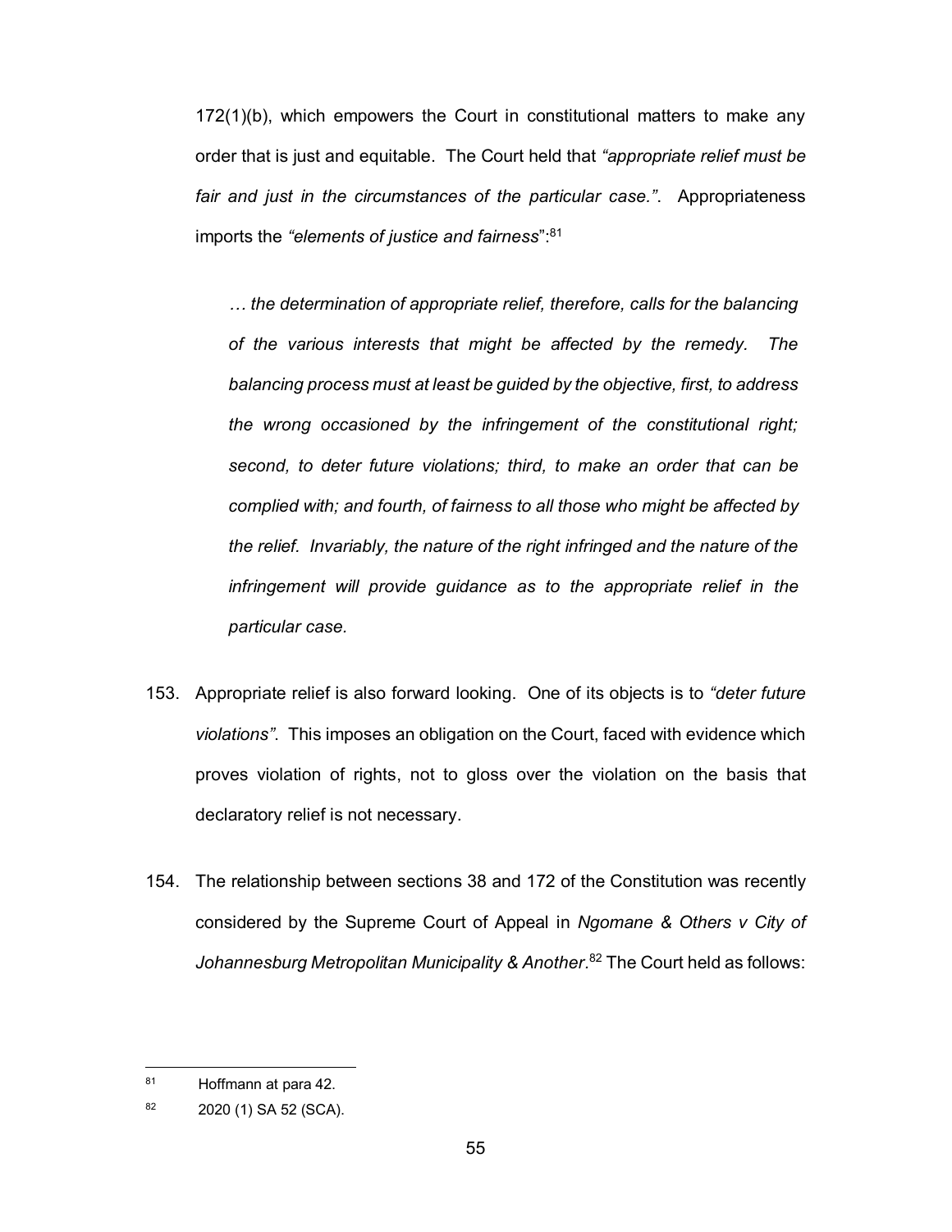172(1)(b), which empowers the Court in constitutional matters to make any order that is just and equitable. The Court held that *"appropriate relief must be fair and just in the circumstances of the particular case."*. Appropriateness imports the *"elements of justice and fairness*":[81]

> *… the determination of appropriate relief, therefore, calls for the balancing of the various interests that might be affected by the remedy. The balancing process must at least be guided by the objective, first, to address the wrong occasioned by the infringement of the constitutional right; second, to deter future violations; third, to make an order that can be complied with; and fourth, of fairness to all those who might be affected by the relief. Invariably, the nature of the right infringed and the nature of the infringement will provide guidance as to the appropriate relief in the particular case.*

153. Appropriate relief is also forward looking. One of its objects is to *"deter future violations"*. This imposes an obligation on the Court, faced with evidence which proves violation of rights, not to gloss over the violation on the basis that declaratory relief is not necessary.

154. The relationship between sections 38 and 172 of the Constitution was recently considered by the Supreme Court of Appeal in *Ngomane & Others v City of Johannesburg Metropolitan Municipality & Another*.[82] The Court held as follows:

---

[81] Hoffmann at para 42.

[82] 2020 (1) SA 52 (SCA).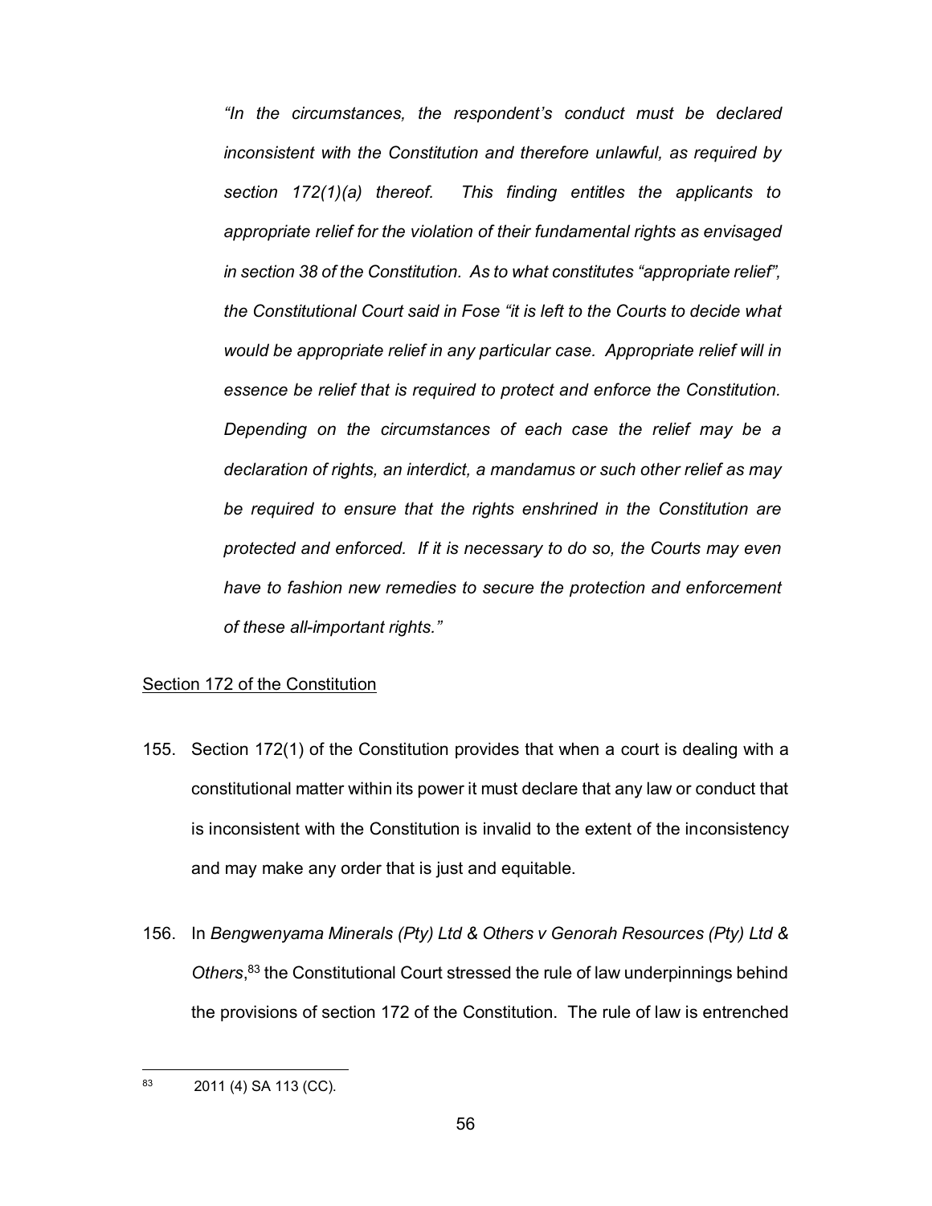*"In the circumstances, the respondent's conduct must be declared inconsistent with the Constitution and therefore unlawful, as required by section 172(1)(a) thereof. This finding entitles the applicants to appropriate relief for the violation of their fundamental rights as envisaged in section 38 of the Constitution. As to what constitutes "appropriate relief", the Constitutional Court said in Fose "it is left to the Courts to decide what would be appropriate relief in any particular case. Appropriate relief will in essence be relief that is required to protect and enforce the Constitution. Depending on the circumstances of each case the relief may be a declaration of rights, an interdict, a mandamus or such other relief as may be required to ensure that the rights enshrined in the Constitution are protected and enforced. If it is necessary to do so, the Courts may even have to fashion new remedies to secure the protection and enforcement of these all-important rights."*

<u>Section 172 of the Constitution</u>

155. Section 172(1) of the Constitution provides that when a court is dealing with a constitutional matter within its power it must declare that any law or conduct that is inconsistent with the Constitution is invalid to the extent of the inconsistency and may make any order that is just and equitable.

156. In *Bengwenyama Minerals (Pty) Ltd & Others v Genorah Resources (Pty) Ltd & Others*,[83] the Constitutional Court stressed the rule of law underpinnings behind the provisions of section 172 of the Constitution. The rule of law is entrenched

---

[83] 2011 (4) SA 113 (CC).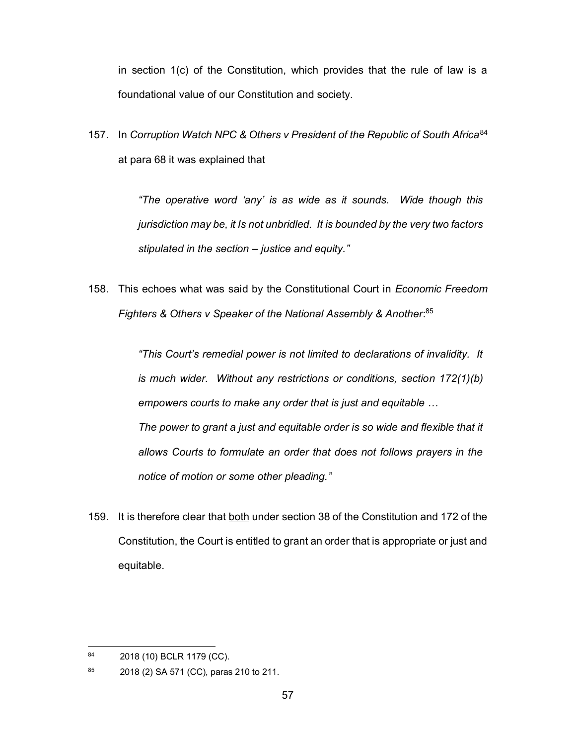in section 1(c) of the Constitution, which provides that the rule of law is a foundational value of our Constitution and society.

157. In *Corruption Watch NPC & Others v President of the Republic of South Africa*[84] at para 68 it was explained that

> *"The operative word 'any' is as wide as it sounds. Wide though this jurisdiction may be, it Is not unbridled. It is bounded by the very two factors stipulated in the section – justice and equity."*

158. This echoes what was said by the Constitutional Court in *Economic Freedom Fighters & Others v Speaker of the National Assembly & Another*:[85]

> *"This Court's remedial power is not limited to declarations of invalidity. It is much wider. Without any restrictions or conditions, section 172(1)(b) empowers courts to make any order that is just and equitable …*
>
> *The power to grant a just and equitable order is so wide and flexible that it allows Courts to formulate an order that does not follows prayers in the notice of motion or some other pleading."*

159. It is therefore clear that <u>both</u> under section 38 of the Constitution and 172 of the Constitution, the Court is entitled to grant an order that is appropriate or just and equitable.

---

[84] 2018 (10) BCLR 1179 (CC).

[85] 2018 (2) SA 571 (CC), paras 210 to 211.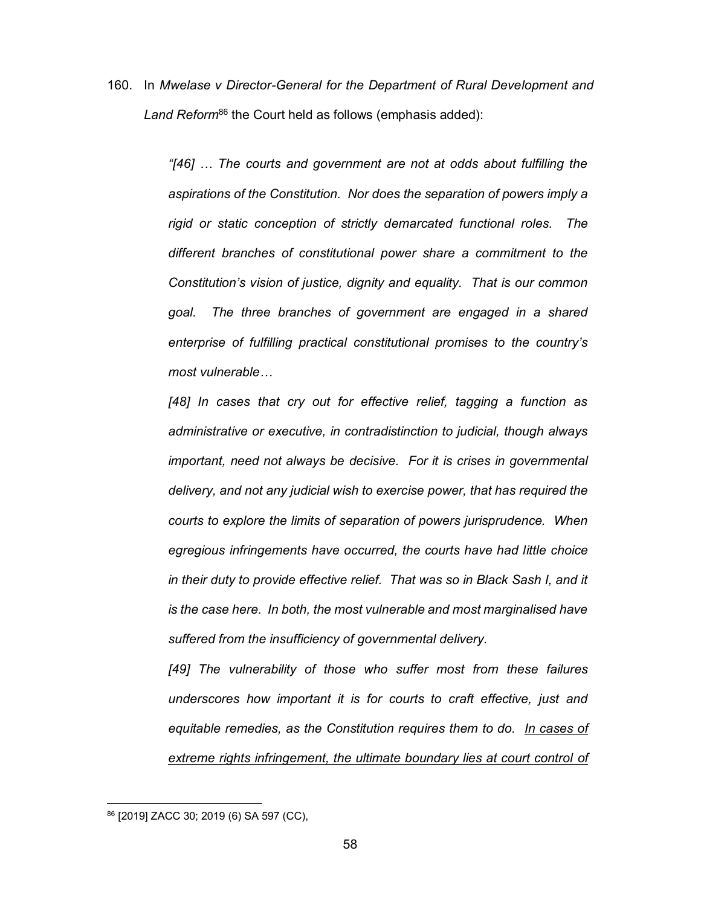160. In *Mwelase v Director-General for the Department of Rural Development and Land Reform*[86] the Court held as follows (emphasis added):

> *"[46] … The courts and government are not at odds about fulfilling the aspirations of the Constitution. Nor does the separation of powers imply a rigid or static conception of strictly demarcated functional roles. The different branches of constitutional power share a commitment to the Constitution's vision of justice, dignity and equality. That is our common goal. The three branches of government are engaged in a shared enterprise of fulfilling practical constitutional promises to the country's most vulnerable…*
>
> *[48] In cases that cry out for effective relief, tagging a function as administrative or executive, in contradistinction to judicial, though always important, need not always be decisive. For it is crises in governmental delivery, and not any judicial wish to exercise power, that has required the courts to explore the limits of separation of powers jurisprudence. When egregious infringements have occurred, the courts have had little choice in their duty to provide effective relief. That was so in Black Sash I, and it is the case here. In both, the most vulnerable and most marginalised have suffered from the insufficiency of governmental delivery.*
>
> *[49] The vulnerability of those who suffer most from these failures underscores how important it is for courts to craft effective, just and equitable remedies, as the Constitution requires them to do. <u>In cases of extreme rights infringement, the ultimate boundary lies at court control of</u>*

---

[86] [2019] ZACC 30; 2019 (6) SA 597 (CC),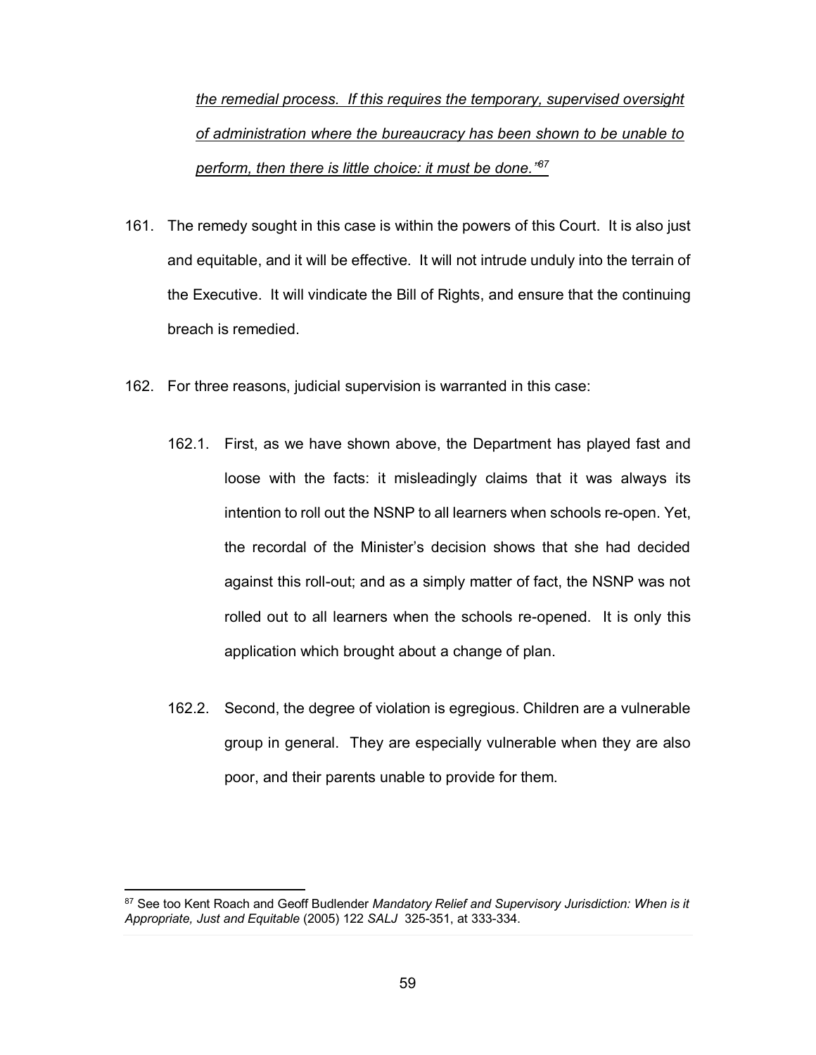*the remedial process. If this requires the temporary, supervised oversight of administration where the bureaucracy has been shown to be unable to perform, then there is little choice: it must be done."*[87]

161. The remedy sought in this case is within the powers of this Court. It is also just and equitable, and it will be effective. It will not intrude unduly into the terrain of the Executive. It will vindicate the Bill of Rights, and ensure that the continuing breach is remedied.

162. For three reasons, judicial supervision is warranted in this case:

    162.1. First, as we have shown above, the Department has played fast and loose with the facts: it misleadingly claims that it was always its intention to roll out the NSNP to all learners when schools re-open. Yet, the recordal of the Minister's decision shows that she had decided against this roll-out; and as a simply matter of fact, the NSNP was not rolled out to all learners when the schools re-opened. It is only this application which brought about a change of plan.

    162.2. Second, the degree of violation is egregious. Children are a vulnerable group in general. They are especially vulnerable when they are also poor, and their parents unable to provide for them.

---

[87] See too Kent Roach and Geoff Budlender *Mandatory Relief and Supervisory Jurisdiction: When is it Appropriate, Just and Equitable* (2005) 122 *SALJ* 325-351, at 333-334.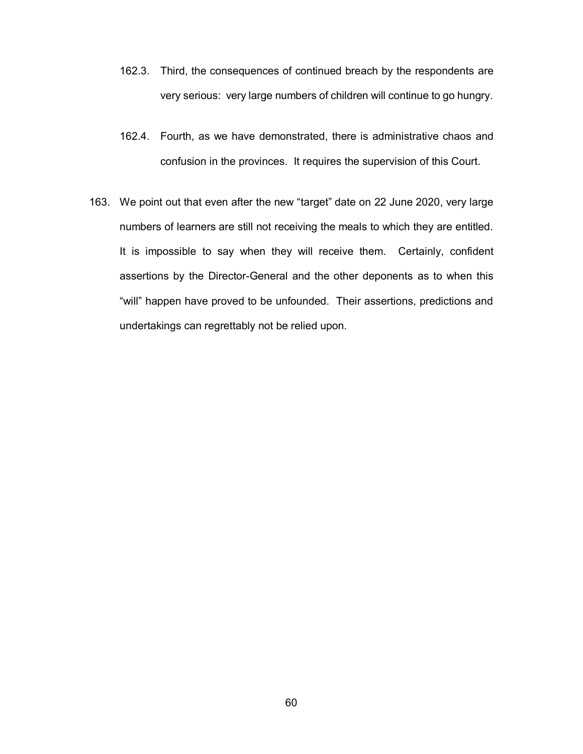162.3. Third, the consequences of continued breach by the respondents are very serious: very large numbers of children will continue to go hungry.

162.4. Fourth, as we have demonstrated, there is administrative chaos and confusion in the provinces. It requires the supervision of this Court.

163. We point out that even after the new "target" date on 22 June 2020, very large numbers of learners are still not receiving the meals to which they are entitled. It is impossible to say when they will receive them. Certainly, confident assertions by the Director-General and the other deponents as to when this "will" happen have proved to be unfounded. Their assertions, predictions and undertakings can regrettably not be relied upon.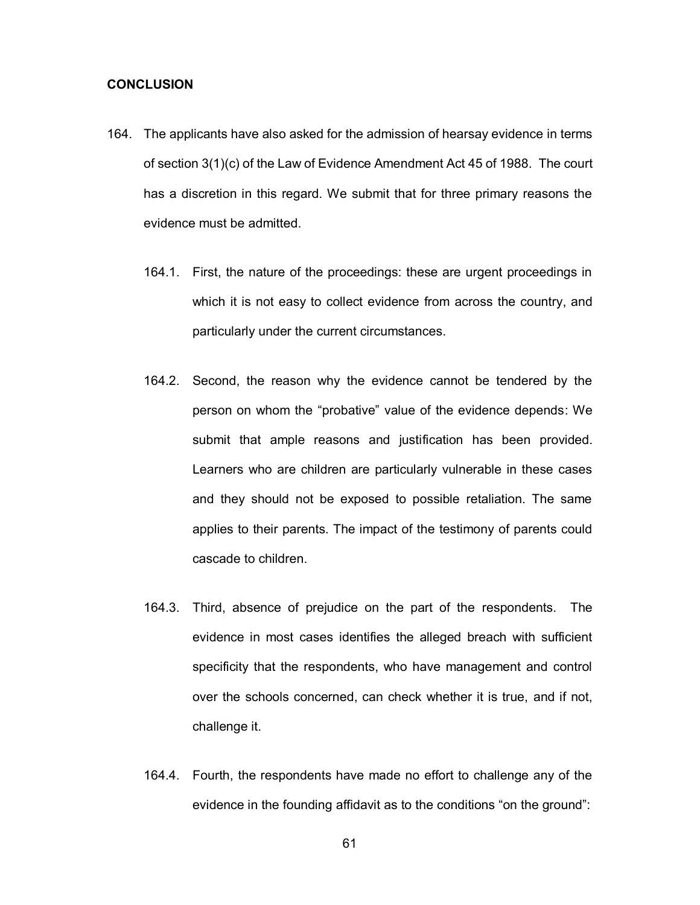**CONCLUSION**

164. The applicants have also asked for the admission of hearsay evidence in terms of section 3(1)(c) of the Law of Evidence Amendment Act 45 of 1988. The court has a discretion in this regard. We submit that for three primary reasons the evidence must be admitted.

164.1. First, the nature of the proceedings: these are urgent proceedings in which it is not easy to collect evidence from across the country, and particularly under the current circumstances.

164.2. Second, the reason why the evidence cannot be tendered by the person on whom the "probative" value of the evidence depends: We submit that ample reasons and justification has been provided. Learners who are children are particularly vulnerable in these cases and they should not be exposed to possible retaliation. The same applies to their parents. The impact of the testimony of parents could cascade to children.

164.3. Third, absence of prejudice on the part of the respondents. The evidence in most cases identifies the alleged breach with sufficient specificity that the respondents, who have management and control over the schools concerned, can check whether it is true, and if not, challenge it.

164.4. Fourth, the respondents have made no effort to challenge any of the evidence in the founding affidavit as to the conditions "on the ground":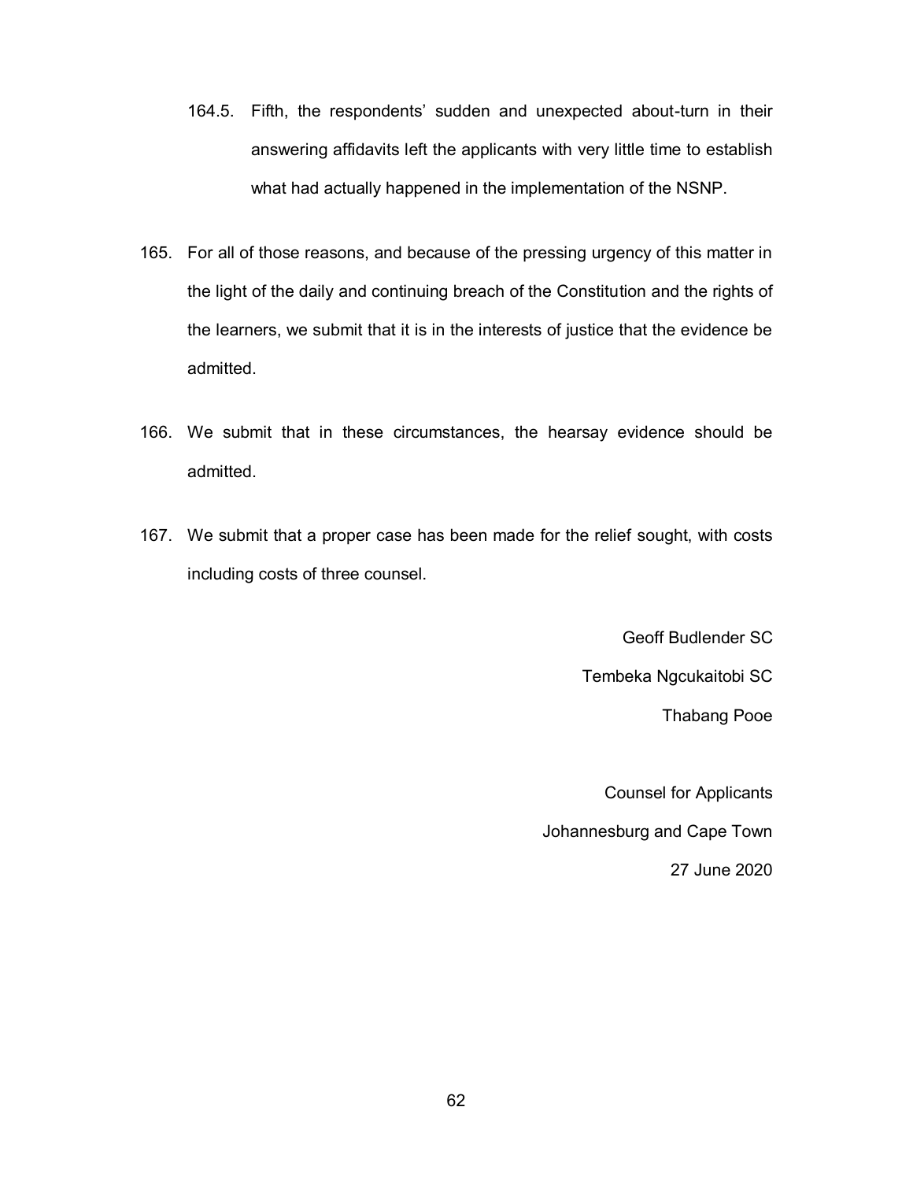164.5. Fifth, the respondents' sudden and unexpected about-turn in their answering affidavits left the applicants with very little time to establish what had actually happened in the implementation of the NSNP.

165. For all of those reasons, and because of the pressing urgency of this matter in the light of the daily and continuing breach of the Constitution and the rights of the learners, we submit that it is in the interests of justice that the evidence be admitted.

166. We submit that in these circumstances, the hearsay evidence should be admitted.

167. We submit that a proper case has been made for the relief sought, with costs including costs of three counsel.

Geoff Budlender SC

Tembeka Ngcukaitobi SC

Thabang Pooe

Counsel for Applicants

Johannesburg and Cape Town

27 June 2020